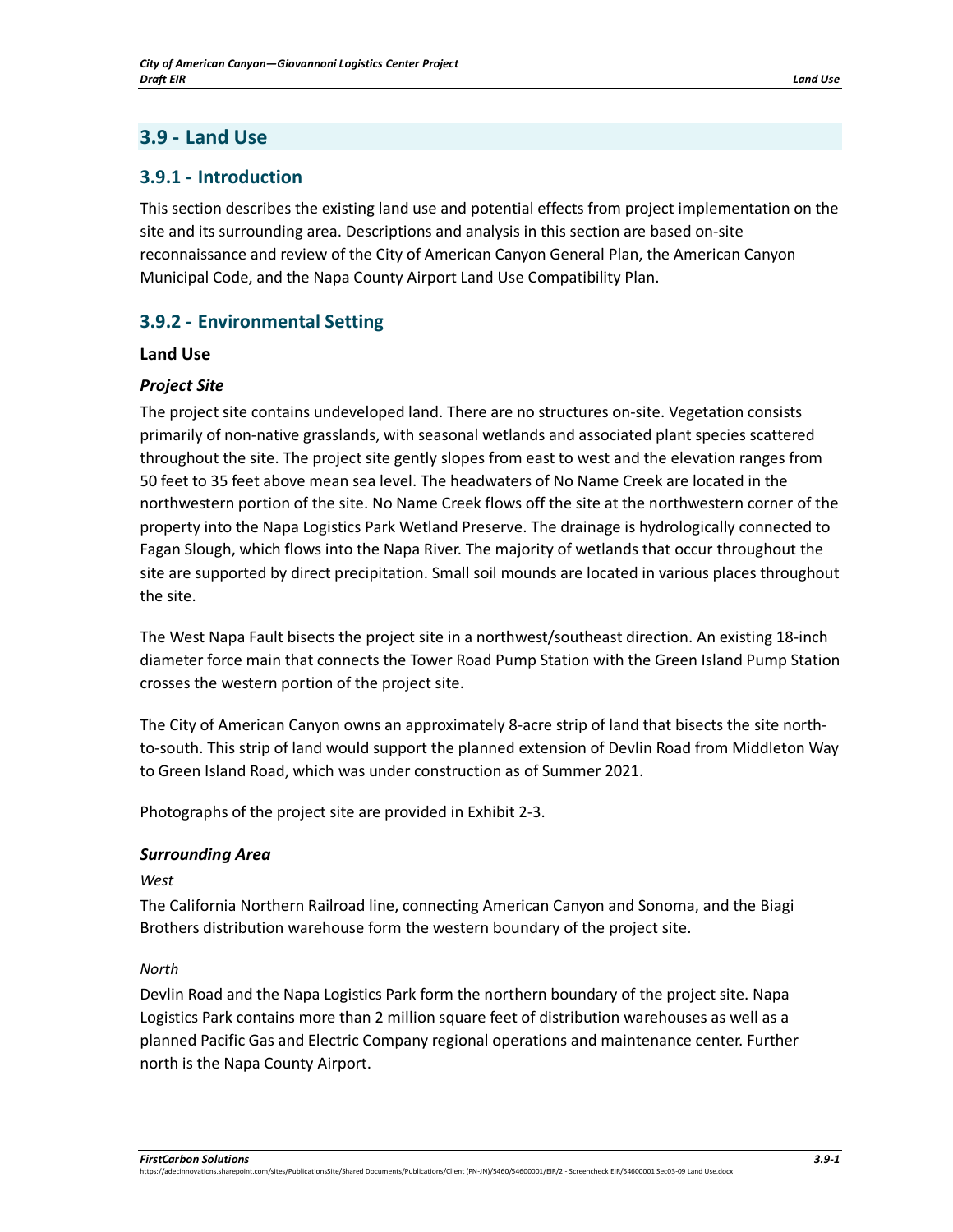## 3.9 - Land Use

### 3.9.1 - Introduction

This section describes the existing land use and potential effects from project implementation on the site and its surrounding area. Descriptions and analysis in this section are based on-site reconnaissance and review of the City of American Canyon General Plan, the American Canyon Municipal Code, and the Napa County Airport Land Use Compatibility Plan.

### 3.9.2 - Environmental Setting

#### Land Use

##### *Project Site*

The project site contains undeveloped land. There are no structures on-site. Vegetation consists primarily of non-native grasslands, with seasonal wetlands and associated plant species scattered throughout the site. The project site gently slopes from east to west and the elevation ranges from 50 feet to 35 feet above mean sea level. The headwaters of No Name Creek are located in the northwestern portion of the site. No Name Creek flows off the site at the northwestern corner of the property into the Napa Logistics Park Wetland Preserve. The drainage is hydrologically connected to Fagan Slough, which flows into the Napa River. The majority of wetlands that occur throughout the site are supported by direct precipitation. Small soil mounds are located in various places throughout the site.

The West Napa Fault bisects the project site in a northwest/southeast direction. An existing 18-inch diameter force main that connects the Tower Road Pump Station with the Green Island Pump Station crosses the western portion of the project site.

The City of American Canyon owns an approximately 8-acre strip of land that bisects the site north-to-south. This strip of land would support the planned extension of Devlin Road from Middleton Way to Green Island Road, which was under construction as of Summer 2021.

Photographs of the project site are provided in Exhibit 2-3.

##### *Surrounding Area*

*West*

The California Northern Railroad line, connecting American Canyon and Sonoma, and the Biagi Brothers distribution warehouse form the western boundary of the project site.

*North*

Devlin Road and the Napa Logistics Park form the northern boundary of the project site. Napa Logistics Park contains more than 2 million square feet of distribution warehouses as well as a planned Pacific Gas and Electric Company regional operations and maintenance center. Further north is the Napa County Airport.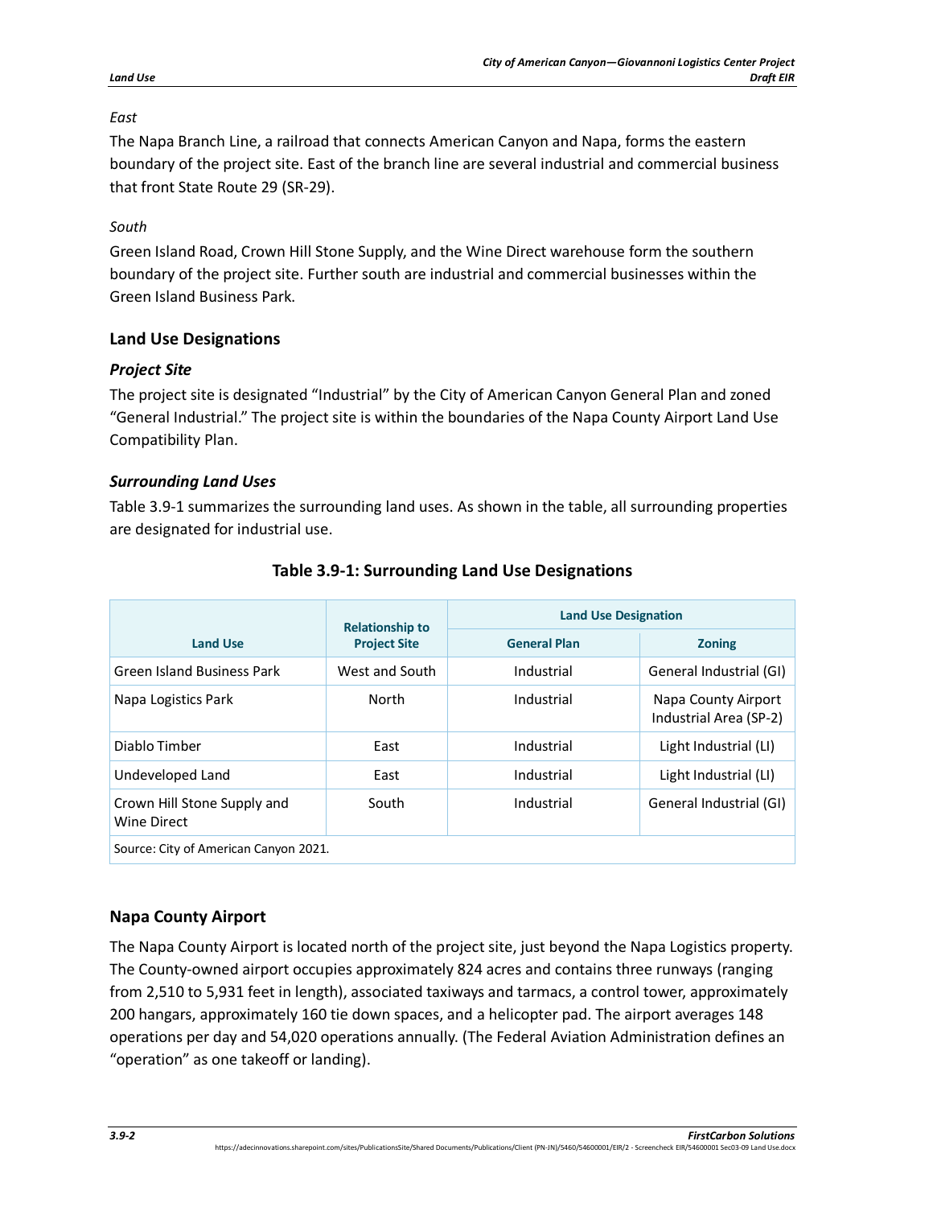*East*

The Napa Branch Line, a railroad that connects American Canyon and Napa, forms the eastern boundary of the project site. East of the branch line are several industrial and commercial business that front State Route 29 (SR-29).

*South*

Green Island Road, Crown Hill Stone Supply, and the Wine Direct warehouse form the southern boundary of the project site. Further south are industrial and commercial businesses within the Green Island Business Park.

### Land Use Designations

#### *Project Site*

The project site is designated "Industrial" by the City of American Canyon General Plan and zoned "General Industrial." The project site is within the boundaries of the Napa County Airport Land Use Compatibility Plan.

#### *Surrounding Land Uses*

Table 3.9-1 summarizes the surrounding land uses. As shown in the table, all surrounding properties are designated for industrial use.

**Table 3.9-1: Surrounding Land Use Designations**

| Land Use | Relationship to Project Site | Land Use Designation | |
|---|---|---|---|
| | | General Plan | Zoning |
| Green Island Business Park | West and South | Industrial | General Industrial (GI) |
| Napa Logistics Park | North | Industrial | Napa County Airport Industrial Area (SP-2) |
| Diablo Timber | East | Industrial | Light Industrial (LI) |
| Undeveloped Land | East | Industrial | Light Industrial (LI) |
| Crown Hill Stone Supply and Wine Direct | South | Industrial | General Industrial (GI) |
| Source: City of American Canyon 2021. | | | |

### Napa County Airport

The Napa County Airport is located north of the project site, just beyond the Napa Logistics property. The County-owned airport occupies approximately 824 acres and contains three runways (ranging from 2,510 to 5,931 feet in length), associated taxiways and tarmacs, a control tower, approximately 200 hangars, approximately 160 tie down spaces, and a helicopter pad. The airport averages 148 operations per day and 54,020 operations annually. (The Federal Aviation Administration defines an "operation" as one takeoff or landing).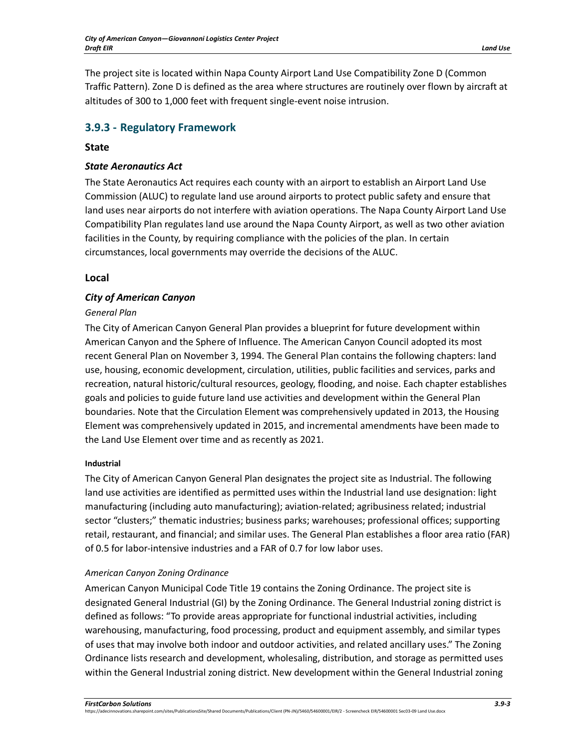The project site is located within Napa County Airport Land Use Compatibility Zone D (Common Traffic Pattern). Zone D is defined as the area where structures are routinely over flown by aircraft at altitudes of 300 to 1,000 feet with frequent single-event noise intrusion.

## 3.9.3 - Regulatory Framework

### State

#### *State Aeronautics Act*

The State Aeronautics Act requires each county with an airport to establish an Airport Land Use Commission (ALUC) to regulate land use around airports to protect public safety and ensure that land uses near airports do not interfere with aviation operations. The Napa County Airport Land Use Compatibility Plan regulates land use around the Napa County Airport, as well as two other aviation facilities in the County, by requiring compliance with the policies of the plan. In certain circumstances, local governments may override the decisions of the ALUC.

### Local

#### *City of American Canyon*

*General Plan*

The City of American Canyon General Plan provides a blueprint for future development within American Canyon and the Sphere of Influence. The American Canyon Council adopted its most recent General Plan on November 3, 1994. The General Plan contains the following chapters: land use, housing, economic development, circulation, utilities, public facilities and services, parks and recreation, natural historic/cultural resources, geology, flooding, and noise. Each chapter establishes goals and policies to guide future land use activities and development within the General Plan boundaries. Note that the Circulation Element was comprehensively updated in 2013, the Housing Element was comprehensively updated in 2015, and incremental amendments have been made to the Land Use Element over time and as recently as 2021.

**Industrial**

The City of American Canyon General Plan designates the project site as Industrial. The following land use activities are identified as permitted uses within the Industrial land use designation: light manufacturing (including auto manufacturing); aviation-related; agribusiness related; industrial sector "clusters;" thematic industries; business parks; warehouses; professional offices; supporting retail, restaurant, and financial; and similar uses. The General Plan establishes a floor area ratio (FAR) of 0.5 for labor-intensive industries and a FAR of 0.7 for low labor uses.

*American Canyon Zoning Ordinance*

American Canyon Municipal Code Title 19 contains the Zoning Ordinance. The project site is designated General Industrial (GI) by the Zoning Ordinance. The General Industrial zoning district is defined as follows: "To provide areas appropriate for functional industrial activities, including warehousing, manufacturing, food processing, product and equipment assembly, and similar types of uses that may involve both indoor and outdoor activities, and related ancillary uses." The Zoning Ordinance lists research and development, wholesaling, distribution, and storage as permitted uses within the General Industrial zoning district. New development within the General Industrial zoning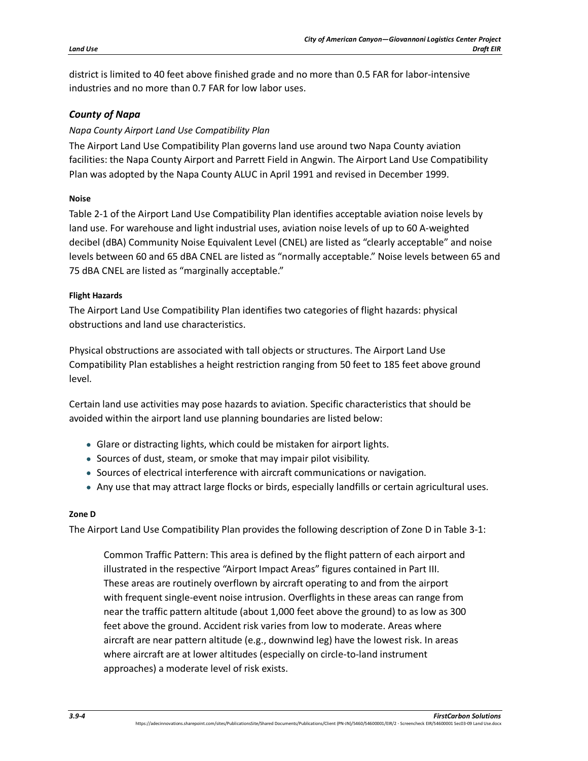district is limited to 40 feet above finished grade and no more than 0.5 FAR for labor-intensive industries and no more than 0.7 FAR for low labor uses.

### *County of Napa*

*Napa County Airport Land Use Compatibility Plan*

The Airport Land Use Compatibility Plan governs land use around two Napa County aviation facilities: the Napa County Airport and Parrett Field in Angwin. The Airport Land Use Compatibility Plan was adopted by the Napa County ALUC in April 1991 and revised in December 1999.

#### Noise

Table 2-1 of the Airport Land Use Compatibility Plan identifies acceptable aviation noise levels by land use. For warehouse and light industrial uses, aviation noise levels of up to 60 A-weighted decibel (dBA) Community Noise Equivalent Level (CNEL) are listed as "clearly acceptable" and noise levels between 60 and 65 dBA CNEL are listed as "normally acceptable." Noise levels between 65 and 75 dBA CNEL are listed as "marginally acceptable."

#### Flight Hazards

The Airport Land Use Compatibility Plan identifies two categories of flight hazards: physical obstructions and land use characteristics.

Physical obstructions are associated with tall objects or structures. The Airport Land Use Compatibility Plan establishes a height restriction ranging from 50 feet to 185 feet above ground level.

Certain land use activities may pose hazards to aviation. Specific characteristics that should be avoided within the airport land use planning boundaries are listed below:

- Glare or distracting lights, which could be mistaken for airport lights.
- Sources of dust, steam, or smoke that may impair pilot visibility.
- Sources of electrical interference with aircraft communications or navigation.
- Any use that may attract large flocks or birds, especially landfills or certain agricultural uses.

#### Zone D

The Airport Land Use Compatibility Plan provides the following description of Zone D in Table 3-1:

> Common Traffic Pattern: This area is defined by the flight pattern of each airport and illustrated in the respective "Airport Impact Areas" figures contained in Part III. These areas are routinely overflown by aircraft operating to and from the airport with frequent single-event noise intrusion. Overflights in these areas can range from near the traffic pattern altitude (about 1,000 feet above the ground) to as low as 300 feet above the ground. Accident risk varies from low to moderate. Areas where aircraft are near pattern altitude (e.g., downwind leg) have the lowest risk. In areas where aircraft are at lower altitudes (especially on circle-to-land instrument approaches) a moderate level of risk exists.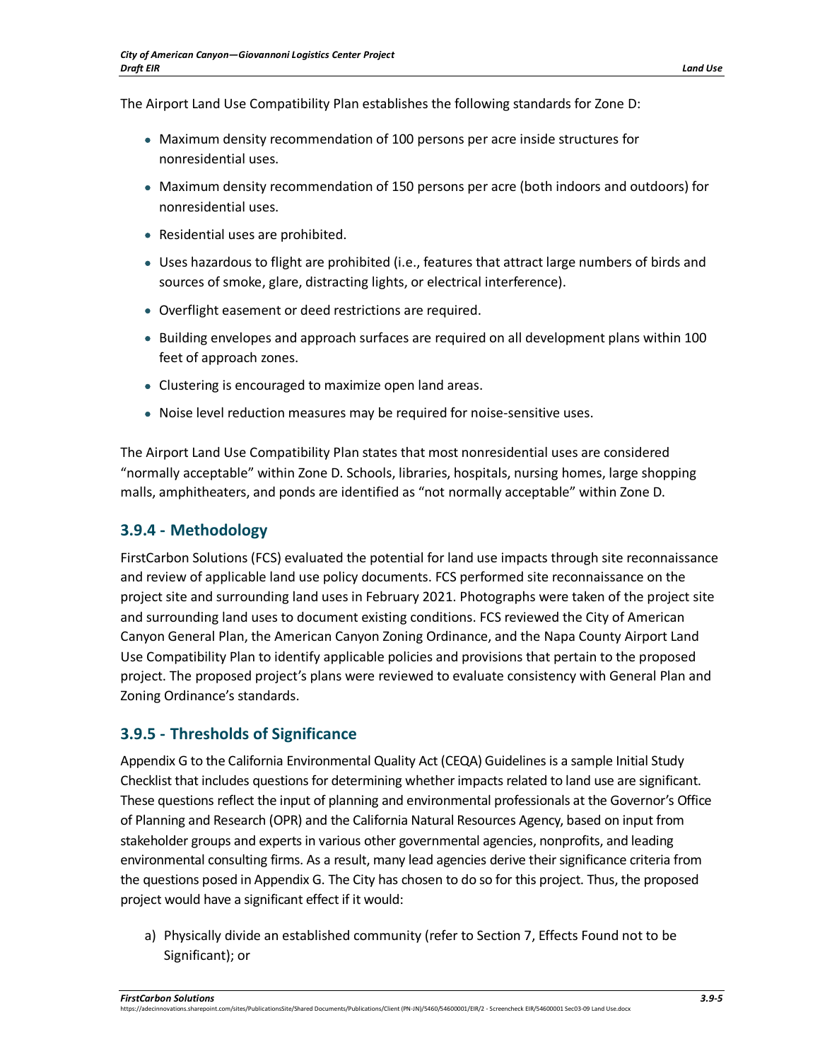The Airport Land Use Compatibility Plan establishes the following standards for Zone D:

- Maximum density recommendation of 100 persons per acre inside structures for nonresidential uses.
- Maximum density recommendation of 150 persons per acre (both indoors and outdoors) for nonresidential uses.
- Residential uses are prohibited.
- Uses hazardous to flight are prohibited (i.e., features that attract large numbers of birds and sources of smoke, glare, distracting lights, or electrical interference).
- Overflight easement or deed restrictions are required.
- Building envelopes and approach surfaces are required on all development plans within 100 feet of approach zones.
- Clustering is encouraged to maximize open land areas.
- Noise level reduction measures may be required for noise-sensitive uses.

The Airport Land Use Compatibility Plan states that most nonresidential uses are considered "normally acceptable" within Zone D. Schools, libraries, hospitals, nursing homes, large shopping malls, amphitheaters, and ponds are identified as "not normally acceptable" within Zone D.

## 3.9.4 - Methodology

FirstCarbon Solutions (FCS) evaluated the potential for land use impacts through site reconnaissance and review of applicable land use policy documents. FCS performed site reconnaissance on the project site and surrounding land uses in February 2021. Photographs were taken of the project site and surrounding land uses to document existing conditions. FCS reviewed the City of American Canyon General Plan, the American Canyon Zoning Ordinance, and the Napa County Airport Land Use Compatibility Plan to identify applicable policies and provisions that pertain to the proposed project. The proposed project's plans were reviewed to evaluate consistency with General Plan and Zoning Ordinance's standards.

## 3.9.5 - Thresholds of Significance

Appendix G to the California Environmental Quality Act (CEQA) Guidelines is a sample Initial Study Checklist that includes questions for determining whether impacts related to land use are significant. These questions reflect the input of planning and environmental professionals at the Governor's Office of Planning and Research (OPR) and the California Natural Resources Agency, based on input from stakeholder groups and experts in various other governmental agencies, nonprofits, and leading environmental consulting firms. As a result, many lead agencies derive their significance criteria from the questions posed in Appendix G. The City has chosen to do so for this project. Thus, the proposed project would have a significant effect if it would:

a) Physically divide an established community (refer to Section 7, Effects Found not to be Significant); or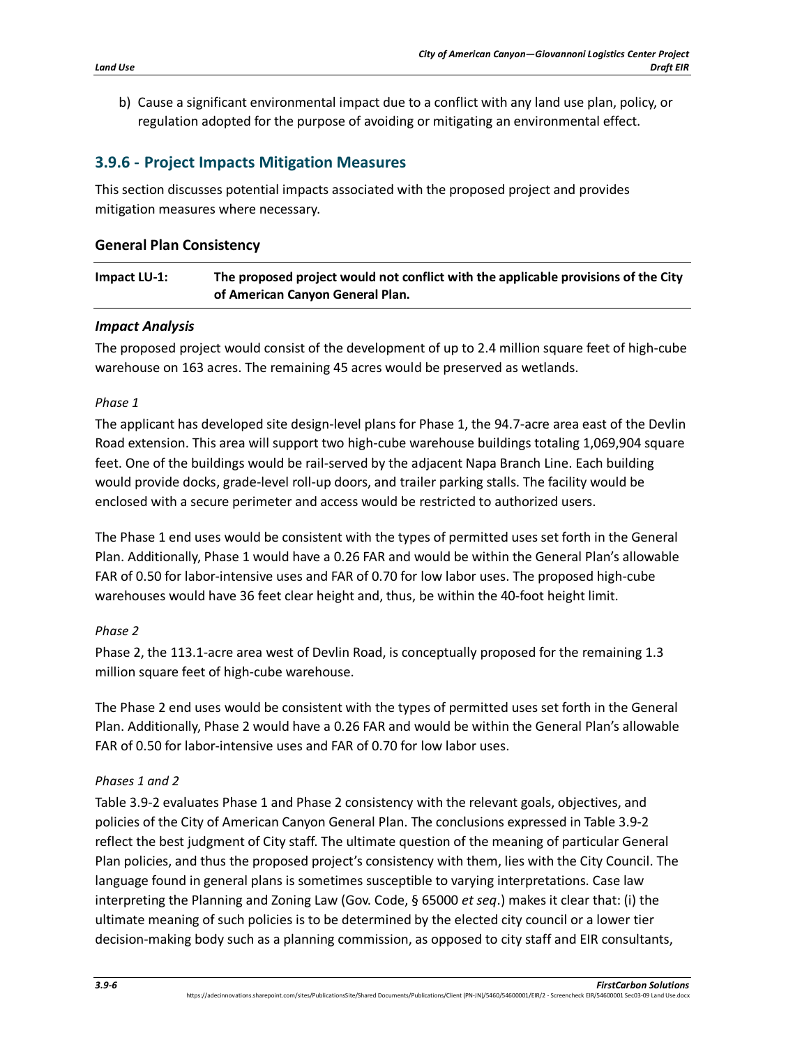b) Cause a significant environmental impact due to a conflict with any land use plan, policy, or regulation adopted for the purpose of avoiding or mitigating an environmental effect.

## 3.9.6 - Project Impacts Mitigation Measures

This section discusses potential impacts associated with the proposed project and provides mitigation measures where necessary.

### General Plan Consistency

| Impact LU-1: | The proposed project would not conflict with the applicable provisions of the City of American Canyon General Plan. |
|---|---|

#### *Impact Analysis*

The proposed project would consist of the development of up to 2.4 million square feet of high-cube warehouse on 163 acres. The remaining 45 acres would be preserved as wetlands.

*Phase 1*

The applicant has developed site design-level plans for Phase 1, the 94.7-acre area east of the Devlin Road extension. This area will support two high-cube warehouse buildings totaling 1,069,904 square feet. One of the buildings would be rail-served by the adjacent Napa Branch Line. Each building would provide docks, grade-level roll-up doors, and trailer parking stalls. The facility would be enclosed with a secure perimeter and access would be restricted to authorized users.

The Phase 1 end uses would be consistent with the types of permitted uses set forth in the General Plan. Additionally, Phase 1 would have a 0.26 FAR and would be within the General Plan's allowable FAR of 0.50 for labor-intensive uses and FAR of 0.70 for low labor uses. The proposed high-cube warehouses would have 36 feet clear height and, thus, be within the 40-foot height limit.

*Phase 2*

Phase 2, the 113.1-acre area west of Devlin Road, is conceptually proposed for the remaining 1.3 million square feet of high-cube warehouse.

The Phase 2 end uses would be consistent with the types of permitted uses set forth in the General Plan. Additionally, Phase 2 would have a 0.26 FAR and would be within the General Plan's allowable FAR of 0.50 for labor-intensive uses and FAR of 0.70 for low labor uses.

*Phases 1 and 2*

Table 3.9-2 evaluates Phase 1 and Phase 2 consistency with the relevant goals, objectives, and policies of the City of American Canyon General Plan. The conclusions expressed in Table 3.9-2 reflect the best judgment of City staff. The ultimate question of the meaning of particular General Plan policies, and thus the proposed project's consistency with them, lies with the City Council. The language found in general plans is sometimes susceptible to varying interpretations. Case law interpreting the Planning and Zoning Law (Gov. Code, § 65000 *et seq*.) makes it clear that: (i) the ultimate meaning of such policies is to be determined by the elected city council or a lower tier decision-making body such as a planning commission, as opposed to city staff and EIR consultants,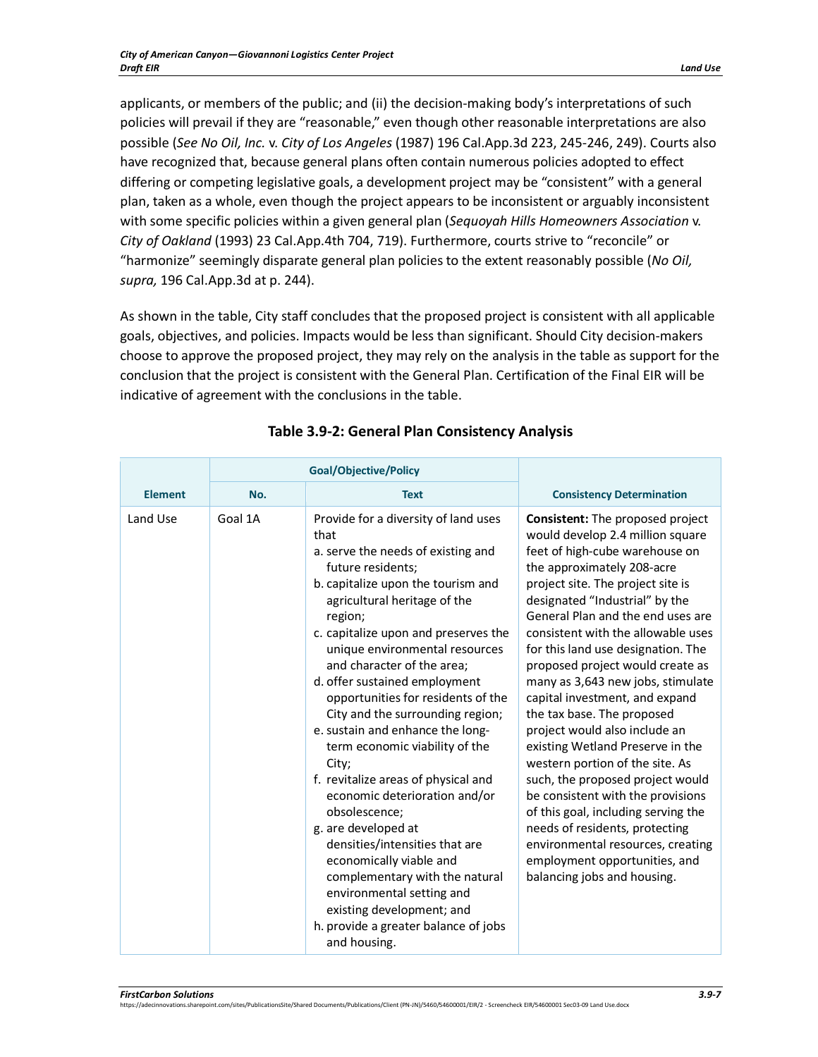applicants, or members of the public; and (ii) the decision-making body's interpretations of such policies will prevail if they are "reasonable," even though other reasonable interpretations are also possible (*See No Oil, Inc.* v. *City of Los Angeles* (1987) 196 Cal.App.3d 223, 245-246, 249). Courts also have recognized that, because general plans often contain numerous policies adopted to effect differing or competing legislative goals, a development project may be "consistent" with a general plan, taken as a whole, even though the project appears to be inconsistent or arguably inconsistent with some specific policies within a given general plan (*Sequoyah Hills Homeowners Association* v. *City of Oakland* (1993) 23 Cal.App.4th 704, 719). Furthermore, courts strive to "reconcile" or "harmonize" seemingly disparate general plan policies to the extent reasonably possible (*No Oil, supra,* 196 Cal.App.3d at p. 244).

As shown in the table, City staff concludes that the proposed project is consistent with all applicable goals, objectives, and policies. Impacts would be less than significant. Should City decision-makers choose to approve the proposed project, they may rely on the analysis in the table as support for the conclusion that the project is consistent with the General Plan. Certification of the Final EIR will be indicative of agreement with the conclusions in the table.

**Table 3.9-2: General Plan Consistency Analysis**

| Element | Goal/Objective/Policy | | Consistency Determination |
|---|---|---|---|
| | No. | Text | |
| Land Use | Goal 1A | Provide for a diversity of land uses that<br>a. serve the needs of existing and future residents;<br>b. capitalize upon the tourism and agricultural heritage of the region;<br>c. capitalize upon and preserves the unique environmental resources and character of the area;<br>d. offer sustained employment opportunities for residents of the City and the surrounding region;<br>e. sustain and enhance the long-term economic viability of the City;<br>f. revitalize areas of physical and economic deterioration and/or obsolescence;<br>g. are developed at densities/intensities that are economically viable and complementary with the natural environmental setting and existing development; and<br>h. provide a greater balance of jobs and housing. | **Consistent:** The proposed project would develop 2.4 million square feet of high-cube warehouse on the approximately 208-acre project site. The project site is designated "Industrial" by the General Plan and the end uses are consistent with the allowable uses for this land use designation. The proposed project would create as many as 3,643 new jobs, stimulate capital investment, and expand the tax base. The proposed project would also include an existing Wetland Preserve in the western portion of the site. As such, the proposed project would be consistent with the provisions of this goal, including serving the needs of residents, protecting environmental resources, creating employment opportunities, and balancing jobs and housing. |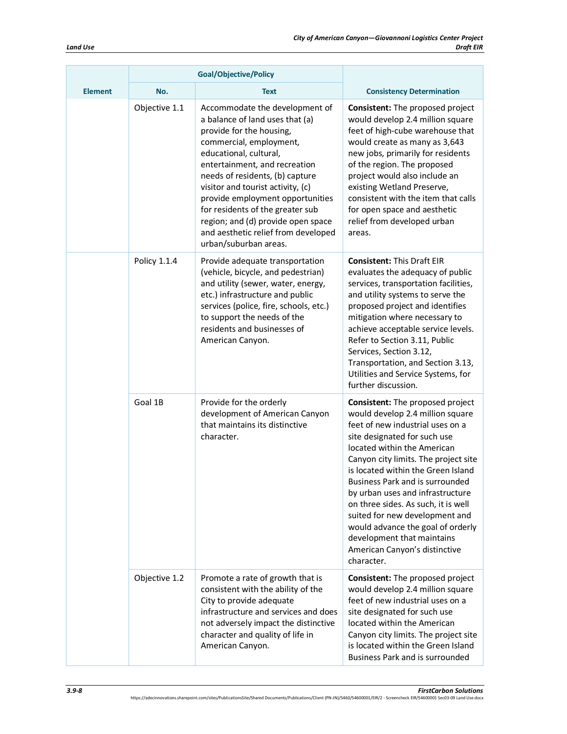| Element | Goal/Objective/Policy | | Consistency Determination |
|---|---|---|---|
| | No. | Text | |
| | Objective 1.1 | Accommodate the development of a balance of land uses that (a) provide for the housing, commercial, employment, educational, cultural, entertainment, and recreation needs of residents, (b) capture visitor and tourist activity, (c) provide employment opportunities for residents of the greater sub region; and (d) provide open space and aesthetic relief from developed urban/suburban areas. | **Consistent:** The proposed project would develop 2.4 million square feet of high-cube warehouse that would create as many as 3,643 new jobs, primarily for residents of the region. The proposed project would also include an existing Wetland Preserve, consistent with the item that calls for open space and aesthetic relief from developed urban areas. |
| | Policy 1.1.4 | Provide adequate transportation (vehicle, bicycle, and pedestrian) and utility (sewer, water, energy, etc.) infrastructure and public services (police, fire, schools, etc.) to support the needs of the residents and businesses of American Canyon. | **Consistent:** This Draft EIR evaluates the adequacy of public services, transportation facilities, and utility systems to serve the proposed project and identifies mitigation where necessary to achieve acceptable service levels. Refer to Section 3.11, Public Services, Section 3.12, Transportation, and Section 3.13, Utilities and Service Systems, for further discussion. |
| | Goal 1B | Provide for the orderly development of American Canyon that maintains its distinctive character. | **Consistent:** The proposed project would develop 2.4 million square feet of new industrial uses on a site designated for such use located within the American Canyon city limits. The project site is located within the Green Island Business Park and is surrounded by urban uses and infrastructure on three sides. As such, it is well suited for new development and would advance the goal of orderly development that maintains American Canyon's distinctive character. |
| | Objective 1.2 | Promote a rate of growth that is consistent with the ability of the City to provide adequate infrastructure and services and does not adversely impact the distinctive character and quality of life in American Canyon. | **Consistent:** The proposed project would develop 2.4 million square feet of new industrial uses on a site designated for such use located within the American Canyon city limits. The project site is located within the Green Island Business Park and is surrounded |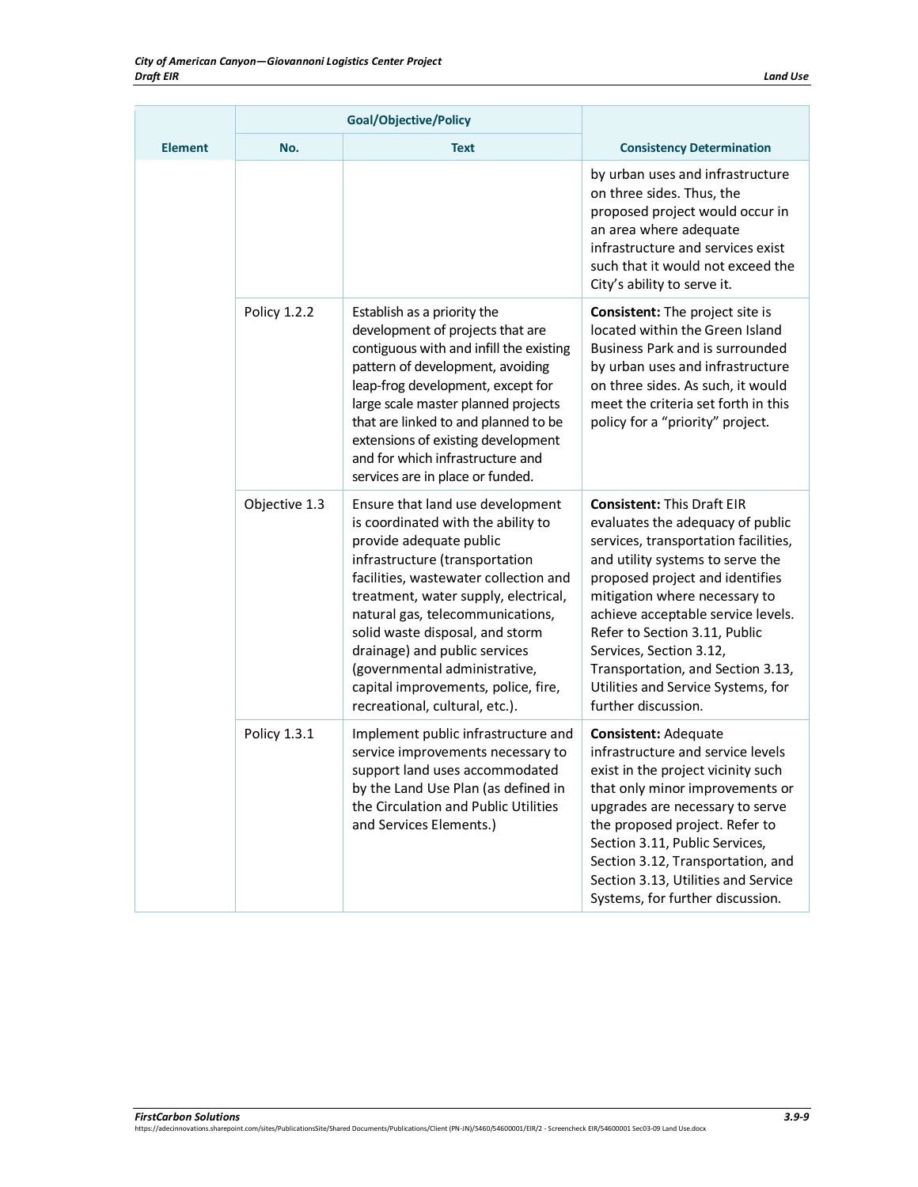| Element | Goal/Objective/Policy | | Consistency Determination |
|---|---|---|---|
| | No. | Text | |
| | | | by urban uses and infrastructure on three sides. Thus, the proposed project would occur in an area where adequate infrastructure and services exist such that it would not exceed the City's ability to serve it. |
| | Policy 1.2.2 | Establish as a priority the development of projects that are contiguous with and infill the existing pattern of development, avoiding leap-frog development, except for large scale master planned projects that are linked to and planned to be extensions of existing development and for which infrastructure and services are in place or funded. | **Consistent:** The project site is located within the Green Island Business Park and is surrounded by urban uses and infrastructure on three sides. As such, it would meet the criteria set forth in this policy for a "priority" project. |
| | Objective 1.3 | Ensure that land use development is coordinated with the ability to provide adequate public infrastructure (transportation facilities, wastewater collection and treatment, water supply, electrical, natural gas, telecommunications, solid waste disposal, and storm drainage) and public services (governmental administrative, capital improvements, police, fire, recreational, cultural, etc.). | **Consistent:** This Draft EIR evaluates the adequacy of public services, transportation facilities, and utility systems to serve the proposed project and identifies mitigation where necessary to achieve acceptable service levels. Refer to Section 3.11, Public Services, Section 3.12, Transportation, and Section 3.13, Utilities and Service Systems, for further discussion. |
| | Policy 1.3.1 | Implement public infrastructure and service improvements necessary to support land uses accommodated by the Land Use Plan (as defined in the Circulation and Public Utilities and Services Elements.) | **Consistent:** Adequate infrastructure and service levels exist in the project vicinity such that only minor improvements or upgrades are necessary to serve the proposed project. Refer to Section 3.11, Public Services, Section 3.12, Transportation, and Section 3.13, Utilities and Service Systems, for further discussion. |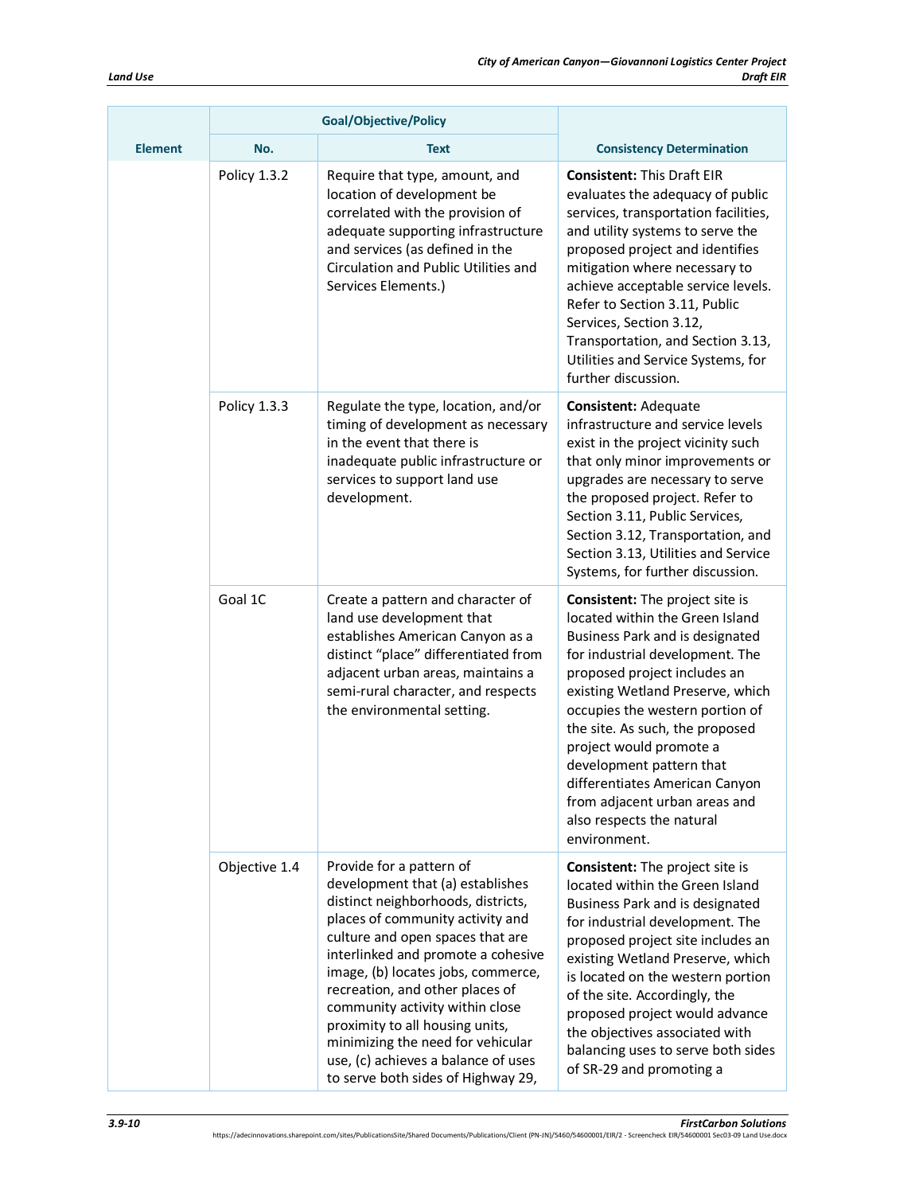| Element | Goal/Objective/Policy | | Consistency Determination |
|---|---|---|---|
| | No. | Text | |
| | Policy 1.3.2 | Require that type, amount, and location of development be correlated with the provision of adequate supporting infrastructure and services (as defined in the Circulation and Public Utilities and Services Elements.) | **Consistent:** This Draft EIR evaluates the adequacy of public services, transportation facilities, and utility systems to serve the proposed project and identifies mitigation where necessary to achieve acceptable service levels. Refer to Section 3.11, Public Services, Section 3.12, Transportation, and Section 3.13, Utilities and Service Systems, for further discussion. |
| | Policy 1.3.3 | Regulate the type, location, and/or timing of development as necessary in the event that there is inadequate public infrastructure or services to support land use development. | **Consistent:** Adequate infrastructure and service levels exist in the project vicinity such that only minor improvements or upgrades are necessary to serve the proposed project. Refer to Section 3.11, Public Services, Section 3.12, Transportation, and Section 3.13, Utilities and Service Systems, for further discussion. |
| | Goal 1C | Create a pattern and character of land use development that establishes American Canyon as a distinct "place" differentiated from adjacent urban areas, maintains a semi-rural character, and respects the environmental setting. | **Consistent:** The project site is located within the Green Island Business Park and is designated for industrial development. The proposed project includes an existing Wetland Preserve, which occupies the western portion of the site. As such, the proposed project would promote a development pattern that differentiates American Canyon from adjacent urban areas and also respects the natural environment. |
| | Objective 1.4 | Provide for a pattern of development that (a) establishes distinct neighborhoods, districts, places of community activity and culture and open spaces that are interlinked and promote a cohesive image, (b) locates jobs, commerce, recreation, and other places of community activity within close proximity to all housing units, minimizing the need for vehicular use, (c) achieves a balance of uses to serve both sides of Highway 29, | **Consistent:** The project site is located within the Green Island Business Park and is designated for industrial development. The proposed project site includes an existing Wetland Preserve, which is located on the western portion of the site. Accordingly, the proposed project would advance the objectives associated with balancing uses to serve both sides of SR-29 and promoting a |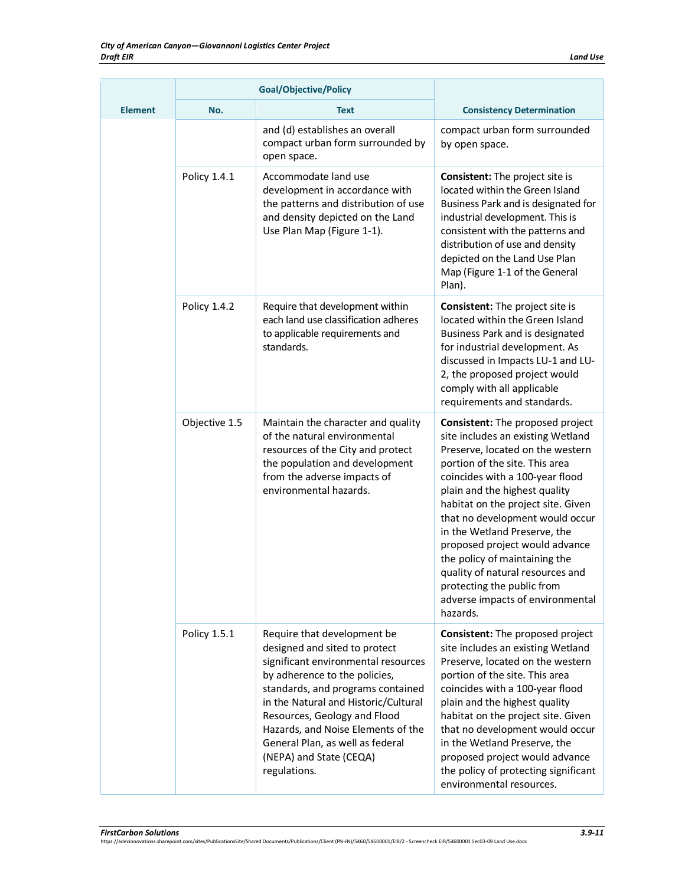| Element | Goal/Objective/Policy | | Consistency Determination |
|---|---|---|---|
| | No. | Text | |
| | | and (d) establishes an overall compact urban form surrounded by open space. | compact urban form surrounded by open space. |
| | Policy 1.4.1 | Accommodate land use development in accordance with the patterns and distribution of use and density depicted on the Land Use Plan Map (Figure 1-1). | **Consistent:** The project site is located within the Green Island Business Park and is designated for industrial development. This is consistent with the patterns and distribution of use and density depicted on the Land Use Plan Map (Figure 1-1 of the General Plan). |
| | Policy 1.4.2 | Require that development within each land use classification adheres to applicable requirements and standards. | **Consistent:** The project site is located within the Green Island Business Park and is designated for industrial development. As discussed in Impacts LU-1 and LU-2, the proposed project would comply with all applicable requirements and standards. |
| | Objective 1.5 | Maintain the character and quality of the natural environmental resources of the City and protect the population and development from the adverse impacts of environmental hazards. | **Consistent:** The proposed project site includes an existing Wetland Preserve, located on the western portion of the site. This area coincides with a 100-year flood plain and the highest quality habitat on the project site. Given that no development would occur in the Wetland Preserve, the proposed project would advance the policy of maintaining the quality of natural resources and protecting the public from adverse impacts of environmental hazards. |
| | Policy 1.5.1 | Require that development be designed and sited to protect significant environmental resources by adherence to the policies, standards, and programs contained in the Natural and Historic/Cultural Resources, Geology and Flood Hazards, and Noise Elements of the General Plan, as well as federal (NEPA) and State (CEQA) regulations. | **Consistent:** The proposed project site includes an existing Wetland Preserve, located on the western portion of the site. This area coincides with a 100-year flood plain and the highest quality habitat on the project site. Given that no development would occur in the Wetland Preserve, the proposed project would advance the policy of protecting significant environmental resources. |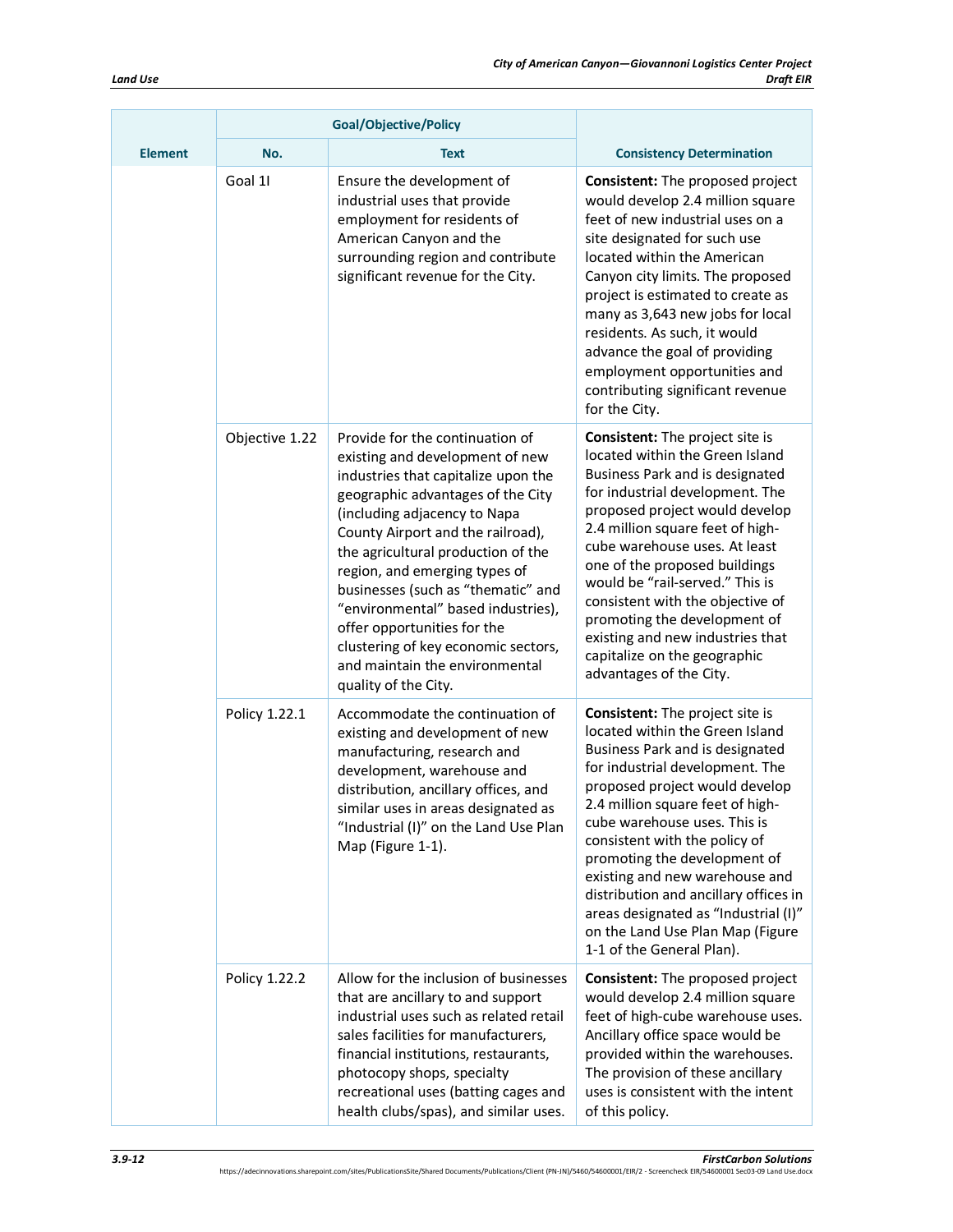| Element | Goal/Objective/Policy | | Consistency Determination |
|---|---|---|---|
| | No. | Text | |
| | Goal 1I | Ensure the development of industrial uses that provide employment for residents of American Canyon and the surrounding region and contribute significant revenue for the City. | **Consistent:** The proposed project would develop 2.4 million square feet of new industrial uses on a site designated for such use located within the American Canyon city limits. The proposed project is estimated to create as many as 3,643 new jobs for local residents. As such, it would advance the goal of providing employment opportunities and contributing significant revenue for the City. |
| | Objective 1.22 | Provide for the continuation of existing and development of new industries that capitalize upon the geographic advantages of the City (including adjacency to Napa County Airport and the railroad), the agricultural production of the region, and emerging types of businesses (such as "thematic" and "environmental" based industries), offer opportunities for the clustering of key economic sectors, and maintain the environmental quality of the City. | **Consistent:** The project site is located within the Green Island Business Park and is designated for industrial development. The proposed project would develop 2.4 million square feet of high-cube warehouse uses. At least one of the proposed buildings would be "rail-served." This is consistent with the objective of promoting the development of existing and new industries that capitalize on the geographic advantages of the City. |
| | Policy 1.22.1 | Accommodate the continuation of existing and development of new manufacturing, research and development, warehouse and distribution, ancillary offices, and similar uses in areas designated as "Industrial (I)" on the Land Use Plan Map (Figure 1-1). | **Consistent:** The project site is located within the Green Island Business Park and is designated for industrial development. The proposed project would develop 2.4 million square feet of high-cube warehouse uses. This is consistent with the policy of promoting the development of existing and new warehouse and distribution and ancillary offices in areas designated as "Industrial (I)" on the Land Use Plan Map (Figure 1-1 of the General Plan). |
| | Policy 1.22.2 | Allow for the inclusion of businesses that are ancillary to and support industrial uses such as related retail sales facilities for manufacturers, financial institutions, restaurants, photocopy shops, specialty recreational uses (batting cages and health clubs/spas), and similar uses. | **Consistent:** The proposed project would develop 2.4 million square feet of high-cube warehouse uses. Ancillary office space would be provided within the warehouses. The provision of these ancillary uses is consistent with the intent of this policy. |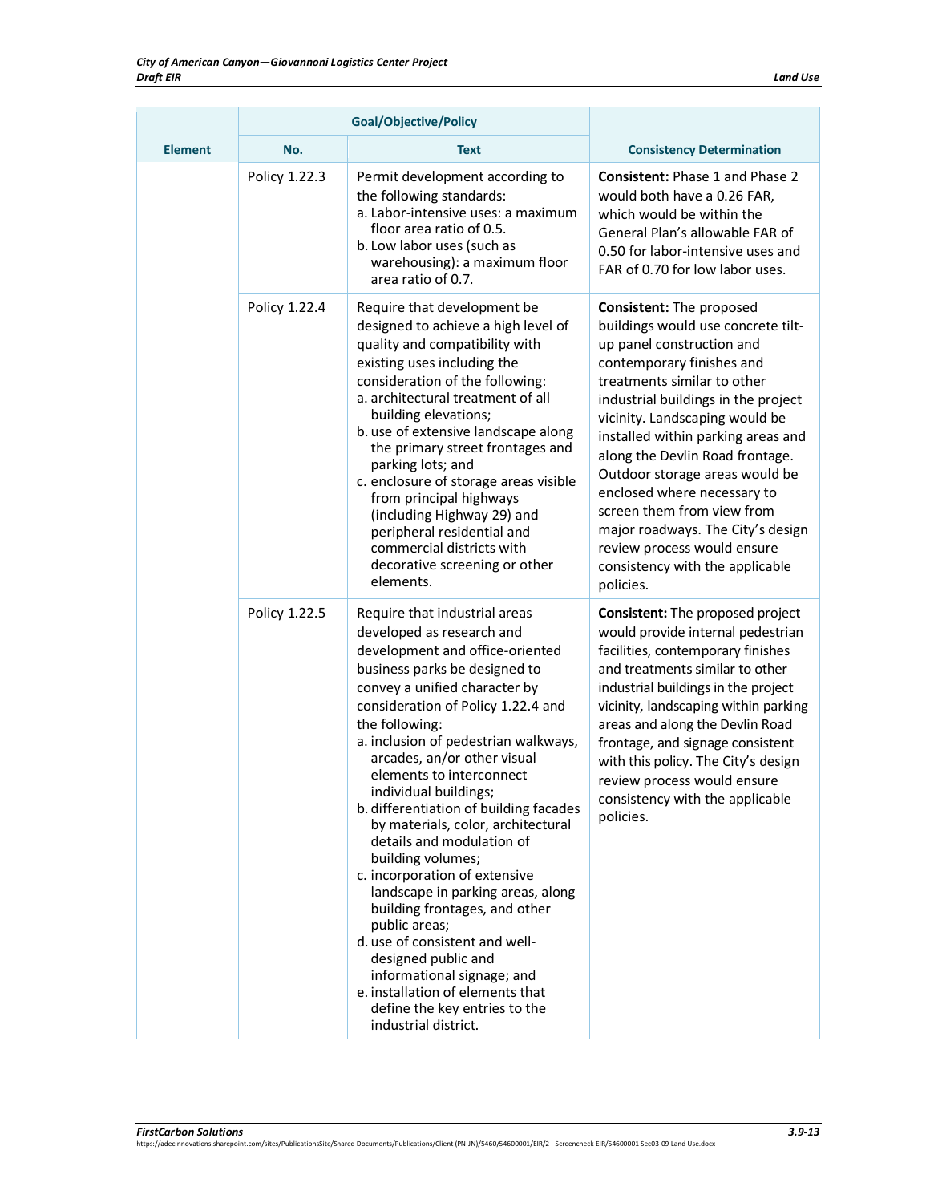| Element | Goal/Objective/Policy | | Consistency Determination |
|---|---|---|---|
| | No. | Text | |
| | Policy 1.22.3 | Permit development according to the following standards:<br>a. Labor-intensive uses: a maximum floor area ratio of 0.5.<br>b. Low labor uses (such as warehousing): a maximum floor area ratio of 0.7. | **Consistent:** Phase 1 and Phase 2 would both have a 0.26 FAR, which would be within the General Plan's allowable FAR of 0.50 for labor-intensive uses and FAR of 0.70 for low labor uses. |
| | Policy 1.22.4 | Require that development be designed to achieve a high level of quality and compatibility with existing uses including the consideration of the following:<br>a. architectural treatment of all building elevations;<br>b. use of extensive landscape along the primary street frontages and parking lots; and<br>c. enclosure of storage areas visible from principal highways (including Highway 29) and peripheral residential and commercial districts with decorative screening or other elements. | **Consistent:** The proposed buildings would use concrete tilt-up panel construction and contemporary finishes and treatments similar to other industrial buildings in the project vicinity. Landscaping would be installed within parking areas and along the Devlin Road frontage. Outdoor storage areas would be enclosed where necessary to screen them from view from major roadways. The City's design review process would ensure consistency with the applicable policies. |
| | Policy 1.22.5 | Require that industrial areas developed as research and development and office-oriented business parks be designed to convey a unified character by consideration of Policy 1.22.4 and the following:<br>a. inclusion of pedestrian walkways, arcades, an/or other visual elements to interconnect individual buildings;<br>b. differentiation of building facades by materials, color, architectural details and modulation of building volumes;<br>c. incorporation of extensive landscape in parking areas, along building frontages, and other public areas;<br>d. use of consistent and well-designed public and informational signage; and<br>e. installation of elements that define the key entries to the industrial district. | **Consistent:** The proposed project would provide internal pedestrian facilities, contemporary finishes and treatments similar to other industrial buildings in the project vicinity, landscaping within parking areas and along the Devlin Road frontage, and signage consistent with this policy. The City's design review process would ensure consistency with the applicable policies. |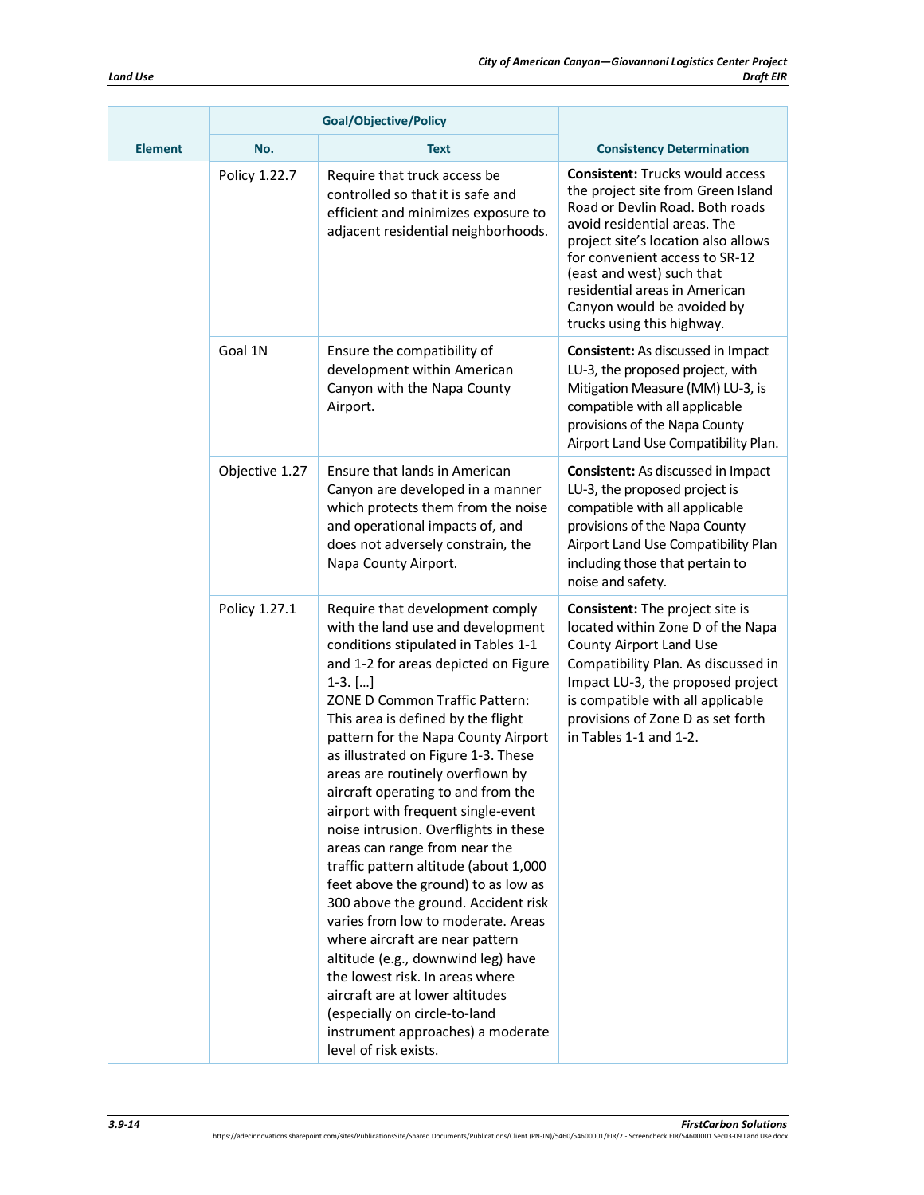| Element | Goal/Objective/Policy | | Consistency Determination |
|---|---|---|---|
| | No. | Text | |
| | Policy 1.22.7 | Require that truck access be controlled so that it is safe and efficient and minimizes exposure to adjacent residential neighborhoods. | **Consistent:** Trucks would access the project site from Green Island Road or Devlin Road. Both roads avoid residential areas. The project site's location also allows for convenient access to SR-12 (east and west) such that residential areas in American Canyon would be avoided by trucks using this highway. |
| | Goal 1N | Ensure the compatibility of development within American Canyon with the Napa County Airport. | **Consistent:** As discussed in Impact LU-3, the proposed project, with Mitigation Measure (MM) LU-3, is compatible with all applicable provisions of the Napa County Airport Land Use Compatibility Plan. |
| | Objective 1.27 | Ensure that lands in American Canyon are developed in a manner which protects them from the noise and operational impacts of, and does not adversely constrain, the Napa County Airport. | **Consistent:** As discussed in Impact LU-3, the proposed project is compatible with all applicable provisions of the Napa County Airport Land Use Compatibility Plan including those that pertain to noise and safety. |
| | Policy 1.27.1 | Require that development comply with the land use and development conditions stipulated in Tables 1-1 and 1-2 for areas depicted on Figure 1-3. […] ZONE D Common Traffic Pattern: This area is defined by the flight pattern for the Napa County Airport as illustrated on Figure 1-3. These areas are routinely overflown by aircraft operating to and from the airport with frequent single-event noise intrusion. Overflights in these areas can range from near the traffic pattern altitude (about 1,000 feet above the ground) to as low as 300 above the ground. Accident risk varies from low to moderate. Areas where aircraft are near pattern altitude (e.g., downwind leg) have the lowest risk. In areas where aircraft are at lower altitudes (especially on circle-to-land instrument approaches) a moderate level of risk exists. | **Consistent:** The project site is located within Zone D of the Napa County Airport Land Use Compatibility Plan. As discussed in Impact LU-3, the proposed project is compatible with all applicable provisions of Zone D as set forth in Tables 1-1 and 1-2. |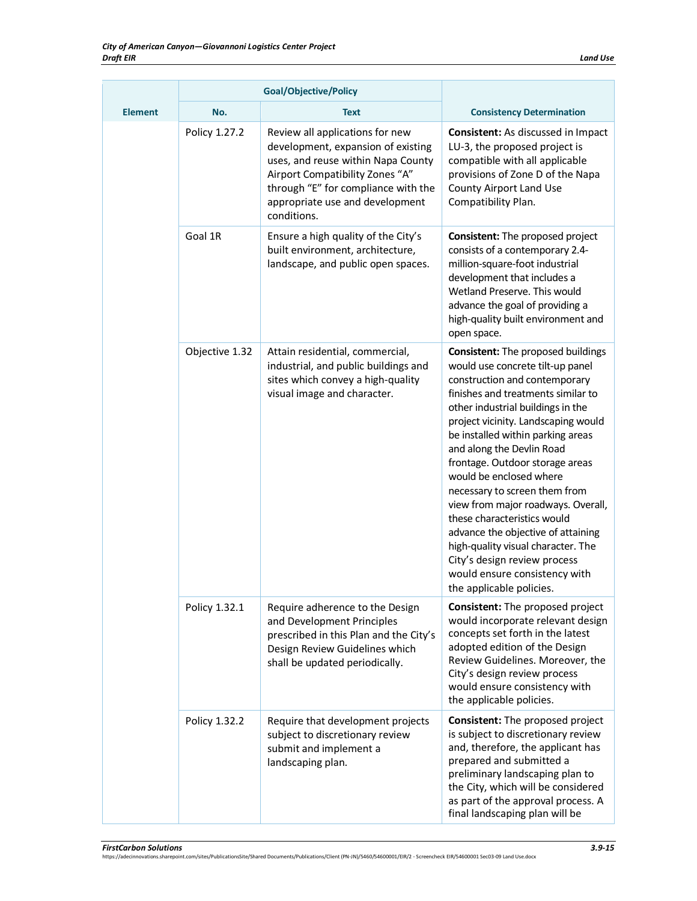| Element | Goal/Objective/Policy No. | Goal/Objective/Policy Text | Consistency Determination |
|---|---|---|---|
| | Policy 1.27.2 | Review all applications for new development, expansion of existing uses, and reuse within Napa County Airport Compatibility Zones "A" through "E" for compliance with the appropriate use and development conditions. | **Consistent:** As discussed in Impact LU-3, the proposed project is compatible with all applicable provisions of Zone D of the Napa County Airport Land Use Compatibility Plan. |
| | Goal 1R | Ensure a high quality of the City's built environment, architecture, landscape, and public open spaces. | **Consistent:** The proposed project consists of a contemporary 2.4-million-square-foot industrial development that includes a Wetland Preserve. This would advance the goal of providing a high-quality built environment and open space. |
| | Objective 1.32 | Attain residential, commercial, industrial, and public buildings and sites which convey a high-quality visual image and character. | **Consistent:** The proposed buildings would use concrete tilt-up panel construction and contemporary finishes and treatments similar to other industrial buildings in the project vicinity. Landscaping would be installed within parking areas and along the Devlin Road frontage. Outdoor storage areas would be enclosed where necessary to screen them from view from major roadways. Overall, these characteristics would advance the objective of attaining high-quality visual character. The City's design review process would ensure consistency with the applicable policies. |
| | Policy 1.32.1 | Require adherence to the Design and Development Principles prescribed in this Plan and the City's Design Review Guidelines which shall be updated periodically. | **Consistent:** The proposed project would incorporate relevant design concepts set forth in the latest adopted edition of the Design Review Guidelines. Moreover, the City's design review process would ensure consistency with the applicable policies. |
| | Policy 1.32.2 | Require that development projects subject to discretionary review submit and implement a landscaping plan. | **Consistent:** The proposed project is subject to discretionary review and, therefore, the applicant has prepared and submitted a preliminary landscaping plan to the City, which will be considered as part of the approval process. A final landscaping plan will be |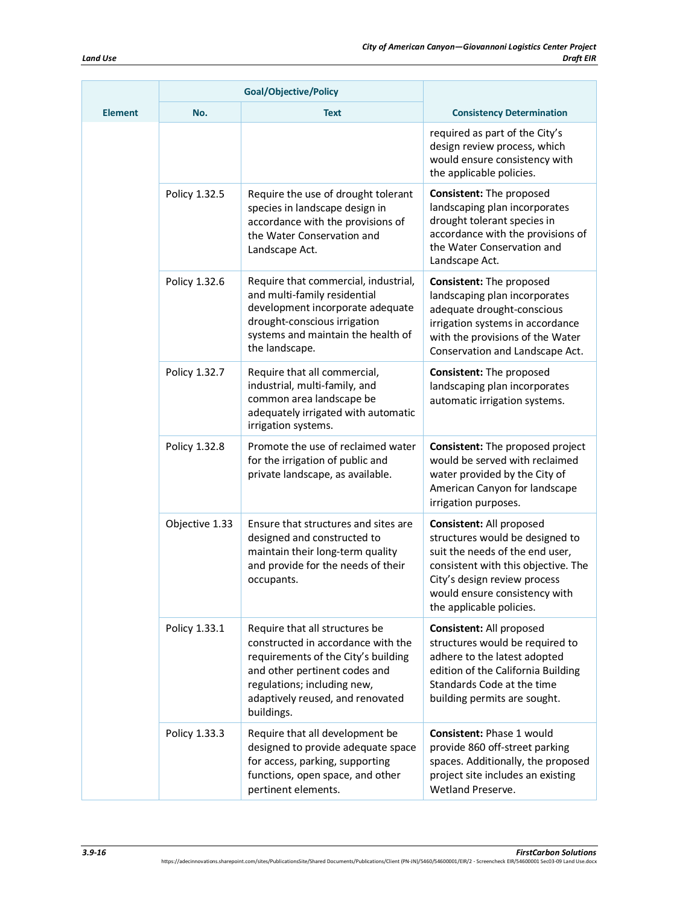| Element | Goal/Objective/Policy | | Consistency Determination |
|---|---|---|---|
| | No. | Text | |
| | | | required as part of the City's design review process, which would ensure consistency with the applicable policies. |
| | Policy 1.32.5 | Require the use of drought tolerant species in landscape design in accordance with the provisions of the Water Conservation and Landscape Act. | **Consistent:** The proposed landscaping plan incorporates drought tolerant species in accordance with the provisions of the Water Conservation and Landscape Act. |
| | Policy 1.32.6 | Require that commercial, industrial, and multi-family residential development incorporate adequate drought-conscious irrigation systems and maintain the health of the landscape. | **Consistent:** The proposed landscaping plan incorporates adequate drought-conscious irrigation systems in accordance with the provisions of the Water Conservation and Landscape Act. |
| | Policy 1.32.7 | Require that all commercial, industrial, multi-family, and common area landscape be adequately irrigated with automatic irrigation systems. | **Consistent:** The proposed landscaping plan incorporates automatic irrigation systems. |
| | Policy 1.32.8 | Promote the use of reclaimed water for the irrigation of public and private landscape, as available. | **Consistent:** The proposed project would be served with reclaimed water provided by the City of American Canyon for landscape irrigation purposes. |
| | Objective 1.33 | Ensure that structures and sites are designed and constructed to maintain their long-term quality and provide for the needs of their occupants. | **Consistent:** All proposed structures would be designed to suit the needs of the end user, consistent with this objective. The City's design review process would ensure consistency with the applicable policies. |
| | Policy 1.33.1 | Require that all structures be constructed in accordance with the requirements of the City's building and other pertinent codes and regulations; including new, adaptively reused, and renovated buildings. | **Consistent:** All proposed structures would be required to adhere to the latest adopted edition of the California Building Standards Code at the time building permits are sought. |
| | Policy 1.33.3 | Require that all development be designed to provide adequate space for access, parking, supporting functions, open space, and other pertinent elements. | **Consistent:** Phase 1 would provide 860 off-street parking spaces. Additionally, the proposed project site includes an existing Wetland Preserve. |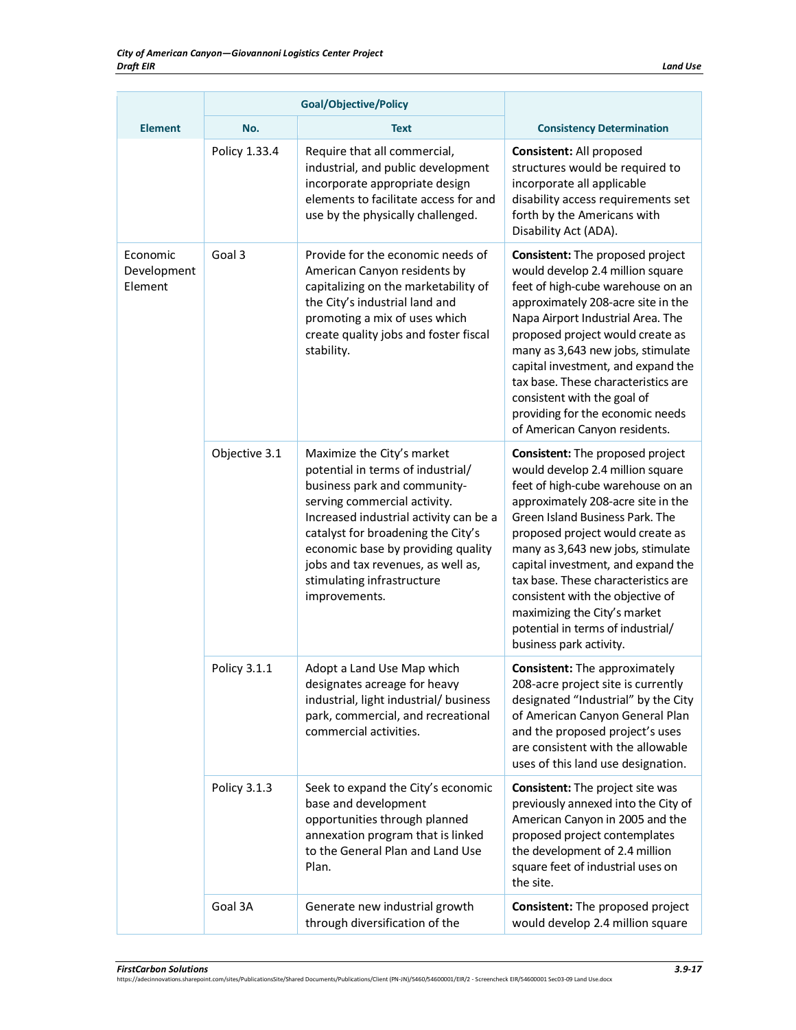| Element | Goal/Objective/Policy | | Consistency Determination |
|---|---|---|---|
| | No. | Text | |
| | Policy 1.33.4 | Require that all commercial, industrial, and public development incorporate appropriate design elements to facilitate access for and use by the physically challenged. | **Consistent:** All proposed structures would be required to incorporate all applicable disability access requirements set forth by the Americans with Disability Act (ADA). |
| Economic Development Element | Goal 3 | Provide for the economic needs of American Canyon residents by capitalizing on the marketability of the City's industrial land and promoting a mix of uses which create quality jobs and foster fiscal stability. | **Consistent:** The proposed project would develop 2.4 million square feet of high-cube warehouse on an approximately 208-acre site in the Napa Airport Industrial Area. The proposed project would create as many as 3,643 new jobs, stimulate capital investment, and expand the tax base. These characteristics are consistent with the goal of providing for the economic needs of American Canyon residents. |
| | Objective 3.1 | Maximize the City's market potential in terms of industrial/ business park and community-serving commercial activity. Increased industrial activity can be a catalyst for broadening the City's economic base by providing quality jobs and tax revenues, as well as, stimulating infrastructure improvements. | **Consistent:** The proposed project would develop 2.4 million square feet of high-cube warehouse on an approximately 208-acre site in the Green Island Business Park. The proposed project would create as many as 3,643 new jobs, stimulate capital investment, and expand the tax base. These characteristics are consistent with the objective of maximizing the City's market potential in terms of industrial/ business park activity. |
| | Policy 3.1.1 | Adopt a Land Use Map which designates acreage for heavy industrial, light industrial/ business park, commercial, and recreational commercial activities. | **Consistent:** The approximately 208-acre project site is currently designated "Industrial" by the City of American Canyon General Plan and the proposed project's uses are consistent with the allowable uses of this land use designation. |
| | Policy 3.1.3 | Seek to expand the City's economic base and development opportunities through planned annexation program that is linked to the General Plan and Land Use Plan. | **Consistent:** The project site was previously annexed into the City of American Canyon in 2005 and the proposed project contemplates the development of 2.4 million square feet of industrial uses on the site. |
| | Goal 3A | Generate new industrial growth through diversification of the | **Consistent:** The proposed project would develop 2.4 million square |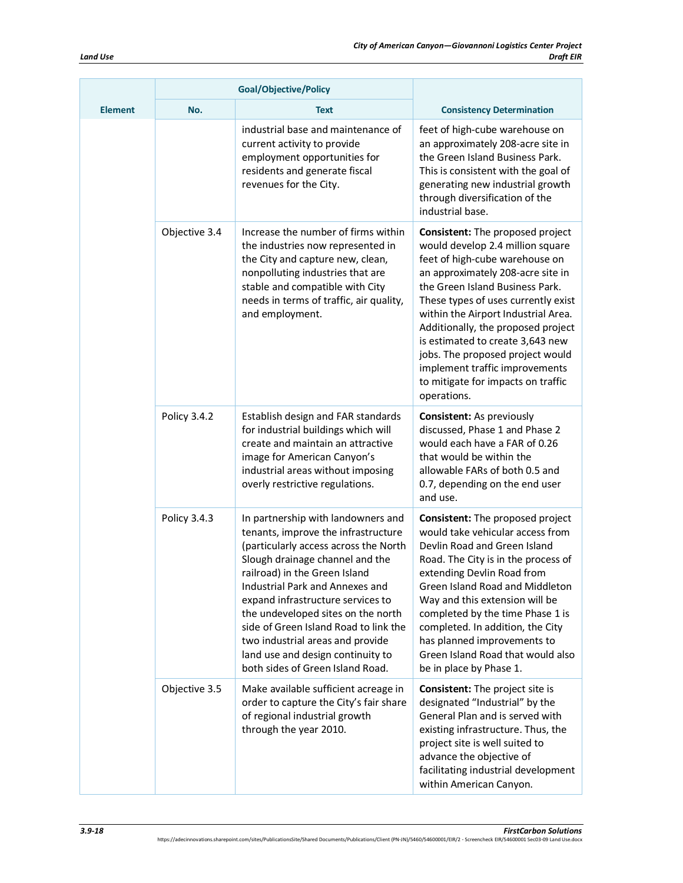| Element | Goal/Objective/Policy | | Consistency Determination |
|---|---|---|---|
| | No. | Text | |
| | | industrial base and maintenance of current activity to provide employment opportunities for residents and generate fiscal revenues for the City. | feet of high-cube warehouse on an approximately 208-acre site in the Green Island Business Park. This is consistent with the goal of generating new industrial growth through diversification of the industrial base. |
| | Objective 3.4 | Increase the number of firms within the industries now represented in the City and capture new, clean, nonpolluting industries that are stable and compatible with City needs in terms of traffic, air quality, and employment. | **Consistent:** The proposed project would develop 2.4 million square feet of high-cube warehouse on an approximately 208-acre site in the Green Island Business Park. These types of uses currently exist within the Airport Industrial Area. Additionally, the proposed project is estimated to create 3,643 new jobs. The proposed project would implement traffic improvements to mitigate for impacts on traffic operations. |
| | Policy 3.4.2 | Establish design and FAR standards for industrial buildings which will create and maintain an attractive image for American Canyon's industrial areas without imposing overly restrictive regulations. | **Consistent:** As previously discussed, Phase 1 and Phase 2 would each have a FAR of 0.26 that would be within the allowable FARs of both 0.5 and 0.7, depending on the end user and use. |
| | Policy 3.4.3 | In partnership with landowners and tenants, improve the infrastructure (particularly access across the North Slough drainage channel and the railroad) in the Green Island Industrial Park and Annexes and expand infrastructure services to the undeveloped sites on the north side of Green Island Road to link the two industrial areas and provide land use and design continuity to both sides of Green Island Road. | **Consistent:** The proposed project would take vehicular access from Devlin Road and Green Island Road. The City is in the process of extending Devlin Road from Green Island Road and Middleton Way and this extension will be completed by the time Phase 1 is completed. In addition, the City has planned improvements to Green Island Road that would also be in place by Phase 1. |
| | Objective 3.5 | Make available sufficient acreage in order to capture the City's fair share of regional industrial growth through the year 2010. | **Consistent:** The project site is designated "Industrial" by the General Plan and is served with existing infrastructure. Thus, the project site is well suited to advance the objective of facilitating industrial development within American Canyon. |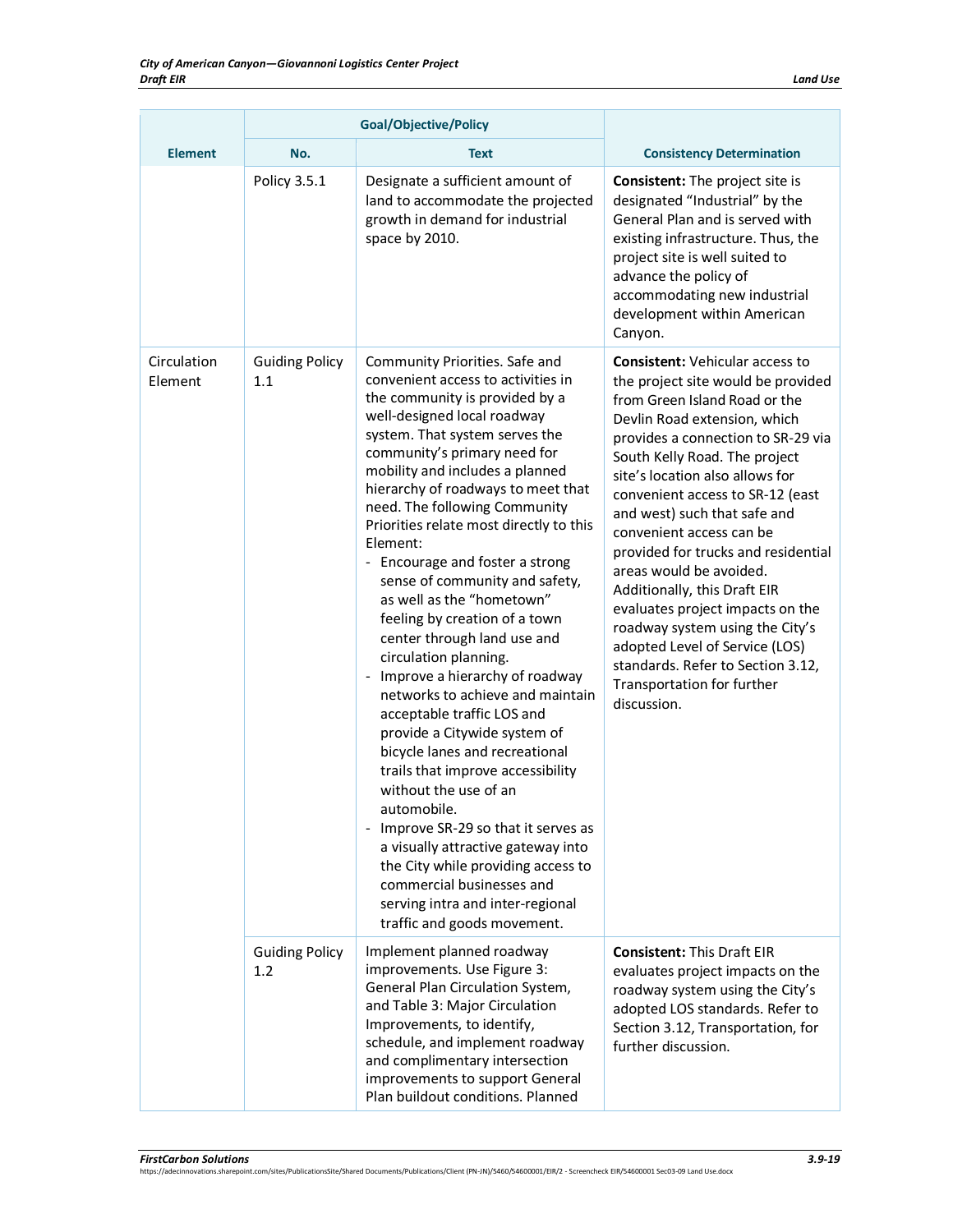| Element | Goal/Objective/Policy | | Consistency Determination |
|---|---|---|---|
| | No. | Text | |
| | Policy 3.5.1 | Designate a sufficient amount of land to accommodate the projected growth in demand for industrial space by 2010. | **Consistent:** The project site is designated "Industrial" by the General Plan and is served with existing infrastructure. Thus, the project site is well suited to advance the policy of accommodating new industrial development within American Canyon. |
| Circulation Element | Guiding Policy 1.1 | Community Priorities. Safe and convenient access to activities in the community is provided by a well-designed local roadway system. That system serves the community's primary need for mobility and includes a planned hierarchy of roadways to meet that need. The following Community Priorities relate most directly to this Element:<br>- Encourage and foster a strong sense of community and safety, as well as the "hometown" feeling by creation of a town center through land use and circulation planning.<br>- Improve a hierarchy of roadway networks to achieve and maintain acceptable traffic LOS and provide a Citywide system of bicycle lanes and recreational trails that improve accessibility without the use of an automobile.<br>- Improve SR-29 so that it serves as a visually attractive gateway into the City while providing access to commercial businesses and serving intra and inter-regional traffic and goods movement. | **Consistent:** Vehicular access to the project site would be provided from Green Island Road or the Devlin Road extension, which provides a connection to SR-29 via South Kelly Road. The project site's location also allows for convenient access to SR-12 (east and west) such that safe and convenient access can be provided for trucks and residential areas would be avoided. Additionally, this Draft EIR evaluates project impacts on the roadway system using the City's adopted Level of Service (LOS) standards. Refer to Section 3.12, Transportation for further discussion. |
| | Guiding Policy 1.2 | Implement planned roadway improvements. Use Figure 3: General Plan Circulation System, and Table 3: Major Circulation Improvements, to identify, schedule, and implement roadway and complimentary intersection improvements to support General Plan buildout conditions. Planned | **Consistent:** This Draft EIR evaluates project impacts on the roadway system using the City's adopted LOS standards. Refer to Section 3.12, Transportation, for further discussion. |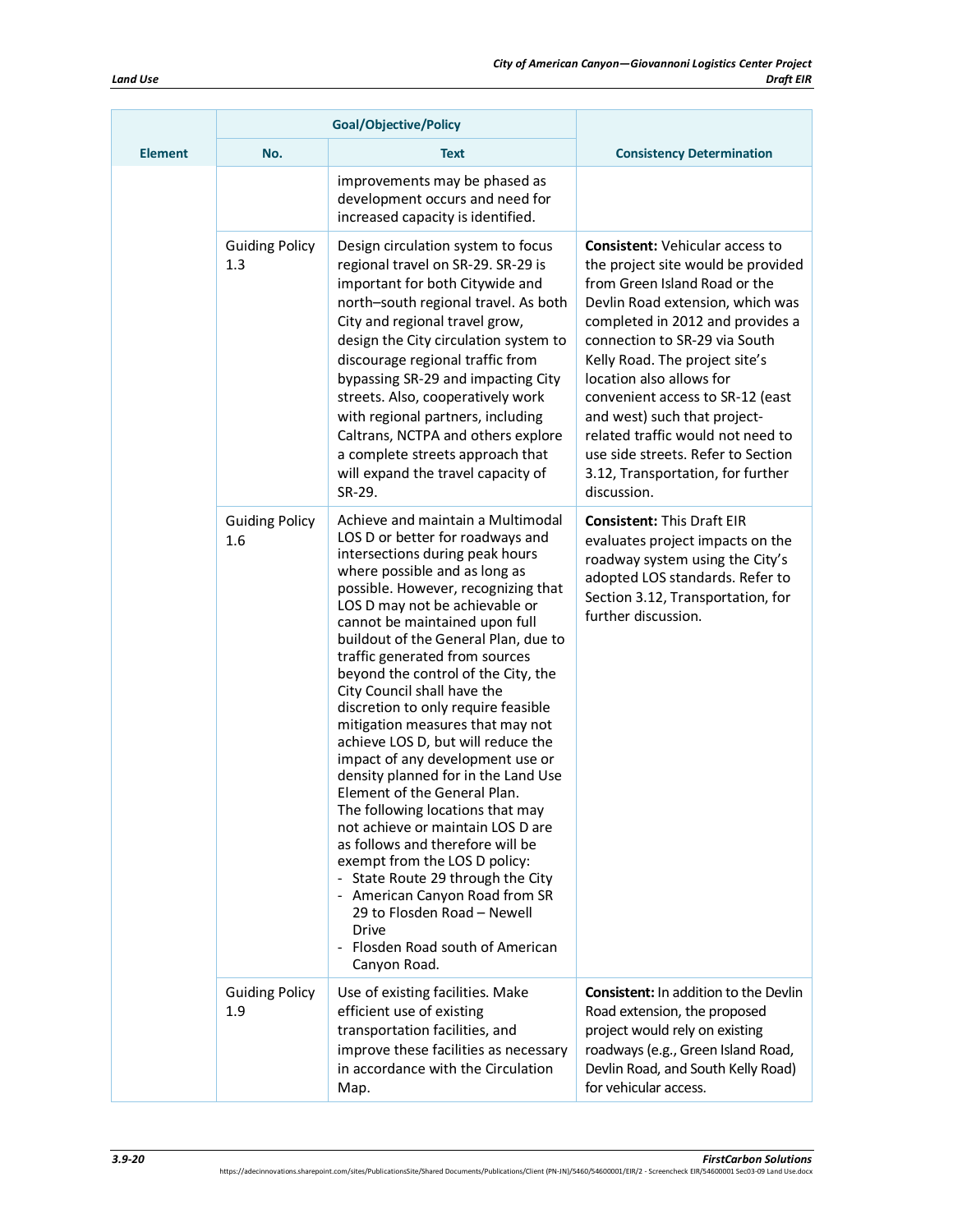| Element | Goal/Objective/Policy | | Consistency Determination |
|---|---|---|---|
| | No. | Text | |
| | | improvements may be phased as development occurs and need for increased capacity is identified. | |
| | Guiding Policy 1.3 | Design circulation system to focus regional travel on SR-29. SR-29 is important for both Citywide and north–south regional travel. As both City and regional travel grow, design the City circulation system to discourage regional traffic from bypassing SR-29 and impacting City streets. Also, cooperatively work with regional partners, including Caltrans, NCTPA and others explore a complete streets approach that will expand the travel capacity of SR-29. | **Consistent:** Vehicular access to the project site would be provided from Green Island Road or the Devlin Road extension, which was completed in 2012 and provides a connection to SR-29 via South Kelly Road. The project site's location also allows for convenient access to SR-12 (east and west) such that project-related traffic would not need to use side streets. Refer to Section 3.12, Transportation, for further discussion. |
| | Guiding Policy 1.6 | Achieve and maintain a Multimodal LOS D or better for roadways and intersections during peak hours where possible and as long as possible. However, recognizing that LOS D may not be achievable or cannot be maintained upon full buildout of the General Plan, due to traffic generated from sources beyond the control of the City, the City Council shall have the discretion to only require feasible mitigation measures that may not achieve LOS D, but will reduce the impact of any development use or density planned for in the Land Use Element of the General Plan.<br>The following locations that may not achieve or maintain LOS D are as follows and therefore will be exempt from the LOS D policy:<br>- State Route 29 through the City<br>- American Canyon Road from SR 29 to Flosden Road – Newell Drive<br>- Flosden Road south of American Canyon Road. | **Consistent:** This Draft EIR evaluates project impacts on the roadway system using the City's adopted LOS standards. Refer to Section 3.12, Transportation, for further discussion. |
| | Guiding Policy 1.9 | Use of existing facilities. Make efficient use of existing transportation facilities, and improve these facilities as necessary in accordance with the Circulation Map. | **Consistent:** In addition to the Devlin Road extension, the proposed project would rely on existing roadways (e.g., Green Island Road, Devlin Road, and South Kelly Road) for vehicular access. |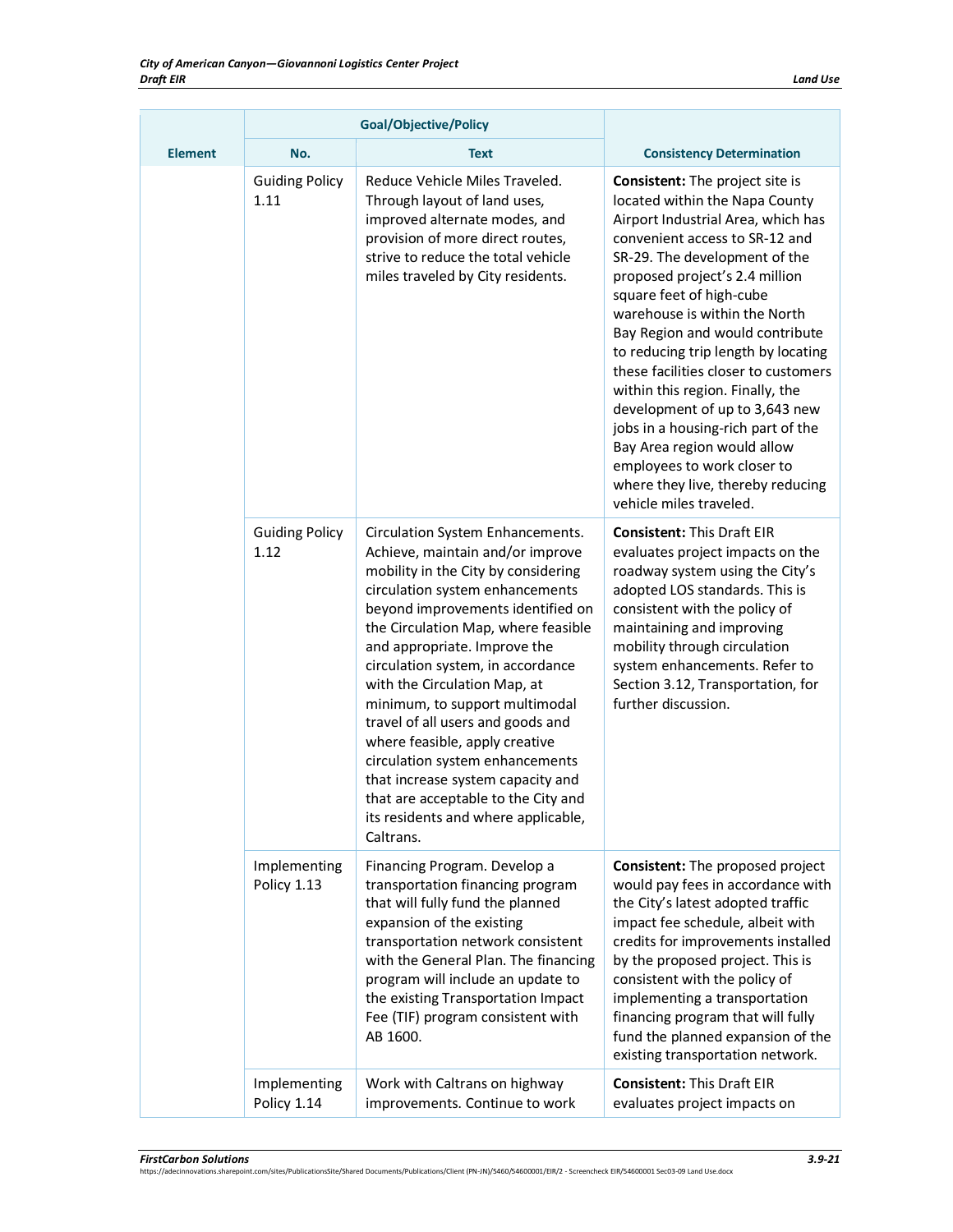| Element | Goal/Objective/Policy | | Consistency Determination |
|---|---|---|---|
| | No. | Text | |
| | Guiding Policy 1.11 | Reduce Vehicle Miles Traveled. Through layout of land uses, improved alternate modes, and provision of more direct routes, strive to reduce the total vehicle miles traveled by City residents. | **Consistent:** The project site is located within the Napa County Airport Industrial Area, which has convenient access to SR-12 and SR-29. The development of the proposed project's 2.4 million square feet of high-cube warehouse is within the North Bay Region and would contribute to reducing trip length by locating these facilities closer to customers within this region. Finally, the development of up to 3,643 new jobs in a housing-rich part of the Bay Area region would allow employees to work closer to where they live, thereby reducing vehicle miles traveled. |
| | Guiding Policy 1.12 | Circulation System Enhancements. Achieve, maintain and/or improve mobility in the City by considering circulation system enhancements beyond improvements identified on the Circulation Map, where feasible and appropriate. Improve the circulation system, in accordance with the Circulation Map, at minimum, to support multimodal travel of all users and goods and where feasible, apply creative circulation system enhancements that increase system capacity and that are acceptable to the City and its residents and where applicable, Caltrans. | **Consistent:** This Draft EIR evaluates project impacts on the roadway system using the City's adopted LOS standards. This is consistent with the policy of maintaining and improving mobility through circulation system enhancements. Refer to Section 3.12, Transportation, for further discussion. |
| | Implementing Policy 1.13 | Financing Program. Develop a transportation financing program that will fully fund the planned expansion of the existing transportation network consistent with the General Plan. The financing program will include an update to the existing Transportation Impact Fee (TIF) program consistent with AB 1600. | **Consistent:** The proposed project would pay fees in accordance with the City's latest adopted traffic impact fee schedule, albeit with credits for improvements installed by the proposed project. This is consistent with the policy of implementing a transportation financing program that will fully fund the planned expansion of the existing transportation network. |
| | Implementing Policy 1.14 | Work with Caltrans on highway improvements. Continue to work | **Consistent:** This Draft EIR evaluates project impacts on |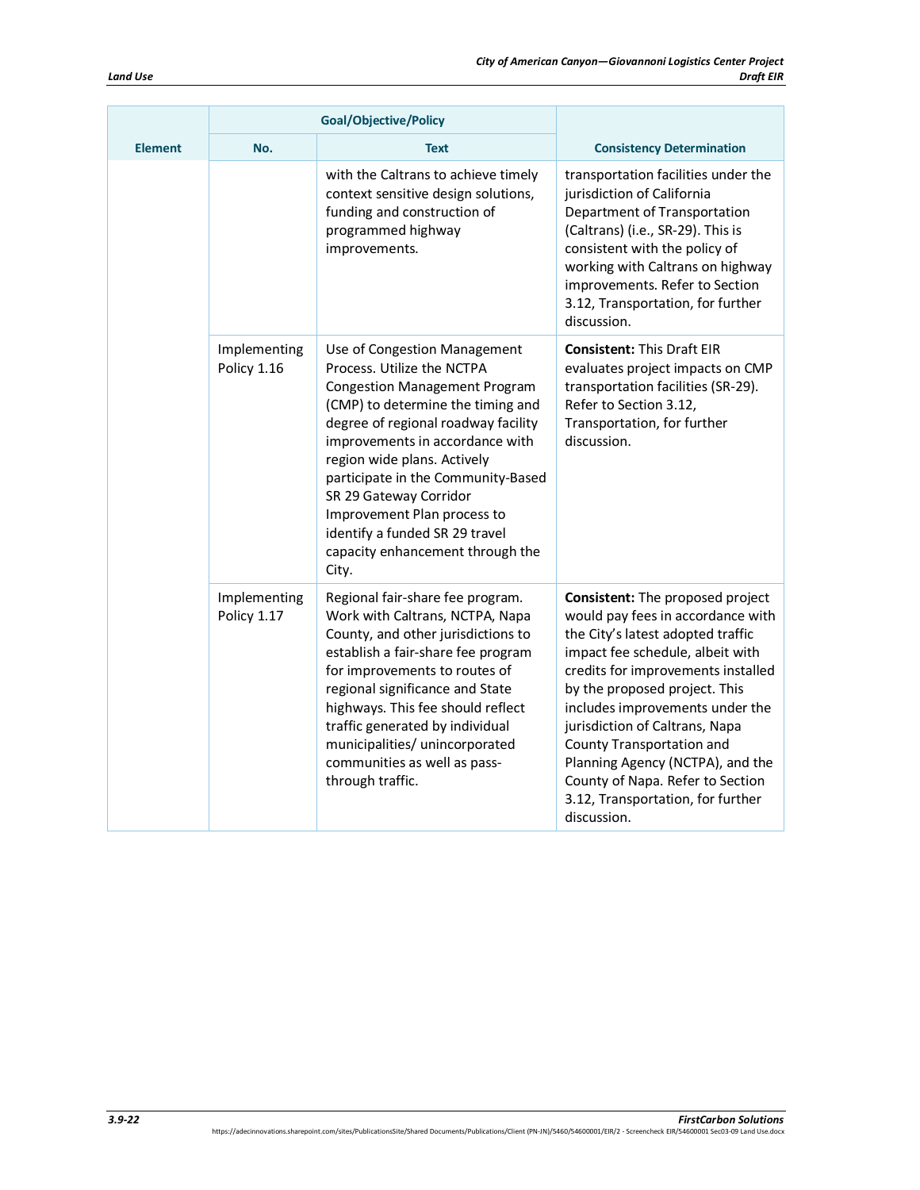| Element | Goal/Objective/Policy | | Consistency Determination |
|---|---|---|---|
| | No. | Text | |
| | | with the Caltrans to achieve timely context sensitive design solutions, funding and construction of programmed highway improvements. | transportation facilities under the jurisdiction of California Department of Transportation (Caltrans) (i.e., SR-29). This is consistent with the policy of working with Caltrans on highway improvements. Refer to Section 3.12, Transportation, for further discussion. |
| | Implementing Policy 1.16 | Use of Congestion Management Process. Utilize the NCTPA Congestion Management Program (CMP) to determine the timing and degree of regional roadway facility improvements in accordance with region wide plans. Actively participate in the Community-Based SR 29 Gateway Corridor Improvement Plan process to identify a funded SR 29 travel capacity enhancement through the City. | **Consistent:** This Draft EIR evaluates project impacts on CMP transportation facilities (SR-29). Refer to Section 3.12, Transportation, for further discussion. |
| | Implementing Policy 1.17 | Regional fair-share fee program. Work with Caltrans, NCTPA, Napa County, and other jurisdictions to establish a fair-share fee program for improvements to routes of regional significance and State highways. This fee should reflect traffic generated by individual municipalities/ unincorporated communities as well as pass-through traffic. | **Consistent:** The proposed project would pay fees in accordance with the City's latest adopted traffic impact fee schedule, albeit with credits for improvements installed by the proposed project. This includes improvements under the jurisdiction of Caltrans, Napa County Transportation and Planning Agency (NCTPA), and the County of Napa. Refer to Section 3.12, Transportation, for further discussion. |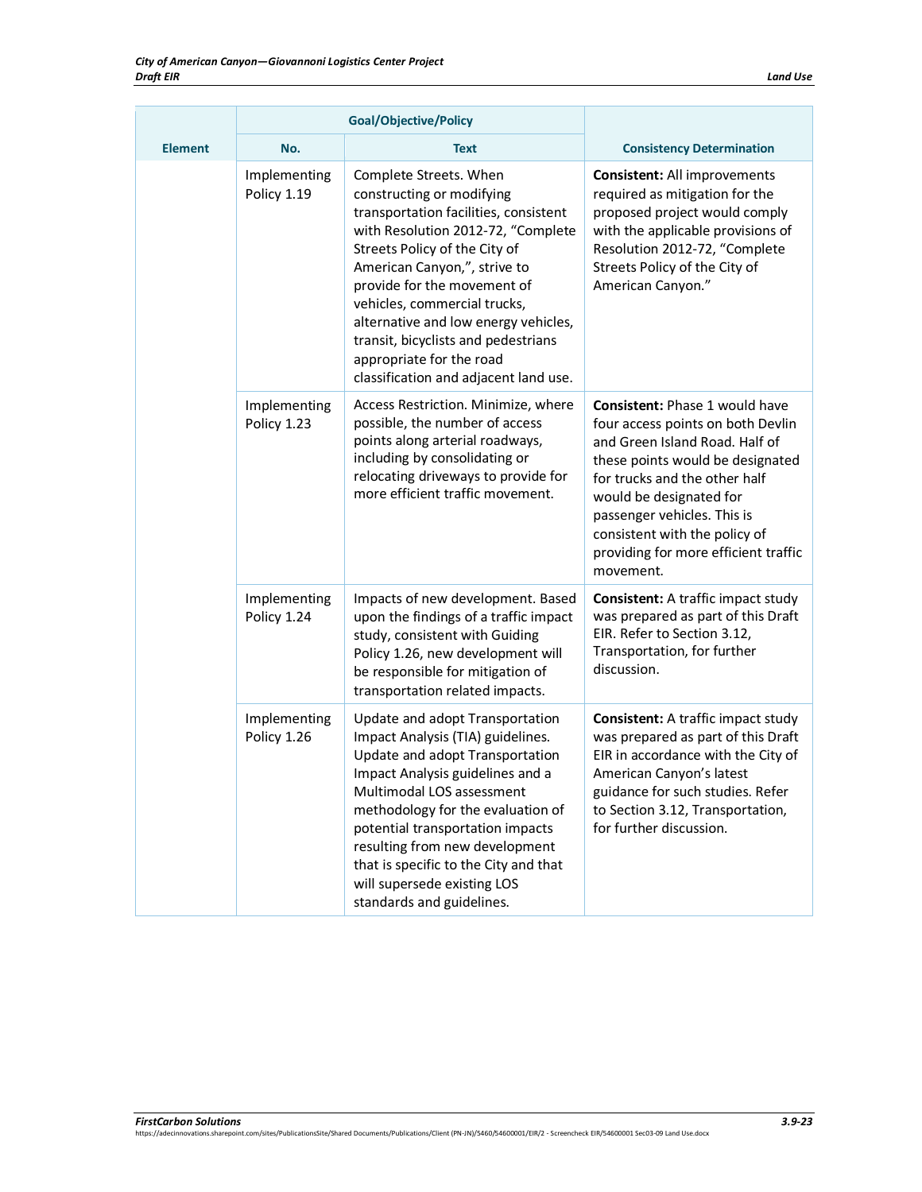| Element | Goal/Objective/Policy | | Consistency Determination |
|---|---|---|---|
| | No. | Text | |
| | Implementing Policy 1.19 | Complete Streets. When constructing or modifying transportation facilities, consistent with Resolution 2012-72, “Complete Streets Policy of the City of American Canyon,”, strive to provide for the movement of vehicles, commercial trucks, alternative and low energy vehicles, transit, bicyclists and pedestrians appropriate for the road classification and adjacent land use. | **Consistent:** All improvements required as mitigation for the proposed project would comply with the applicable provisions of Resolution 2012-72, “Complete Streets Policy of the City of American Canyon.” |
| | Implementing Policy 1.23 | Access Restriction. Minimize, where possible, the number of access points along arterial roadways, including by consolidating or relocating driveways to provide for more efficient traffic movement. | **Consistent:** Phase 1 would have four access points on both Devlin and Green Island Road. Half of these points would be designated for trucks and the other half would be designated for passenger vehicles. This is consistent with the policy of providing for more efficient traffic movement. |
| | Implementing Policy 1.24 | Impacts of new development. Based upon the findings of a traffic impact study, consistent with Guiding Policy 1.26, new development will be responsible for mitigation of transportation related impacts. | **Consistent:** A traffic impact study was prepared as part of this Draft EIR. Refer to Section 3.12, Transportation, for further discussion. |
| | Implementing Policy 1.26 | Update and adopt Transportation Impact Analysis (TIA) guidelines. Update and adopt Transportation Impact Analysis guidelines and a Multimodal LOS assessment methodology for the evaluation of potential transportation impacts resulting from new development that is specific to the City and that will supersede existing LOS standards and guidelines. | **Consistent:** A traffic impact study was prepared as part of this Draft EIR in accordance with the City of American Canyon’s latest guidance for such studies. Refer to Section 3.12, Transportation, for further discussion. |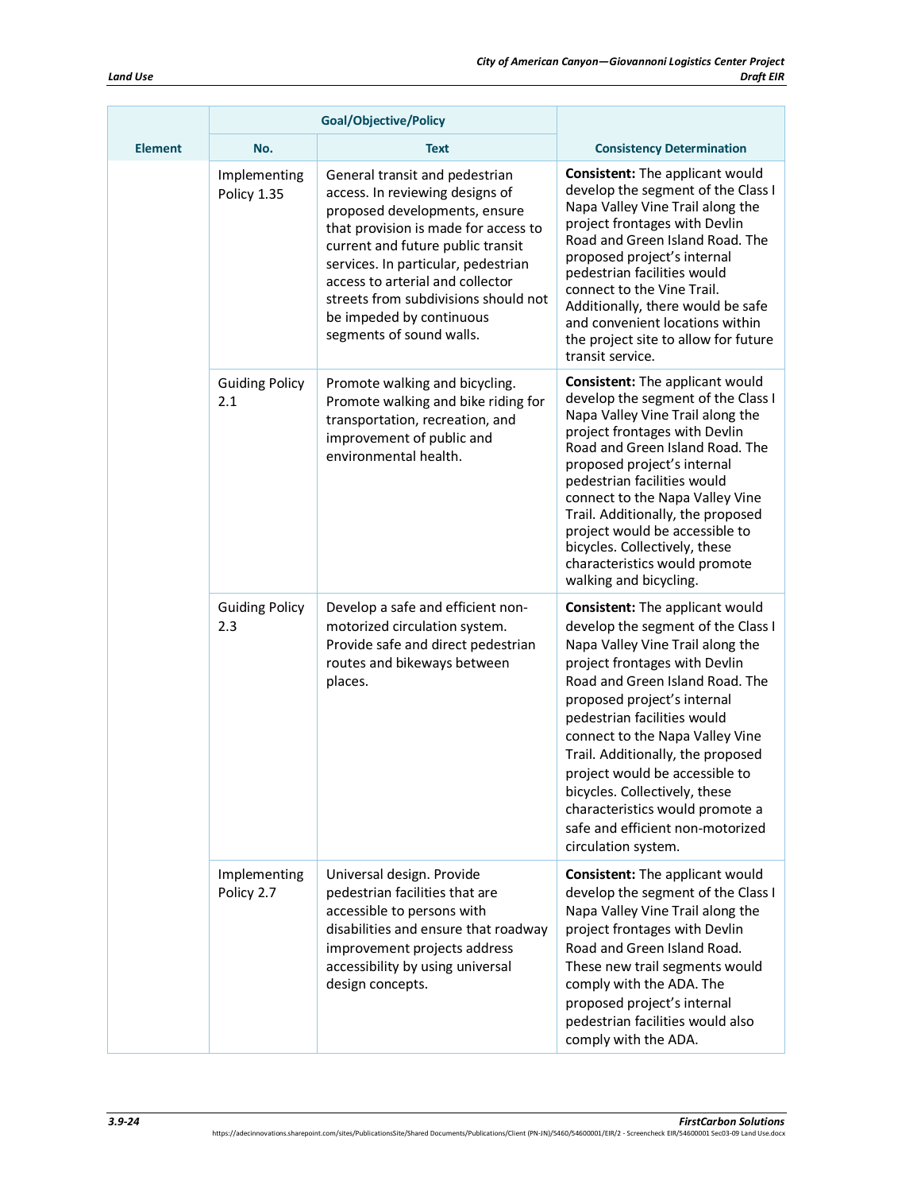| Element | Goal/Objective/Policy | | Consistency Determination |
|---|---|---|---|
| | No. | Text | |
| | Implementing Policy 1.35 | General transit and pedestrian access. In reviewing designs of proposed developments, ensure that provision is made for access to current and future public transit services. In particular, pedestrian access to arterial and collector streets from subdivisions should not be impeded by continuous segments of sound walls. | **Consistent:** The applicant would develop the segment of the Class I Napa Valley Vine Trail along the project frontages with Devlin Road and Green Island Road. The proposed project's internal pedestrian facilities would connect to the Vine Trail. Additionally, there would be safe and convenient locations within the project site to allow for future transit service. |
| | Guiding Policy 2.1 | Promote walking and bicycling. Promote walking and bike riding for transportation, recreation, and improvement of public and environmental health. | **Consistent:** The applicant would develop the segment of the Class I Napa Valley Vine Trail along the project frontages with Devlin Road and Green Island Road. The proposed project's internal pedestrian facilities would connect to the Napa Valley Vine Trail. Additionally, the proposed project would be accessible to bicycles. Collectively, these characteristics would promote walking and bicycling. |
| | Guiding Policy 2.3 | Develop a safe and efficient non-motorized circulation system. Provide safe and direct pedestrian routes and bikeways between places. | **Consistent:** The applicant would develop the segment of the Class I Napa Valley Vine Trail along the project frontages with Devlin Road and Green Island Road. The proposed project's internal pedestrian facilities would connect to the Napa Valley Vine Trail. Additionally, the proposed project would be accessible to bicycles. Collectively, these characteristics would promote a safe and efficient non-motorized circulation system. |
| | Implementing Policy 2.7 | Universal design. Provide pedestrian facilities that are accessible to persons with disabilities and ensure that roadway improvement projects address accessibility by using universal design concepts. | **Consistent:** The applicant would develop the segment of the Class I Napa Valley Vine Trail along the project frontages with Devlin Road and Green Island Road. These new trail segments would comply with the ADA. The proposed project's internal pedestrian facilities would also comply with the ADA. |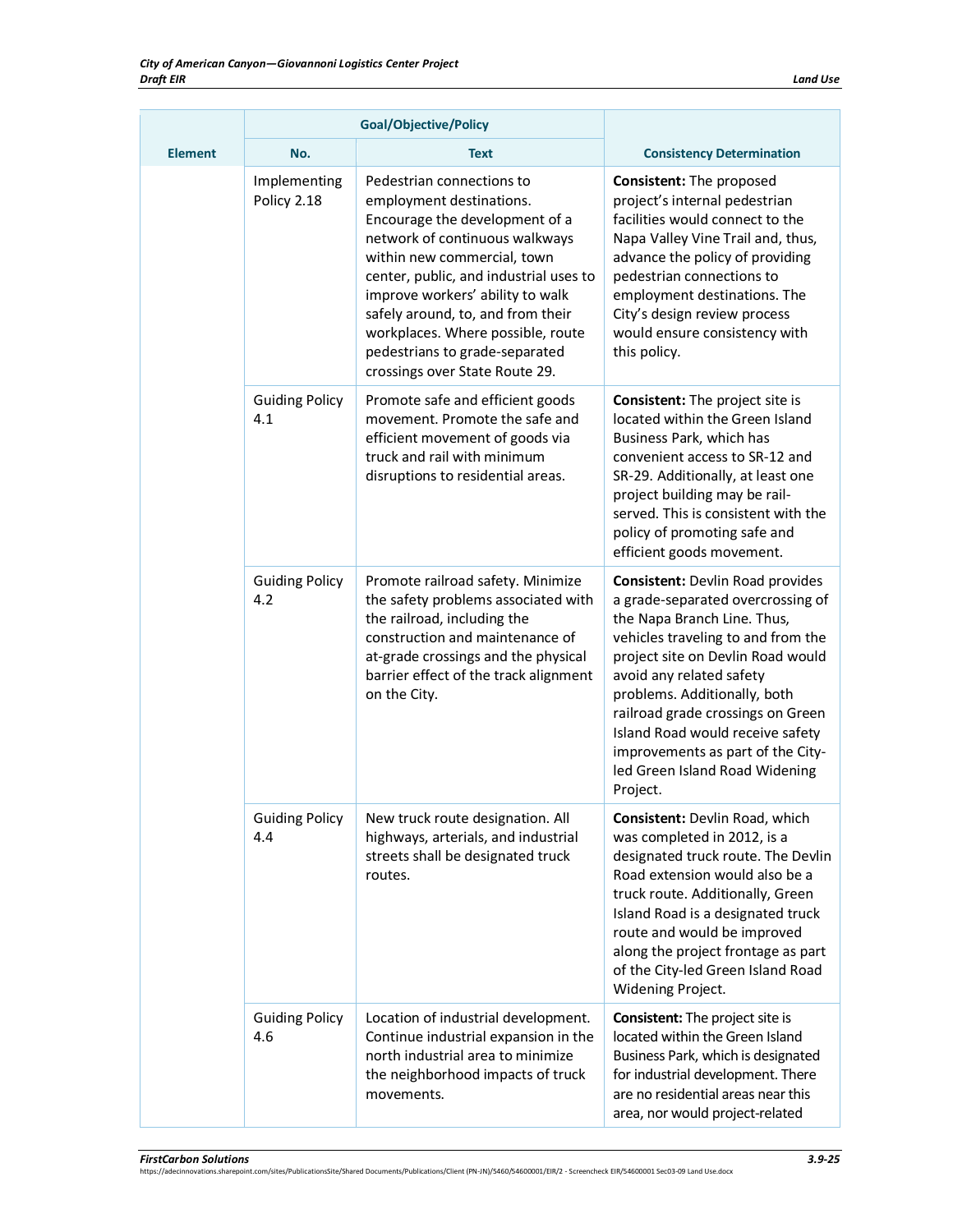| Element | Goal/Objective/Policy | | Consistency Determination |
|---|---|---|---|
| | No. | Text | |
| | Implementing Policy 2.18 | Pedestrian connections to employment destinations. Encourage the development of a network of continuous walkways within new commercial, town center, public, and industrial uses to improve workers' ability to walk safely around, to, and from their workplaces. Where possible, route pedestrians to grade-separated crossings over State Route 29. | **Consistent:** The proposed project's internal pedestrian facilities would connect to the Napa Valley Vine Trail and, thus, advance the policy of providing pedestrian connections to employment destinations. The City's design review process would ensure consistency with this policy. |
| | Guiding Policy 4.1 | Promote safe and efficient goods movement. Promote the safe and efficient movement of goods via truck and rail with minimum disruptions to residential areas. | **Consistent:** The project site is located within the Green Island Business Park, which has convenient access to SR-12 and SR-29. Additionally, at least one project building may be rail-served. This is consistent with the policy of promoting safe and efficient goods movement. |
| | Guiding Policy 4.2 | Promote railroad safety. Minimize the safety problems associated with the railroad, including the construction and maintenance of at-grade crossings and the physical barrier effect of the track alignment on the City. | **Consistent:** Devlin Road provides a grade-separated overcrossing of the Napa Branch Line. Thus, vehicles traveling to and from the project site on Devlin Road would avoid any related safety problems. Additionally, both railroad grade crossings on Green Island Road would receive safety improvements as part of the City-led Green Island Road Widening Project. |
| | Guiding Policy 4.4 | New truck route designation. All highways, arterials, and industrial streets shall be designated truck routes. | **Consistent:** Devlin Road, which was completed in 2012, is a designated truck route. The Devlin Road extension would also be a truck route. Additionally, Green Island Road is a designated truck route and would be improved along the project frontage as part of the City-led Green Island Road Widening Project. |
| | Guiding Policy 4.6 | Location of industrial development. Continue industrial expansion in the north industrial area to minimize the neighborhood impacts of truck movements. | **Consistent:** The project site is located within the Green Island Business Park, which is designated for industrial development. There are no residential areas near this area, nor would project-related |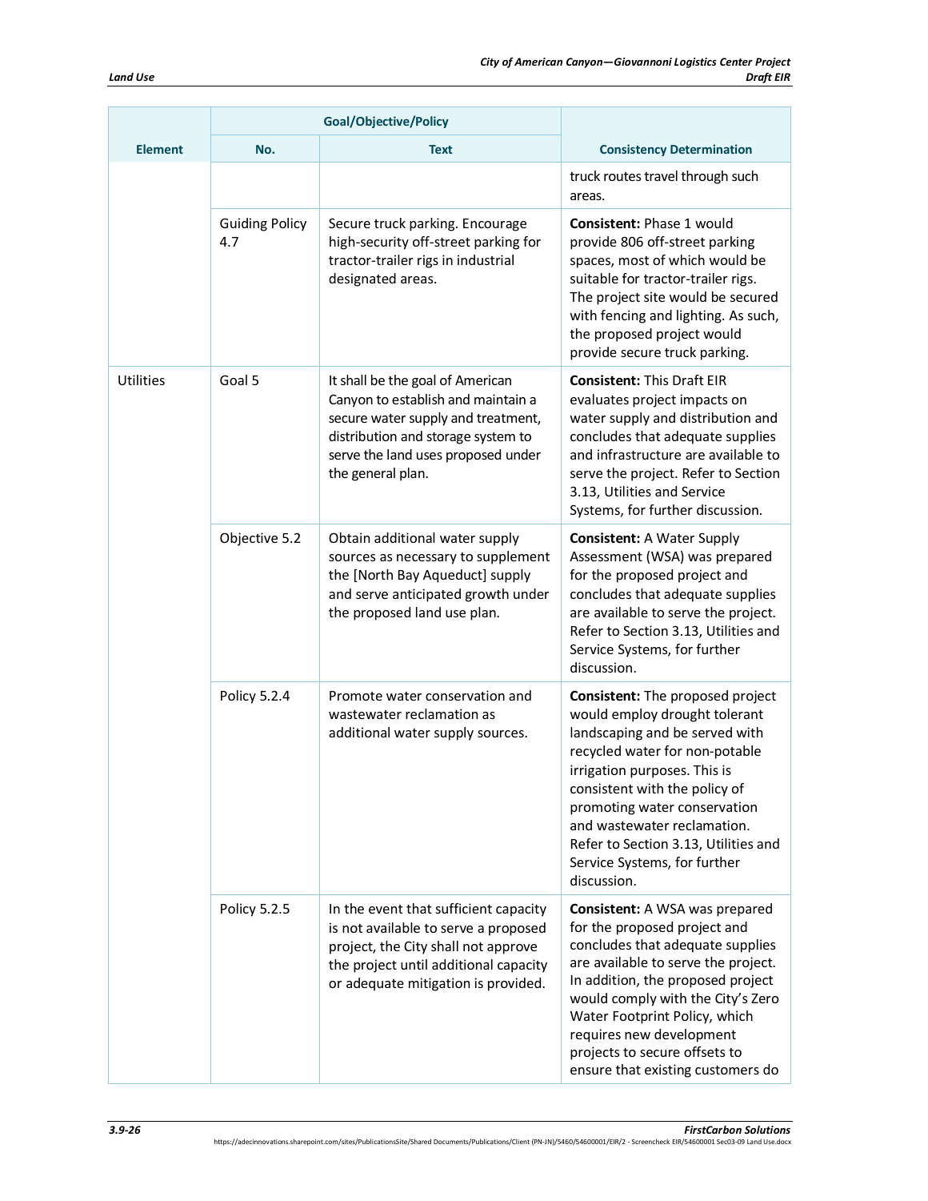| Element | Goal/Objective/Policy | | Consistency Determination |
|---|---|---|---|
| | No. | Text | |
| | | | truck routes travel through such areas. |
| | Guiding Policy 4.7 | Secure truck parking. Encourage high-security off-street parking for tractor-trailer rigs in industrial designated areas. | **Consistent:** Phase 1 would provide 806 off-street parking spaces, most of which would be suitable for tractor-trailer rigs. The project site would be secured with fencing and lighting. As such, the proposed project would provide secure truck parking. |
| Utilities | Goal 5 | It shall be the goal of American Canyon to establish and maintain a secure water supply and treatment, distribution and storage system to serve the land uses proposed under the general plan. | **Consistent:** This Draft EIR evaluates project impacts on water supply and distribution and concludes that adequate supplies and infrastructure are available to serve the project. Refer to Section 3.13, Utilities and Service Systems, for further discussion. |
| | Objective 5.2 | Obtain additional water supply sources as necessary to supplement the [North Bay Aqueduct] supply and serve anticipated growth under the proposed land use plan. | **Consistent:** A Water Supply Assessment (WSA) was prepared for the proposed project and concludes that adequate supplies are available to serve the project. Refer to Section 3.13, Utilities and Service Systems, for further discussion. |
| | Policy 5.2.4 | Promote water conservation and wastewater reclamation as additional water supply sources. | **Consistent:** The proposed project would employ drought tolerant landscaping and be served with recycled water for non-potable irrigation purposes. This is consistent with the policy of promoting water conservation and wastewater reclamation. Refer to Section 3.13, Utilities and Service Systems, for further discussion. |
| | Policy 5.2.5 | In the event that sufficient capacity is not available to serve a proposed project, the City shall not approve the project until additional capacity or adequate mitigation is provided. | **Consistent:** A WSA was prepared for the proposed project and concludes that adequate supplies are available to serve the project. In addition, the proposed project would comply with the City's Zero Water Footprint Policy, which requires new development projects to secure offsets to ensure that existing customers do |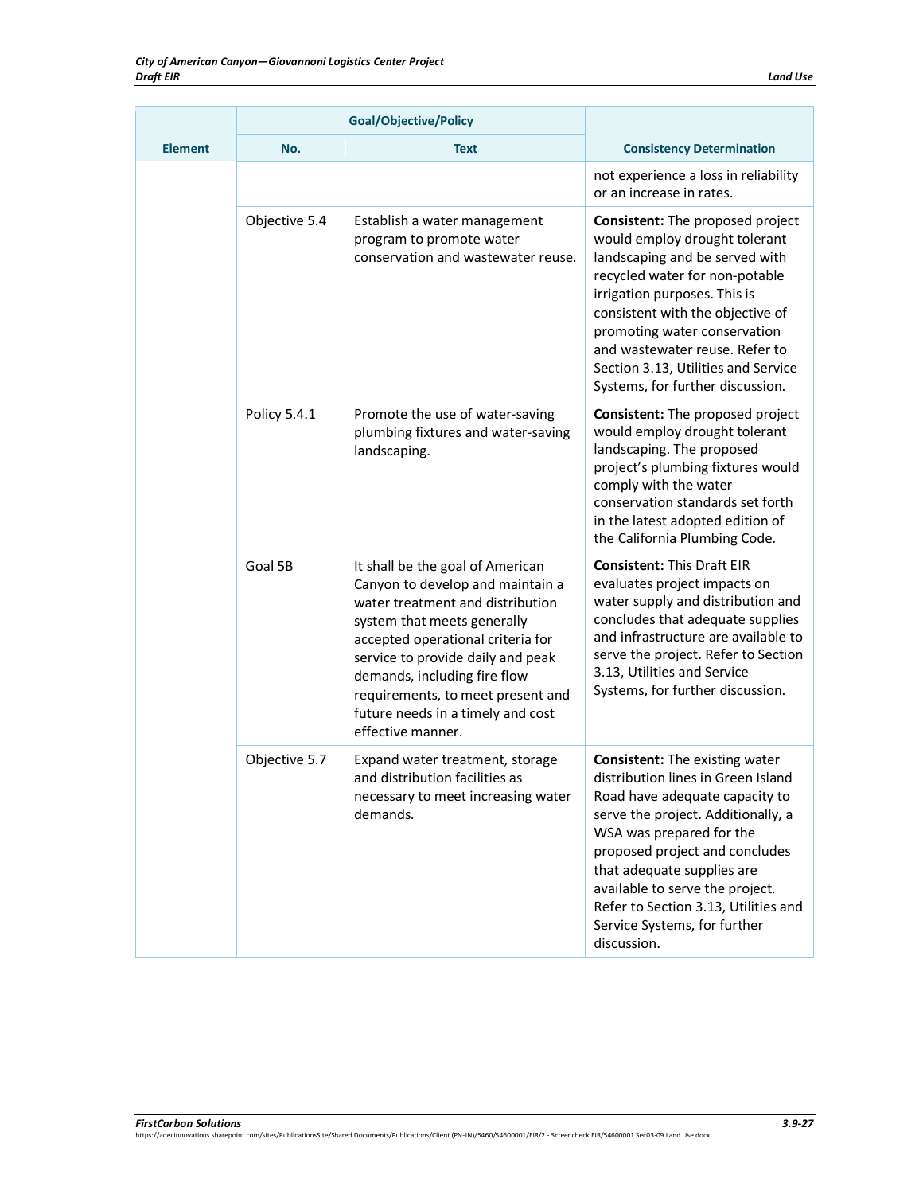| Element | Goal/Objective/Policy | | Consistency Determination |
|---|---|---|---|
| | No. | Text | |
| | | | not experience a loss in reliability or an increase in rates. |
| | Objective 5.4 | Establish a water management program to promote water conservation and wastewater reuse. | **Consistent:** The proposed project would employ drought tolerant landscaping and be served with recycled water for non-potable irrigation purposes. This is consistent with the objective of promoting water conservation and wastewater reuse. Refer to Section 3.13, Utilities and Service Systems, for further discussion. |
| | Policy 5.4.1 | Promote the use of water-saving plumbing fixtures and water-saving landscaping. | **Consistent:** The proposed project would employ drought tolerant landscaping. The proposed project's plumbing fixtures would comply with the water conservation standards set forth in the latest adopted edition of the California Plumbing Code. |
| | Goal 5B | It shall be the goal of American Canyon to develop and maintain a water treatment and distribution system that meets generally accepted operational criteria for service to provide daily and peak demands, including fire flow requirements, to meet present and future needs in a timely and cost effective manner. | **Consistent:** This Draft EIR evaluates project impacts on water supply and distribution and concludes that adequate supplies and infrastructure are available to serve the project. Refer to Section 3.13, Utilities and Service Systems, for further discussion. |
| | Objective 5.7 | Expand water treatment, storage and distribution facilities as necessary to meet increasing water demands. | **Consistent:** The existing water distribution lines in Green Island Road have adequate capacity to serve the project. Additionally, a WSA was prepared for the proposed project and concludes that adequate supplies are available to serve the project. Refer to Section 3.13, Utilities and Service Systems, for further discussion. |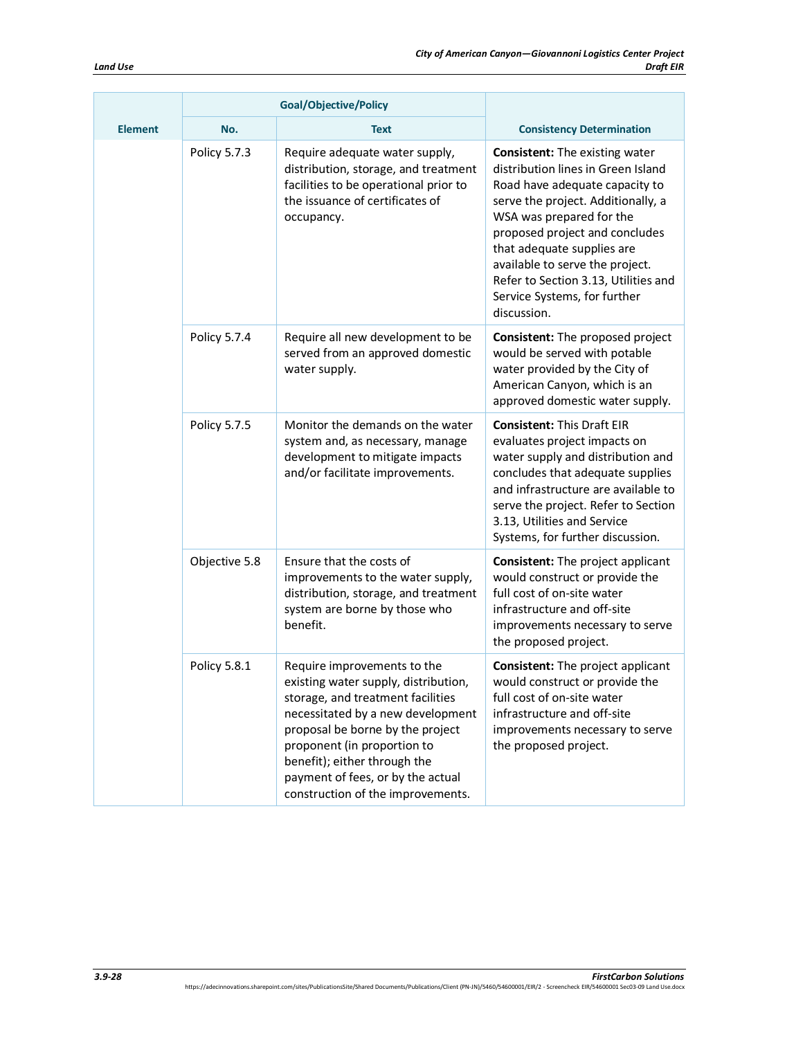| Element | Goal/Objective/Policy | | Consistency Determination |
|---|---|---|---|
| | No. | Text | |
| | Policy 5.7.3 | Require adequate water supply, distribution, storage, and treatment facilities to be operational prior to the issuance of certificates of occupancy. | **Consistent:** The existing water distribution lines in Green Island Road have adequate capacity to serve the project. Additionally, a WSA was prepared for the proposed project and concludes that adequate supplies are available to serve the project. Refer to Section 3.13, Utilities and Service Systems, for further discussion. |
| | Policy 5.7.4 | Require all new development to be served from an approved domestic water supply. | **Consistent:** The proposed project would be served with potable water provided by the City of American Canyon, which is an approved domestic water supply. |
| | Policy 5.7.5 | Monitor the demands on the water system and, as necessary, manage development to mitigate impacts and/or facilitate improvements. | **Consistent:** This Draft EIR evaluates project impacts on water supply and distribution and concludes that adequate supplies and infrastructure are available to serve the project. Refer to Section 3.13, Utilities and Service Systems, for further discussion. |
| | Objective 5.8 | Ensure that the costs of improvements to the water supply, distribution, storage, and treatment system are borne by those who benefit. | **Consistent:** The project applicant would construct or provide the full cost of on-site water infrastructure and off-site improvements necessary to serve the proposed project. |
| | Policy 5.8.1 | Require improvements to the existing water supply, distribution, storage, and treatment facilities necessitated by a new development proposal be borne by the project proponent (in proportion to benefit); either through the payment of fees, or by the actual construction of the improvements. | **Consistent:** The project applicant would construct or provide the full cost of on-site water infrastructure and off-site improvements necessary to serve the proposed project. |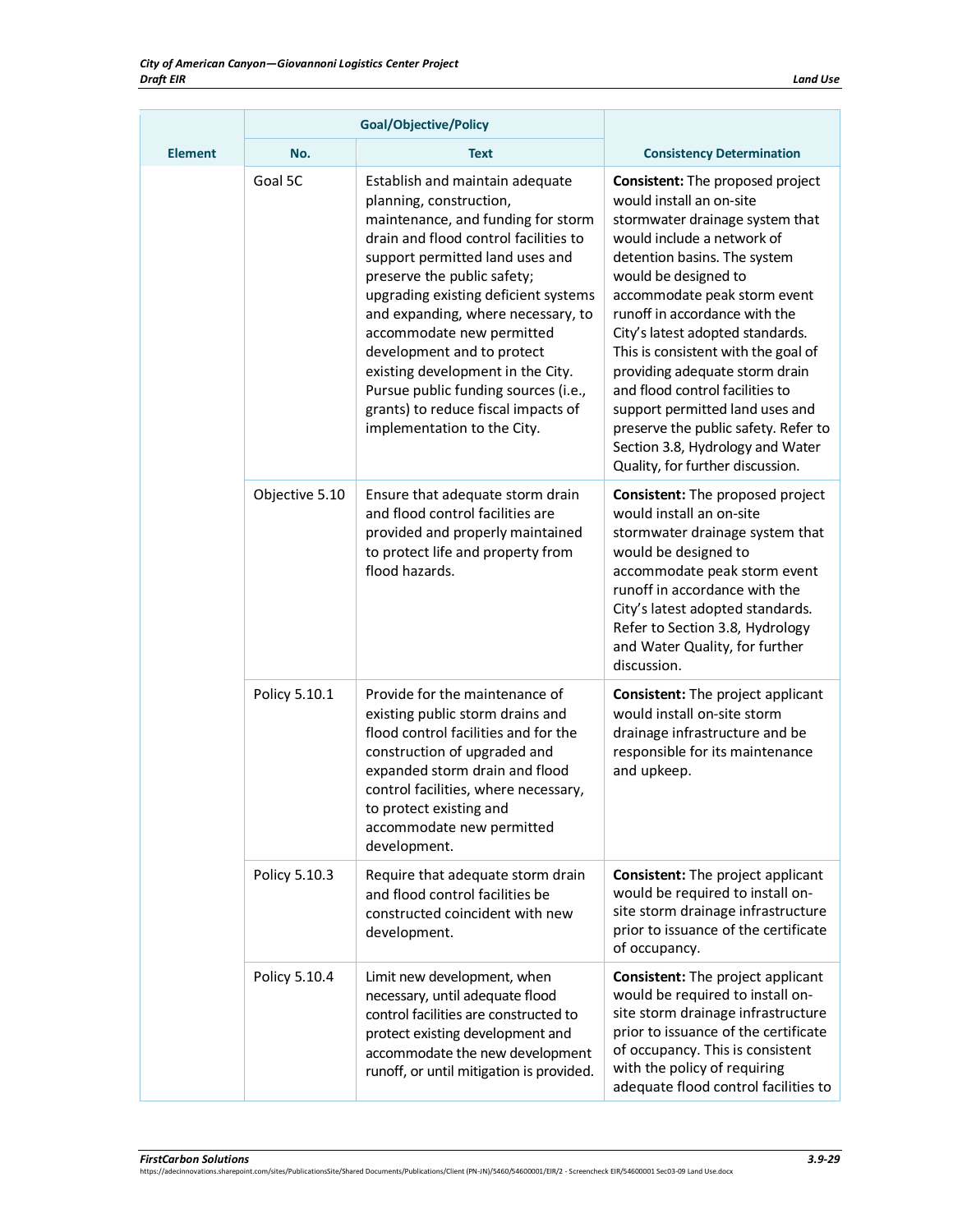| Element | Goal/Objective/Policy | | Consistency Determination |
|---|---|---|---|
| | No. | Text | |
| | Goal 5C | Establish and maintain adequate planning, construction, maintenance, and funding for storm drain and flood control facilities to support permitted land uses and preserve the public safety; upgrading existing deficient systems and expanding, where necessary, to accommodate new permitted development and to protect existing development in the City. Pursue public funding sources (i.e., grants) to reduce fiscal impacts of implementation to the City. | **Consistent:** The proposed project would install an on-site stormwater drainage system that would include a network of detention basins. The system would be designed to accommodate peak storm event runoff in accordance with the City's latest adopted standards. This is consistent with the goal of providing adequate storm drain and flood control facilities to support permitted land uses and preserve the public safety. Refer to Section 3.8, Hydrology and Water Quality, for further discussion. |
| | Objective 5.10 | Ensure that adequate storm drain and flood control facilities are provided and properly maintained to protect life and property from flood hazards. | **Consistent:** The proposed project would install an on-site stormwater drainage system that would be designed to accommodate peak storm event runoff in accordance with the City's latest adopted standards. Refer to Section 3.8, Hydrology and Water Quality, for further discussion. |
| | Policy 5.10.1 | Provide for the maintenance of existing public storm drains and flood control facilities and for the construction of upgraded and expanded storm drain and flood control facilities, where necessary, to protect existing and accommodate new permitted development. | **Consistent:** The project applicant would install on-site storm drainage infrastructure and be responsible for its maintenance and upkeep. |
| | Policy 5.10.3 | Require that adequate storm drain and flood control facilities be constructed coincident with new development. | **Consistent:** The project applicant would be required to install on-site storm drainage infrastructure prior to issuance of the certificate of occupancy. |
| | Policy 5.10.4 | Limit new development, when necessary, until adequate flood control facilities are constructed to protect existing development and accommodate the new development runoff, or until mitigation is provided. | **Consistent:** The project applicant would be required to install on-site storm drainage infrastructure prior to issuance of the certificate of occupancy. This is consistent with the policy of requiring adequate flood control facilities to |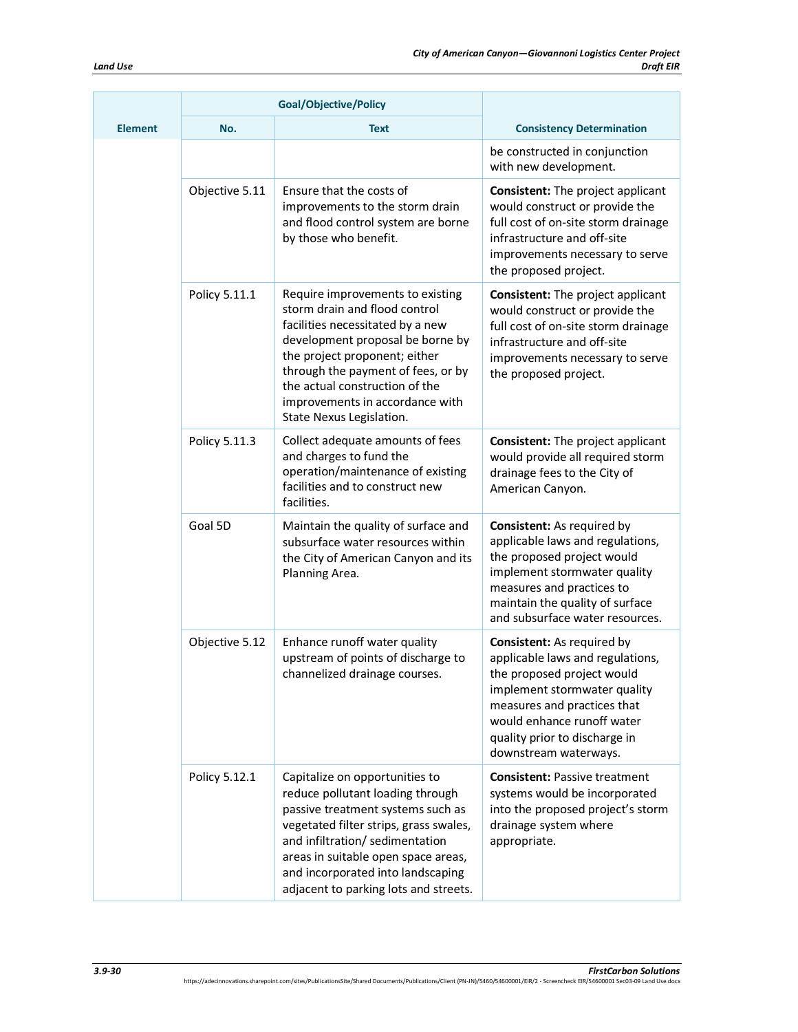| Element | Goal/Objective/Policy | | Consistency Determination |
|---|---|---|---|
| | No. | Text | |
| | | | be constructed in conjunction with new development. |
| | Objective 5.11 | Ensure that the costs of improvements to the storm drain and flood control system are borne by those who benefit. | **Consistent:** The project applicant would construct or provide the full cost of on-site storm drainage infrastructure and off-site improvements necessary to serve the proposed project. |
| | Policy 5.11.1 | Require improvements to existing storm drain and flood control facilities necessitated by a new development proposal be borne by the project proponent; either through the payment of fees, or by the actual construction of the improvements in accordance with State Nexus Legislation. | **Consistent:** The project applicant would construct or provide the full cost of on-site storm drainage infrastructure and off-site improvements necessary to serve the proposed project. |
| | Policy 5.11.3 | Collect adequate amounts of fees and charges to fund the operation/maintenance of existing facilities and to construct new facilities. | **Consistent:** The project applicant would provide all required storm drainage fees to the City of American Canyon. |
| | Goal 5D | Maintain the quality of surface and subsurface water resources within the City of American Canyon and its Planning Area. | **Consistent:** As required by applicable laws and regulations, the proposed project would implement stormwater quality measures and practices to maintain the quality of surface and subsurface water resources. |
| | Objective 5.12 | Enhance runoff water quality upstream of points of discharge to channelized drainage courses. | **Consistent:** As required by applicable laws and regulations, the proposed project would implement stormwater quality measures and practices that would enhance runoff water quality prior to discharge in downstream waterways. |
| | Policy 5.12.1 | Capitalize on opportunities to reduce pollutant loading through passive treatment systems such as vegetated filter strips, grass swales, and infiltration/ sedimentation areas in suitable open space areas, and incorporated into landscaping adjacent to parking lots and streets. | **Consistent:** Passive treatment systems would be incorporated into the proposed project's storm drainage system where appropriate. |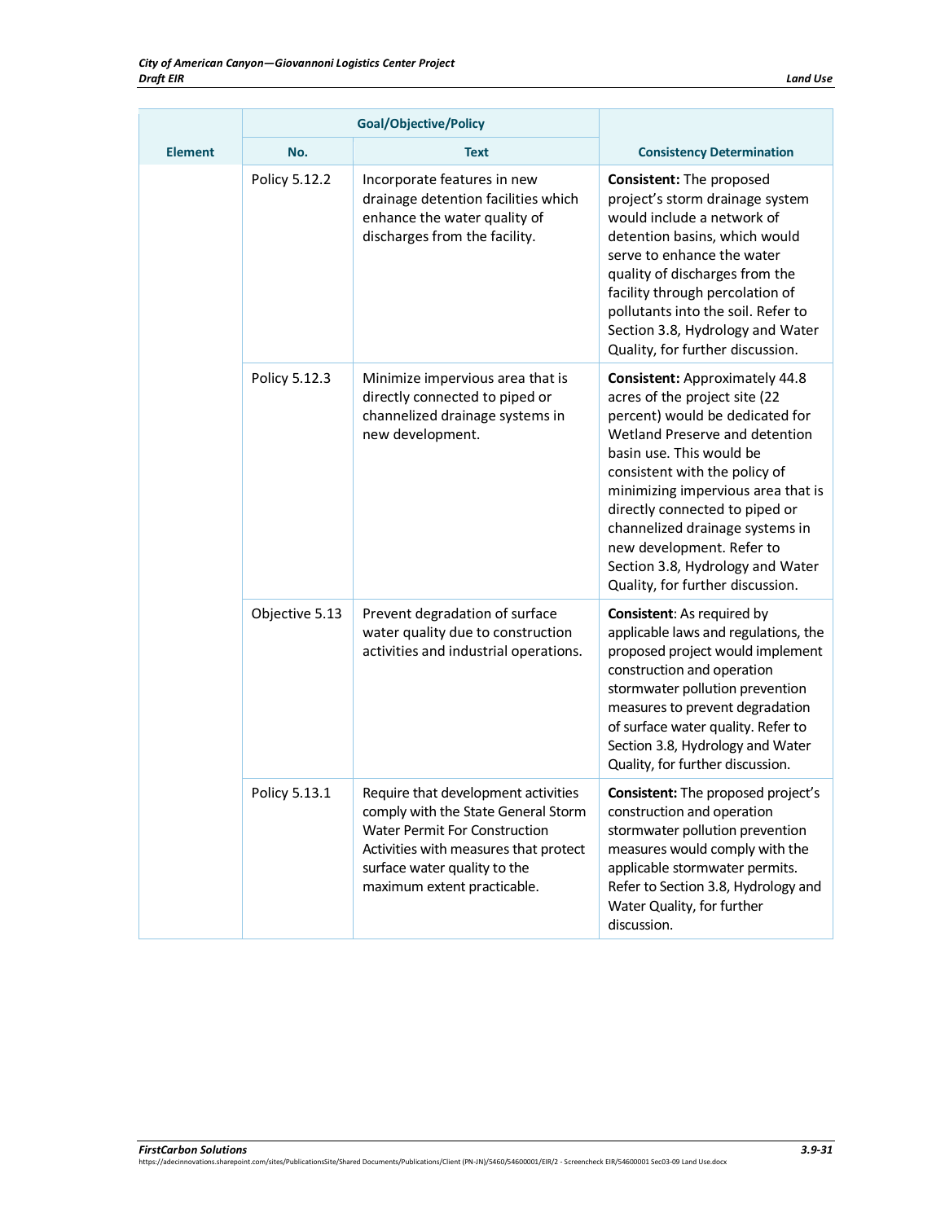| Element | Goal/Objective/Policy | | Consistency Determination |
|---|---|---|---|
| | **No.** | **Text** | |
| | Policy 5.12.2 | Incorporate features in new drainage detention facilities which enhance the water quality of discharges from the facility. | **Consistent:** The proposed project's storm drainage system would include a network of detention basins, which would serve to enhance the water quality of discharges from the facility through percolation of pollutants into the soil. Refer to Section 3.8, Hydrology and Water Quality, for further discussion. |
| | Policy 5.12.3 | Minimize impervious area that is directly connected to piped or channelized drainage systems in new development. | **Consistent:** Approximately 44.8 acres of the project site (22 percent) would be dedicated for Wetland Preserve and detention basin use. This would be consistent with the policy of minimizing impervious area that is directly connected to piped or channelized drainage systems in new development. Refer to Section 3.8, Hydrology and Water Quality, for further discussion. |
| | Objective 5.13 | Prevent degradation of surface water quality due to construction activities and industrial operations. | **Consistent**: As required by applicable laws and regulations, the proposed project would implement construction and operation stormwater pollution prevention measures to prevent degradation of surface water quality. Refer to Section 3.8, Hydrology and Water Quality, for further discussion. |
| | Policy 5.13.1 | Require that development activities comply with the State General Storm Water Permit For Construction Activities with measures that protect surface water quality to the maximum extent practicable. | **Consistent:** The proposed project's construction and operation stormwater pollution prevention measures would comply with the applicable stormwater permits. Refer to Section 3.8, Hydrology and Water Quality, for further discussion. |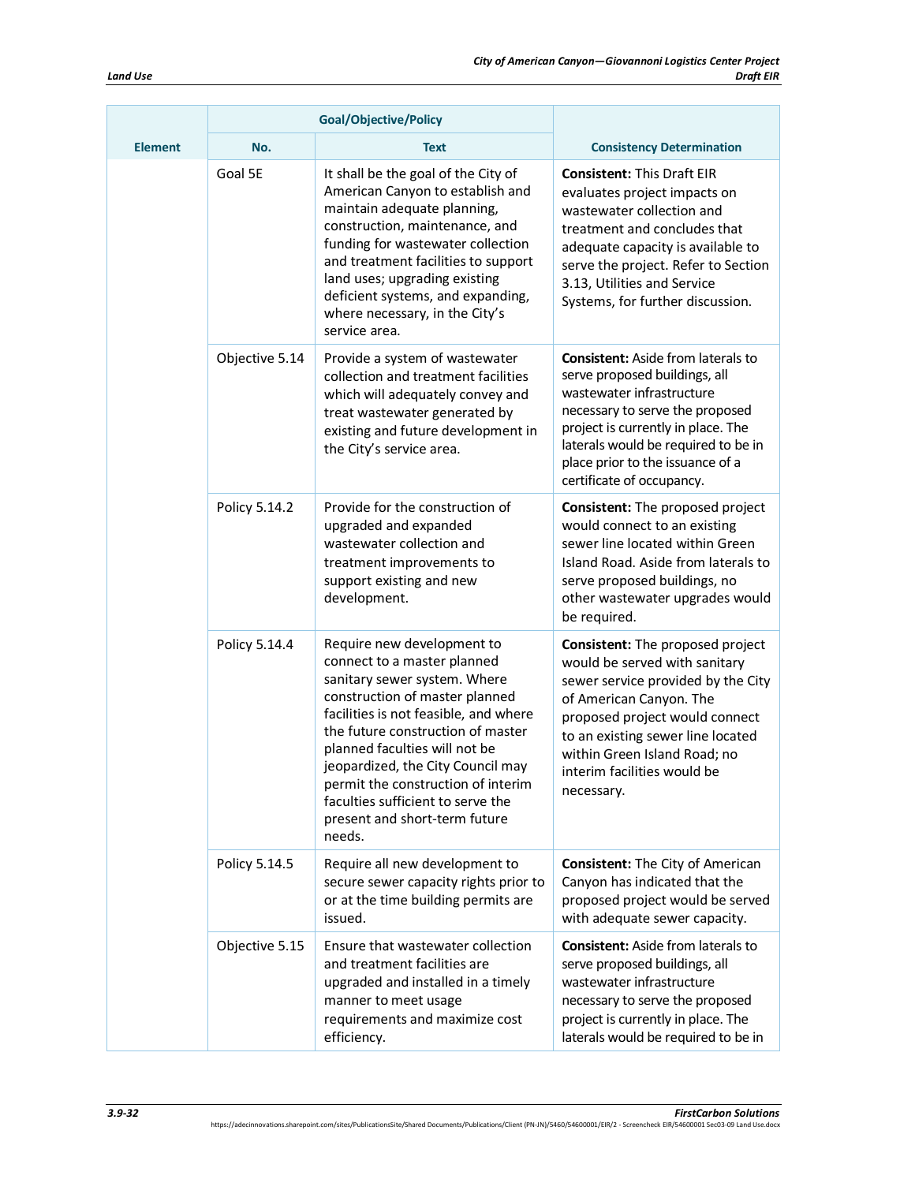| Element | Goal/Objective/Policy | | Consistency Determination |
|---|---|---|---|
| | No. | Text | |
| | Goal 5E | It shall be the goal of the City of American Canyon to establish and maintain adequate planning, construction, maintenance, and funding for wastewater collection and treatment facilities to support land uses; upgrading existing deficient systems, and expanding, where necessary, in the City's service area. | **Consistent:** This Draft EIR evaluates project impacts on wastewater collection and treatment and concludes that adequate capacity is available to serve the project. Refer to Section 3.13, Utilities and Service Systems, for further discussion. |
| | Objective 5.14 | Provide a system of wastewater collection and treatment facilities which will adequately convey and treat wastewater generated by existing and future development in the City's service area. | **Consistent:** Aside from laterals to serve proposed buildings, all wastewater infrastructure necessary to serve the proposed project is currently in place. The laterals would be required to be in place prior to the issuance of a certificate of occupancy. |
| | Policy 5.14.2 | Provide for the construction of upgraded and expanded wastewater collection and treatment improvements to support existing and new development. | **Consistent:** The proposed project would connect to an existing sewer line located within Green Island Road. Aside from laterals to serve proposed buildings, no other wastewater upgrades would be required. |
| | Policy 5.14.4 | Require new development to connect to a master planned sanitary sewer system. Where construction of master planned facilities is not feasible, and where the future construction of master planned faculties will not be jeopardized, the City Council may permit the construction of interim faculties sufficient to serve the present and short-term future needs. | **Consistent:** The proposed project would be served with sanitary sewer service provided by the City of American Canyon. The proposed project would connect to an existing sewer line located within Green Island Road; no interim facilities would be necessary. |
| | Policy 5.14.5 | Require all new development to secure sewer capacity rights prior to or at the time building permits are issued. | **Consistent:** The City of American Canyon has indicated that the proposed project would be served with adequate sewer capacity. |
| | Objective 5.15 | Ensure that wastewater collection and treatment facilities are upgraded and installed in a timely manner to meet usage requirements and maximize cost efficiency. | **Consistent:** Aside from laterals to serve proposed buildings, all wastewater infrastructure necessary to serve the proposed project is currently in place. The laterals would be required to be in |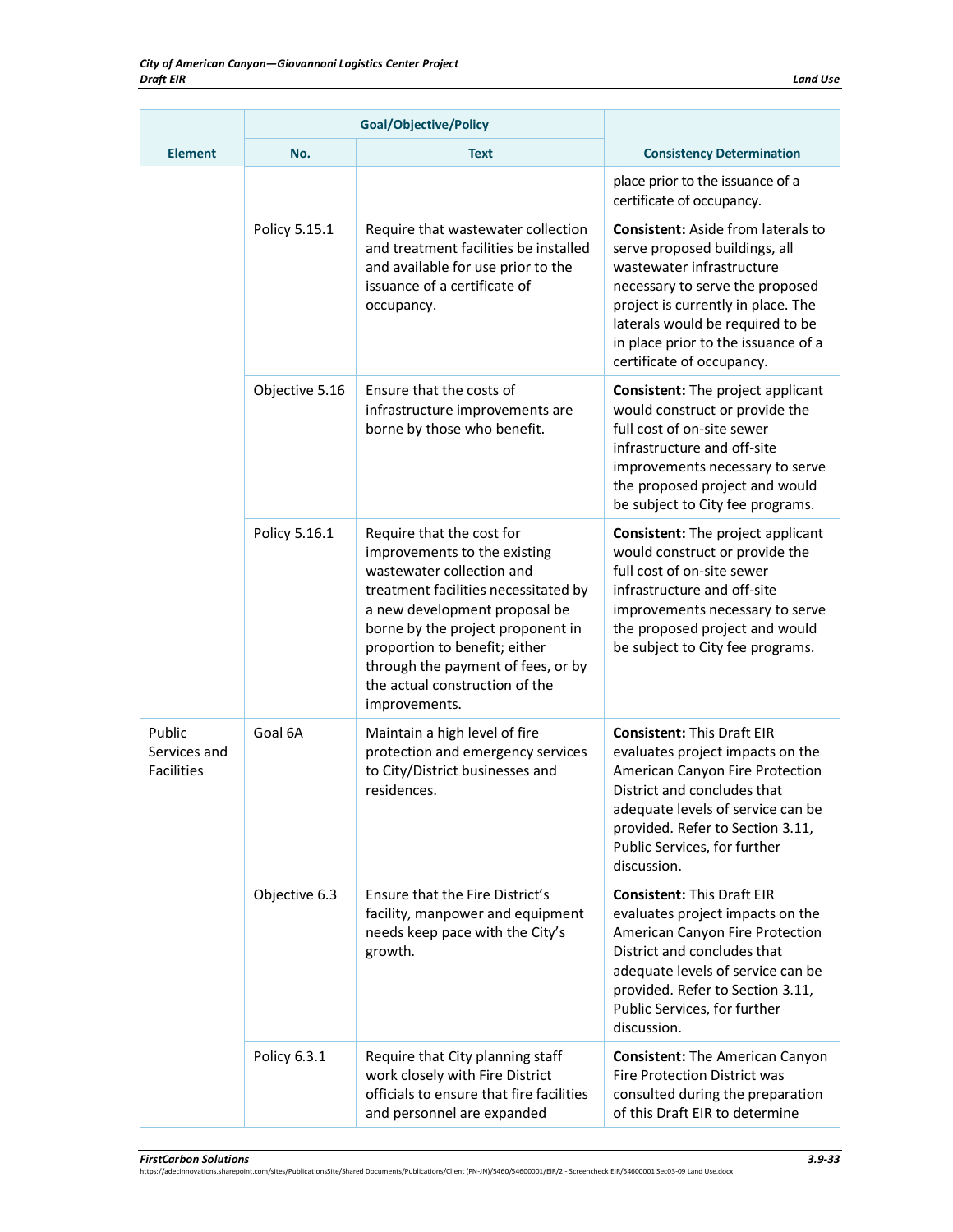| Element | Goal/Objective/Policy | | Consistency Determination |
|---|---|---|---|
| | No. | Text | |
| | | | place prior to the issuance of a certificate of occupancy. |
| | Policy 5.15.1 | Require that wastewater collection and treatment facilities be installed and available for use prior to the issuance of a certificate of occupancy. | **Consistent:** Aside from laterals to serve proposed buildings, all wastewater infrastructure necessary to serve the proposed project is currently in place. The laterals would be required to be in place prior to the issuance of a certificate of occupancy. |
| | Objective 5.16 | Ensure that the costs of infrastructure improvements are borne by those who benefit. | **Consistent:** The project applicant would construct or provide the full cost of on-site sewer infrastructure and off-site improvements necessary to serve the proposed project and would be subject to City fee programs. |
| | Policy 5.16.1 | Require that the cost for improvements to the existing wastewater collection and treatment facilities necessitated by a new development proposal be borne by the project proponent in proportion to benefit; either through the payment of fees, or by the actual construction of the improvements. | **Consistent:** The project applicant would construct or provide the full cost of on-site sewer infrastructure and off-site improvements necessary to serve the proposed project and would be subject to City fee programs. |
| Public Services and Facilities | Goal 6A | Maintain a high level of fire protection and emergency services to City/District businesses and residences. | **Consistent:** This Draft EIR evaluates project impacts on the American Canyon Fire Protection District and concludes that adequate levels of service can be provided. Refer to Section 3.11, Public Services, for further discussion. |
| | Objective 6.3 | Ensure that the Fire District's facility, manpower and equipment needs keep pace with the City's growth. | **Consistent:** This Draft EIR evaluates project impacts on the American Canyon Fire Protection District and concludes that adequate levels of service can be provided. Refer to Section 3.11, Public Services, for further discussion. |
| | Policy 6.3.1 | Require that City planning staff work closely with Fire District officials to ensure that fire facilities and personnel are expanded | **Consistent:** The American Canyon Fire Protection District was consulted during the preparation of this Draft EIR to determine |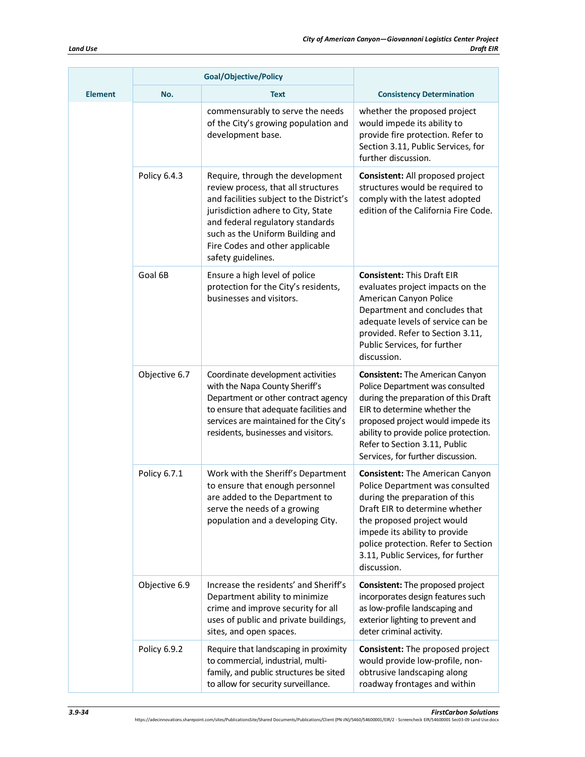| Element | Goal/Objective/Policy | | Consistency Determination |
|---|---|---|---|
| | No. | Text | |
| | | commensurably to serve the needs of the City's growing population and development base. | whether the proposed project would impede its ability to provide fire protection. Refer to Section 3.11, Public Services, for further discussion. |
| | Policy 6.4.3 | Require, through the development review process, that all structures and facilities subject to the District's jurisdiction adhere to City, State and federal regulatory standards such as the Uniform Building and Fire Codes and other applicable safety guidelines. | **Consistent:** All proposed project structures would be required to comply with the latest adopted edition of the California Fire Code. |
| | Goal 6B | Ensure a high level of police protection for the City's residents, businesses and visitors. | **Consistent:** This Draft EIR evaluates project impacts on the American Canyon Police Department and concludes that adequate levels of service can be provided. Refer to Section 3.11, Public Services, for further discussion. |
| | Objective 6.7 | Coordinate development activities with the Napa County Sheriff's Department or other contract agency to ensure that adequate facilities and services are maintained for the City's residents, businesses and visitors. | **Consistent:** The American Canyon Police Department was consulted during the preparation of this Draft EIR to determine whether the proposed project would impede its ability to provide police protection. Refer to Section 3.11, Public Services, for further discussion. |
| | Policy 6.7.1 | Work with the Sheriff's Department to ensure that enough personnel are added to the Department to serve the needs of a growing population and a developing City. | **Consistent:** The American Canyon Police Department was consulted during the preparation of this Draft EIR to determine whether the proposed project would impede its ability to provide police protection. Refer to Section 3.11, Public Services, for further discussion. |
| | Objective 6.9 | Increase the residents' and Sheriff's Department ability to minimize crime and improve security for all uses of public and private buildings, sites, and open spaces. | **Consistent:** The proposed project incorporates design features such as low-profile landscaping and exterior lighting to prevent and deter criminal activity. |
| | Policy 6.9.2 | Require that landscaping in proximity to commercial, industrial, multi-family, and public structures be sited to allow for security surveillance. | **Consistent:** The proposed project would provide low-profile, non-obtrusive landscaping along roadway frontages and within |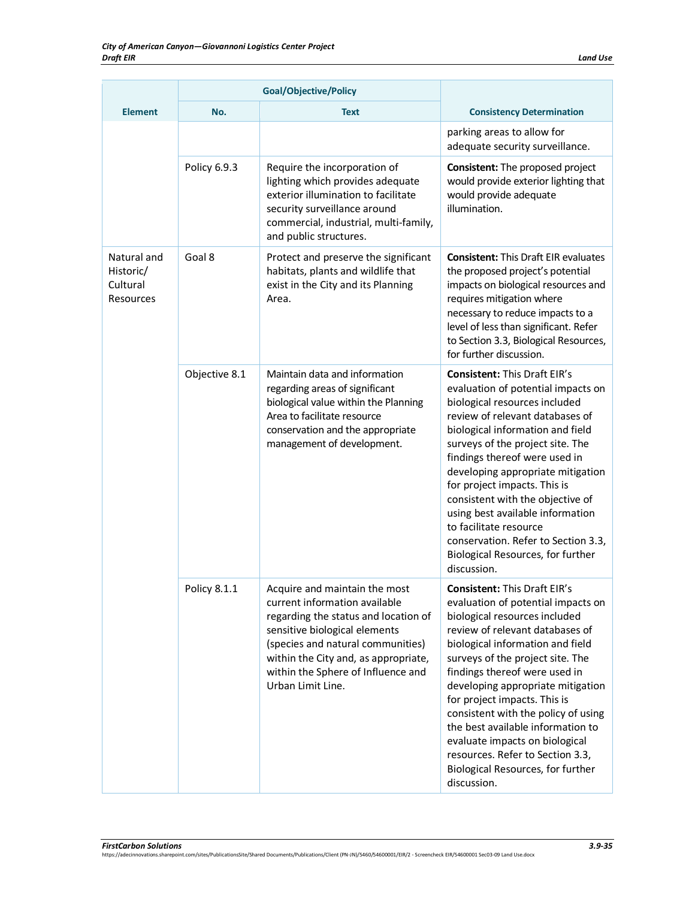| Element | Goal/Objective/Policy | | Consistency Determination |
|---|---|---|---|
| | No. | Text | |
| | | | parking areas to allow for adequate security surveillance. |
| | Policy 6.9.3 | Require the incorporation of lighting which provides adequate exterior illumination to facilitate security surveillance around commercial, industrial, multi-family, and public structures. | **Consistent:** The proposed project would provide exterior lighting that would provide adequate illumination. |
| Natural and Historic/ Cultural Resources | Goal 8 | Protect and preserve the significant habitats, plants and wildlife that exist in the City and its Planning Area. | **Consistent:** This Draft EIR evaluates the proposed project's potential impacts on biological resources and requires mitigation where necessary to reduce impacts to a level of less than significant. Refer to Section 3.3, Biological Resources, for further discussion. |
| | Objective 8.1 | Maintain data and information regarding areas of significant biological value within the Planning Area to facilitate resource conservation and the appropriate management of development. | **Consistent:** This Draft EIR's evaluation of potential impacts on biological resources included review of relevant databases of biological information and field surveys of the project site. The findings thereof were used in developing appropriate mitigation for project impacts. This is consistent with the objective of using best available information to facilitate resource conservation. Refer to Section 3.3, Biological Resources, for further discussion. |
| | Policy 8.1.1 | Acquire and maintain the most current information available regarding the status and location of sensitive biological elements (species and natural communities) within the City and, as appropriate, within the Sphere of Influence and Urban Limit Line. | **Consistent:** This Draft EIR's evaluation of potential impacts on biological resources included review of relevant databases of biological information and field surveys of the project site. The findings thereof were used in developing appropriate mitigation for project impacts. This is consistent with the policy of using the best available information to evaluate impacts on biological resources. Refer to Section 3.3, Biological Resources, for further discussion. |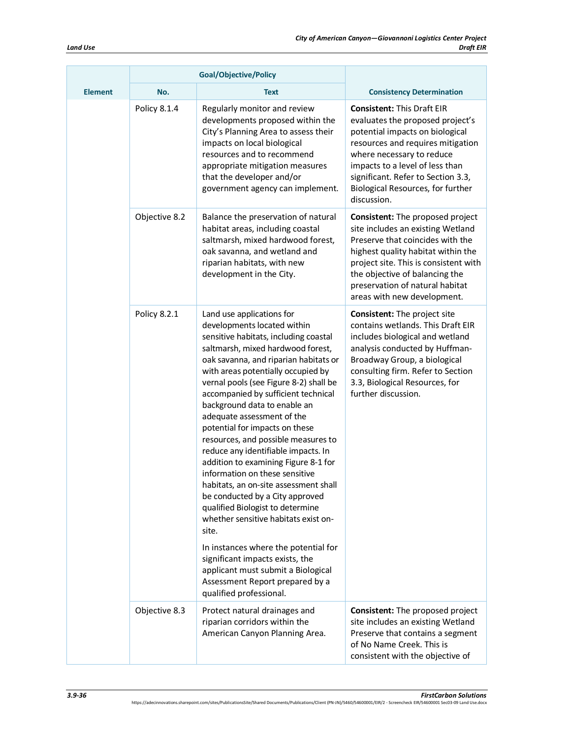| Element | Goal/Objective/Policy | | Consistency Determination |
|---|---|---|---|
| | No. | Text | |
| | Policy 8.1.4 | Regularly monitor and review developments proposed within the City's Planning Area to assess their impacts on local biological resources and to recommend appropriate mitigation measures that the developer and/or government agency can implement. | **Consistent:** This Draft EIR evaluates the proposed project's potential impacts on biological resources and requires mitigation where necessary to reduce impacts to a level of less than significant. Refer to Section 3.3, Biological Resources, for further discussion. |
| | Objective 8.2 | Balance the preservation of natural habitat areas, including coastal saltmarsh, mixed hardwood forest, oak savanna, and wetland and riparian habitats, with new development in the City. | **Consistent:** The proposed project site includes an existing Wetland Preserve that coincides with the highest quality habitat within the project site. This is consistent with the objective of balancing the preservation of natural habitat areas with new development. |
| | Policy 8.2.1 | Land use applications for developments located within sensitive habitats, including coastal saltmarsh, mixed hardwood forest, oak savanna, and riparian habitats or with areas potentially occupied by vernal pools (see Figure 8-2) shall be accompanied by sufficient technical background data to enable an adequate assessment of the potential for impacts on these resources, and possible measures to reduce any identifiable impacts. In addition to examining Figure 8-1 for information on these sensitive habitats, an on-site assessment shall be conducted by a City approved qualified Biologist to determine whether sensitive habitats exist on-site.<br><br>In instances where the potential for significant impacts exists, the applicant must submit a Biological Assessment Report prepared by a qualified professional. | **Consistent:** The project site contains wetlands. This Draft EIR includes biological and wetland analysis conducted by Huffman-Broadway Group, a biological consulting firm. Refer to Section 3.3, Biological Resources, for further discussion. |
| | Objective 8.3 | Protect natural drainages and riparian corridors within the American Canyon Planning Area. | **Consistent:** The proposed project site includes an existing Wetland Preserve that contains a segment of No Name Creek. This is consistent with the objective of |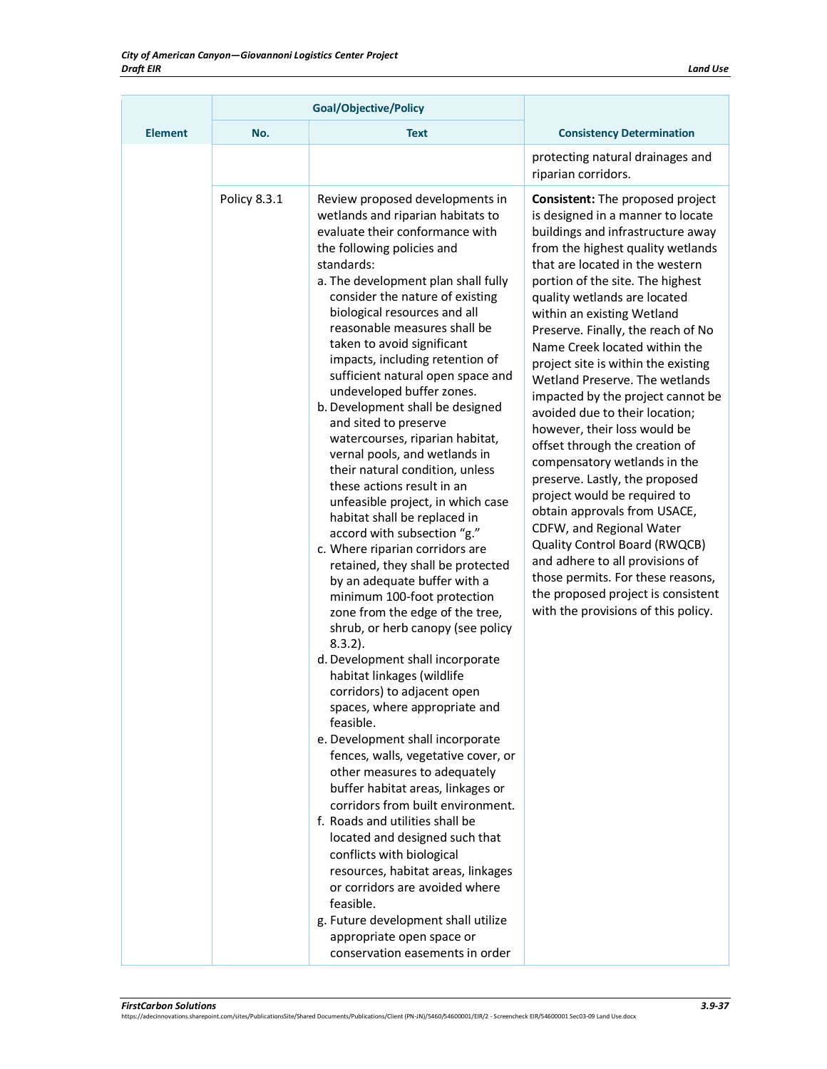| Element | Goal/Objective/Policy | | Consistency Determination |
|---|---|---|---|
| | No. | Text | |
| | | | protecting natural drainages and riparian corridors. |
| | Policy 8.3.1 | Review proposed developments in wetlands and riparian habitats to evaluate their conformance with the following policies and standards:<br>a. The development plan shall fully consider the nature of existing biological resources and all reasonable measures shall be taken to avoid significant impacts, including retention of sufficient natural open space and undeveloped buffer zones.<br>b. Development shall be designed and sited to preserve watercourses, riparian habitat, vernal pools, and wetlands in their natural condition, unless these actions result in an unfeasible project, in which case habitat shall be replaced in accord with subsection "g."<br>c. Where riparian corridors are retained, they shall be protected by an adequate buffer with a minimum 100-foot protection zone from the edge of the tree, shrub, or herb canopy (see policy 8.3.2).<br>d. Development shall incorporate habitat linkages (wildlife corridors) to adjacent open spaces, where appropriate and feasible.<br>e. Development shall incorporate fences, walls, vegetative cover, or other measures to adequately buffer habitat areas, linkages or corridors from built environment.<br>f. Roads and utilities shall be located and designed such that conflicts with biological resources, habitat areas, linkages or corridors are avoided where feasible.<br>g. Future development shall utilize appropriate open space or conservation easements in order | **Consistent:** The proposed project is designed in a manner to locate buildings and infrastructure away from the highest quality wetlands that are located in the western portion of the site. The highest quality wetlands are located within an existing Wetland Preserve. Finally, the reach of No Name Creek located within the project site is within the existing Wetland Preserve. The wetlands impacted by the project cannot be avoided due to their location; however, their loss would be offset through the creation of compensatory wetlands in the preserve. Lastly, the proposed project would be required to obtain approvals from USACE, CDFW, and Regional Water Quality Control Board (RWQCB) and adhere to all provisions of those permits. For these reasons, the proposed project is consistent with the provisions of this policy. |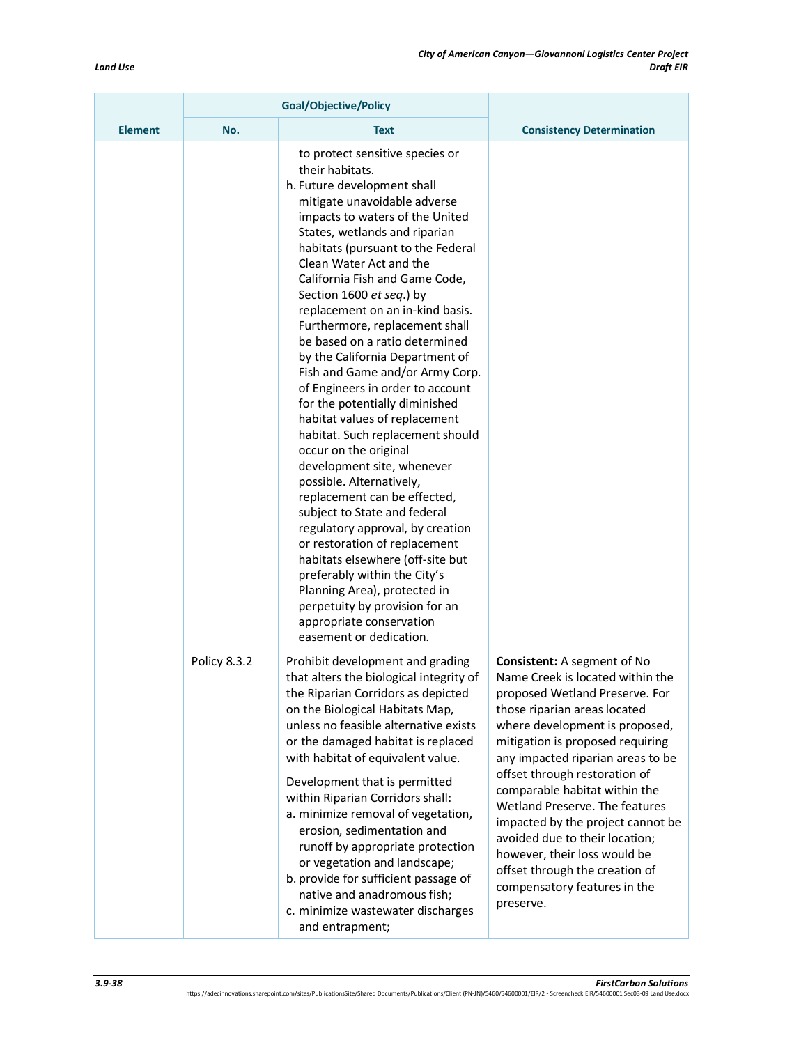| Element | Goal/Objective/Policy No. | Goal/Objective/Policy Text | Consistency Determination |
|---|---|---|---|
| | | to protect sensitive species or their habitats.<br>h. Future development shall mitigate unavoidable adverse impacts to waters of the United States, wetlands and riparian habitats (pursuant to the Federal Clean Water Act and the California Fish and Game Code, Section 1600 *et seq.*) by replacement on an in-kind basis. Furthermore, replacement shall be based on a ratio determined by the California Department of Fish and Game and/or Army Corp. of Engineers in order to account for the potentially diminished habitat values of replacement habitat. Such replacement should occur on the original development site, whenever possible. Alternatively, replacement can be effected, subject to State and federal regulatory approval, by creation or restoration of replacement habitats elsewhere (off-site but preferably within the City's Planning Area), protected in perpetuity by provision for an appropriate conservation easement or dedication. | |
| | Policy 8.3.2 | Prohibit development and grading that alters the biological integrity of the Riparian Corridors as depicted on the Biological Habitats Map, unless no feasible alternative exists or the damaged habitat is replaced with habitat of equivalent value.<br><br>Development that is permitted within Riparian Corridors shall:<br>a. minimize removal of vegetation, erosion, sedimentation and runoff by appropriate protection or vegetation and landscape;<br>b. provide for sufficient passage of native and anadromous fish;<br>c. minimize wastewater discharges and entrapment; | **Consistent:** A segment of No Name Creek is located within the proposed Wetland Preserve. For those riparian areas located where development is proposed, mitigation is proposed requiring any impacted riparian areas to be offset through restoration of comparable habitat within the Wetland Preserve. The features impacted by the project cannot be avoided due to their location; however, their loss would be offset through the creation of compensatory features in the preserve. |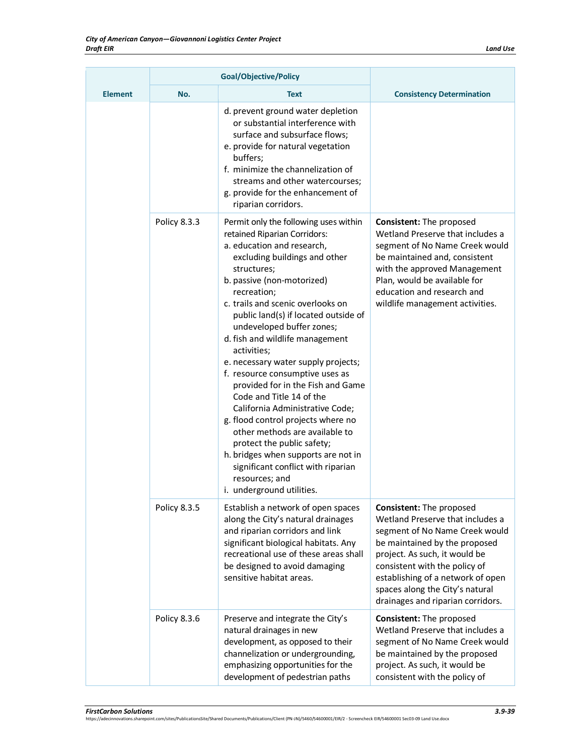| Element | Goal/Objective/Policy No. | Goal/Objective/Policy Text | Consistency Determination |
|---|---|---|---|
| | | d. prevent ground water depletion or substantial interference with surface and subsurface flows;<br>e. provide for natural vegetation buffers;<br>f. minimize the channelization of streams and other watercourses;<br>g. provide for the enhancement of riparian corridors. | |
| | Policy 8.3.3 | Permit only the following uses within retained Riparian Corridors:<br>a. education and research, excluding buildings and other structures;<br>b. passive (non-motorized) recreation;<br>c. trails and scenic overlooks on public land(s) if located outside of undeveloped buffer zones;<br>d. fish and wildlife management activities;<br>e. necessary water supply projects;<br>f. resource consumptive uses as provided for in the Fish and Game Code and Title 14 of the California Administrative Code;<br>g. flood control projects where no other methods are available to protect the public safety;<br>h. bridges when supports are not in significant conflict with riparian resources; and<br>i. underground utilities. | **Consistent:** The proposed Wetland Preserve that includes a segment of No Name Creek would be maintained and, consistent with the approved Management Plan, would be available for education and research and wildlife management activities. |
| | Policy 8.3.5 | Establish a network of open spaces along the City's natural drainages and riparian corridors and link significant biological habitats. Any recreational use of these areas shall be designed to avoid damaging sensitive habitat areas. | **Consistent:** The proposed Wetland Preserve that includes a segment of No Name Creek would be maintained by the proposed project. As such, it would be consistent with the policy of establishing of a network of open spaces along the City's natural drainages and riparian corridors. |
| | Policy 8.3.6 | Preserve and integrate the City's natural drainages in new development, as opposed to their channelization or undergrounding, emphasizing opportunities for the development of pedestrian paths | **Consistent:** The proposed Wetland Preserve that includes a segment of No Name Creek would be maintained by the proposed project. As such, it would be consistent with the policy of |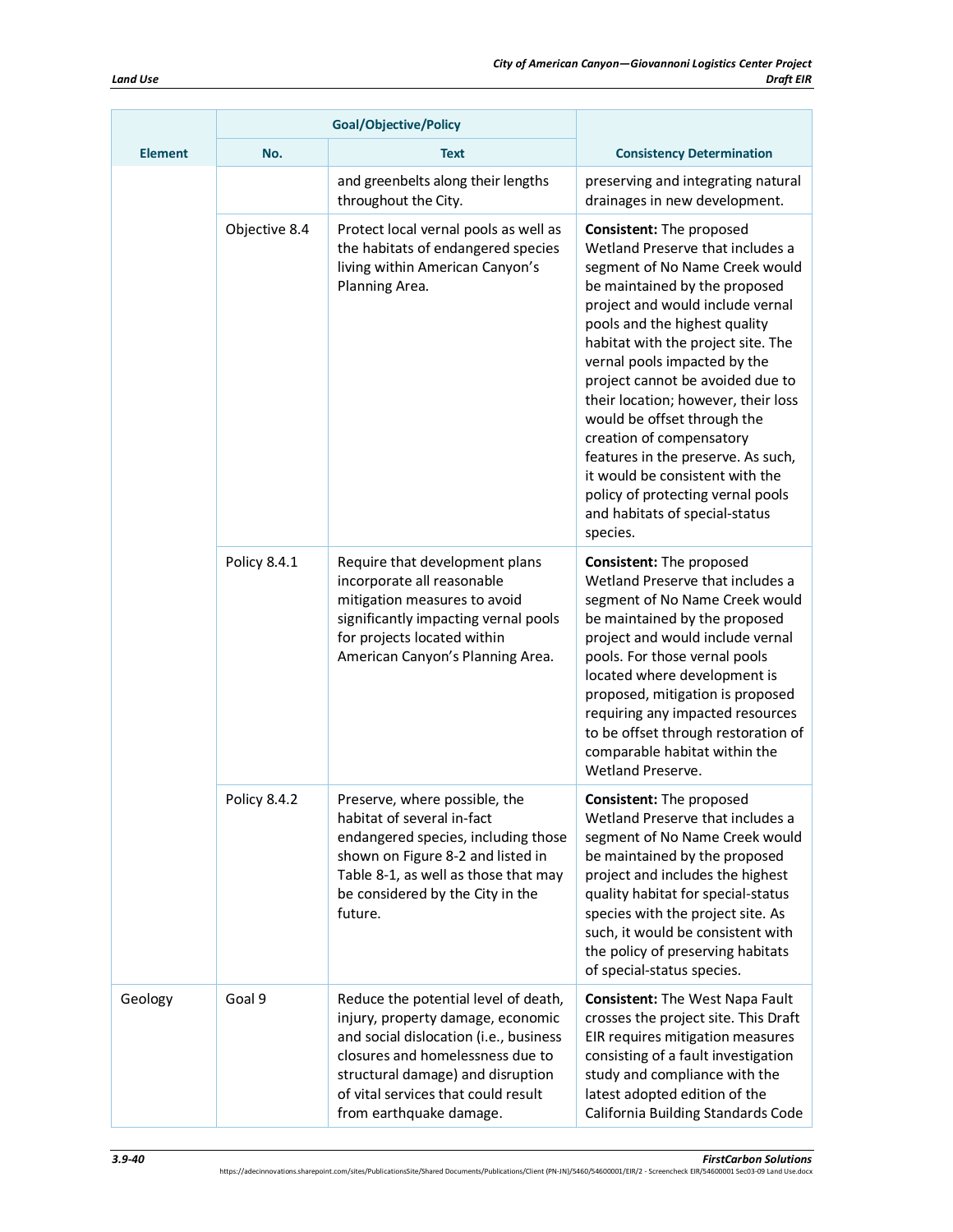| Element | Goal/Objective/Policy | | Consistency Determination |
|---|---|---|---|
| | No. | Text | |
| | | and greenbelts along their lengths throughout the City. | preserving and integrating natural drainages in new development. |
| | Objective 8.4 | Protect local vernal pools as well as the habitats of endangered species living within American Canyon's Planning Area. | **Consistent:** The proposed Wetland Preserve that includes a segment of No Name Creek would be maintained by the proposed project and would include vernal pools and the highest quality habitat with the project site. The vernal pools impacted by the project cannot be avoided due to their location; however, their loss would be offset through the creation of compensatory features in the preserve. As such, it would be consistent with the policy of protecting vernal pools and habitats of special-status species. |
| | Policy 8.4.1 | Require that development plans incorporate all reasonable mitigation measures to avoid significantly impacting vernal pools for projects located within American Canyon's Planning Area. | **Consistent:** The proposed Wetland Preserve that includes a segment of No Name Creek would be maintained by the proposed project and would include vernal pools. For those vernal pools located where development is proposed, mitigation is proposed requiring any impacted resources to be offset through restoration of comparable habitat within the Wetland Preserve. |
| | Policy 8.4.2 | Preserve, where possible, the habitat of several in-fact endangered species, including those shown on Figure 8-2 and listed in Table 8-1, as well as those that may be considered by the City in the future. | **Consistent:** The proposed Wetland Preserve that includes a segment of No Name Creek would be maintained by the proposed project and includes the highest quality habitat for special-status species with the project site. As such, it would be consistent with the policy of preserving habitats of special-status species. |
| Geology | Goal 9 | Reduce the potential level of death, injury, property damage, economic and social dislocation (i.e., business closures and homelessness due to structural damage) and disruption of vital services that could result from earthquake damage. | **Consistent:** The West Napa Fault crosses the project site. This Draft EIR requires mitigation measures consisting of a fault investigation study and compliance with the latest adopted edition of the California Building Standards Code |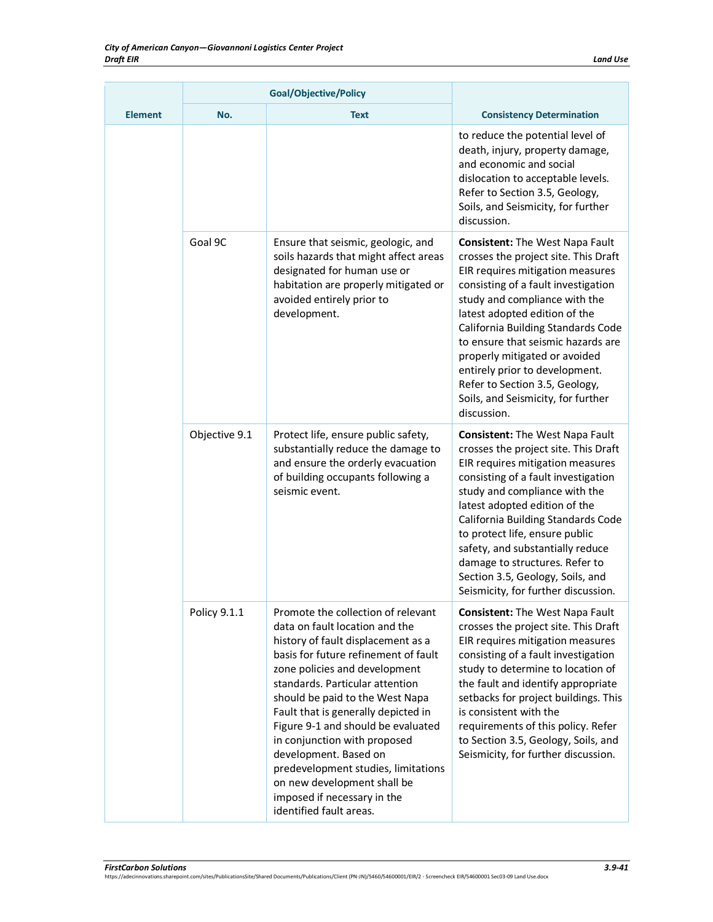| Element | Goal/Objective/Policy | | Consistency Determination |
|---|---|---|---|
| | No. | Text | |
| | | | to reduce the potential level of death, injury, property damage, and economic and social dislocation to acceptable levels. Refer to Section 3.5, Geology, Soils, and Seismicity, for further discussion. |
| | Goal 9C | Ensure that seismic, geologic, and soils hazards that might affect areas designated for human use or habitation are properly mitigated or avoided entirely prior to development. | **Consistent:** The West Napa Fault crosses the project site. This Draft EIR requires mitigation measures consisting of a fault investigation study and compliance with the latest adopted edition of the California Building Standards Code to ensure that seismic hazards are properly mitigated or avoided entirely prior to development. Refer to Section 3.5, Geology, Soils, and Seismicity, for further discussion. |
| | Objective 9.1 | Protect life, ensure public safety, substantially reduce the damage to and ensure the orderly evacuation of building occupants following a seismic event. | **Consistent:** The West Napa Fault crosses the project site. This Draft EIR requires mitigation measures consisting of a fault investigation study and compliance with the latest adopted edition of the California Building Standards Code to protect life, ensure public safety, and substantially reduce damage to structures. Refer to Section 3.5, Geology, Soils, and Seismicity, for further discussion. |
| | Policy 9.1.1 | Promote the collection of relevant data on fault location and the history of fault displacement as a basis for future refinement of fault zone policies and development standards. Particular attention should be paid to the West Napa Fault that is generally depicted in Figure 9-1 and should be evaluated in conjunction with proposed development. Based on predevelopment studies, limitations on new development shall be imposed if necessary in the identified fault areas. | **Consistent:** The West Napa Fault crosses the project site. This Draft EIR requires mitigation measures consisting of a fault investigation study to determine to location of the fault and identify appropriate setbacks for project buildings. This is consistent with the requirements of this policy. Refer to Section 3.5, Geology, Soils, and Seismicity, for further discussion. |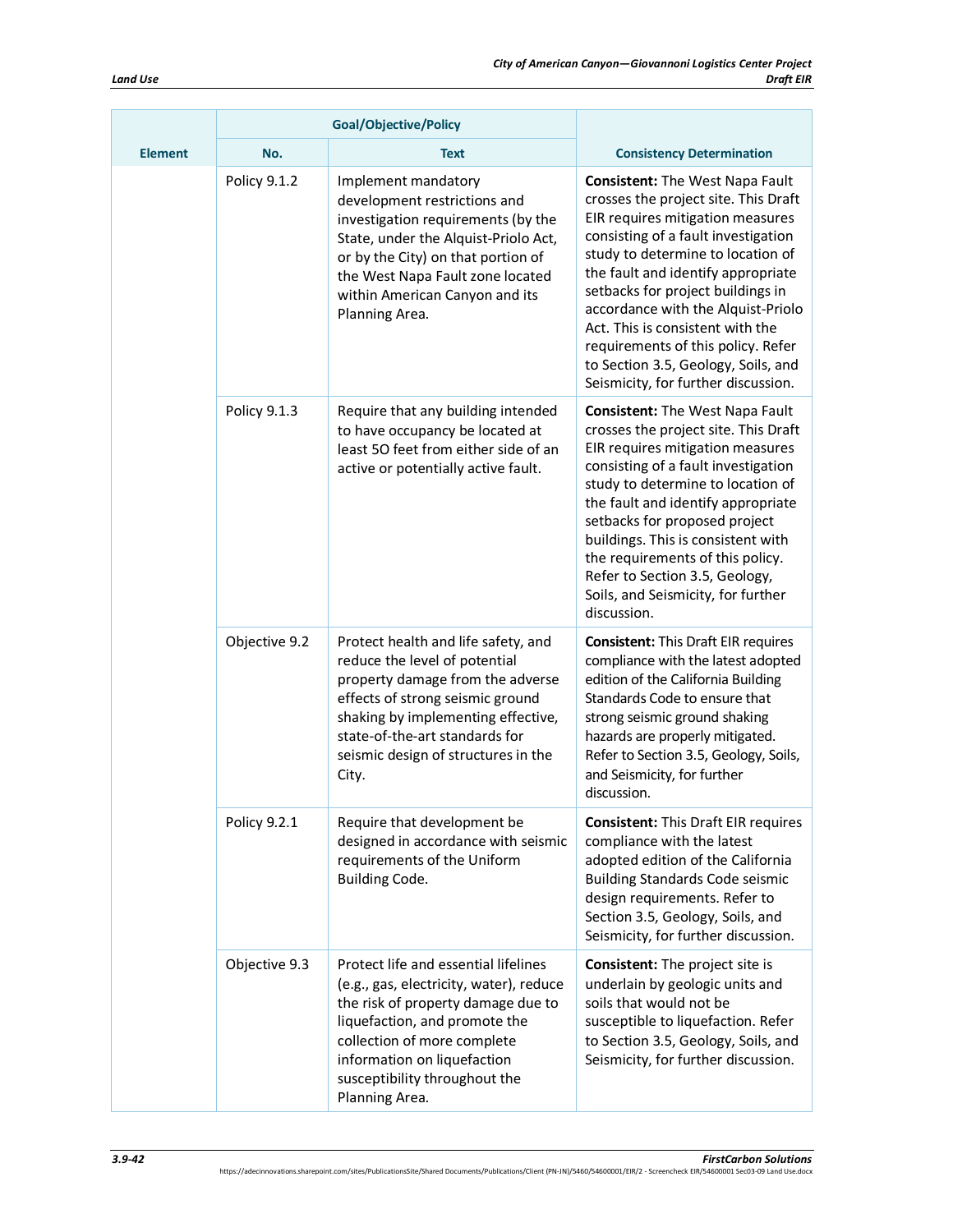| Element | Goal/Objective/Policy | | Consistency Determination |
|---|---|---|---|
| | No. | Text | |
| | Policy 9.1.2 | Implement mandatory development restrictions and investigation requirements (by the State, under the Alquist-Priolo Act, or by the City) on that portion of the West Napa Fault zone located within American Canyon and its Planning Area. | **Consistent:** The West Napa Fault crosses the project site. This Draft EIR requires mitigation measures consisting of a fault investigation study to determine to location of the fault and identify appropriate setbacks for project buildings in accordance with the Alquist-Priolo Act. This is consistent with the requirements of this policy. Refer to Section 3.5, Geology, Soils, and Seismicity, for further discussion. |
| | Policy 9.1.3 | Require that any building intended to have occupancy be located at least 50 feet from either side of an active or potentially active fault. | **Consistent:** The West Napa Fault crosses the project site. This Draft EIR requires mitigation measures consisting of a fault investigation study to determine to location of the fault and identify appropriate setbacks for proposed project buildings. This is consistent with the requirements of this policy. Refer to Section 3.5, Geology, Soils, and Seismicity, for further discussion. |
| | Objective 9.2 | Protect health and life safety, and reduce the level of potential property damage from the adverse effects of strong seismic ground shaking by implementing effective, state-of-the-art standards for seismic design of structures in the City. | **Consistent:** This Draft EIR requires compliance with the latest adopted edition of the California Building Standards Code to ensure that strong seismic ground shaking hazards are properly mitigated. Refer to Section 3.5, Geology, Soils, and Seismicity, for further discussion. |
| | Policy 9.2.1 | Require that development be designed in accordance with seismic requirements of the Uniform Building Code. | **Consistent:** This Draft EIR requires compliance with the latest adopted edition of the California Building Standards Code seismic design requirements. Refer to Section 3.5, Geology, Soils, and Seismicity, for further discussion. |
| | Objective 9.3 | Protect life and essential lifelines (e.g., gas, electricity, water), reduce the risk of property damage due to liquefaction, and promote the collection of more complete information on liquefaction susceptibility throughout the Planning Area. | **Consistent:** The project site is underlain by geologic units and soils that would not be susceptible to liquefaction. Refer to Section 3.5, Geology, Soils, and Seismicity, for further discussion. |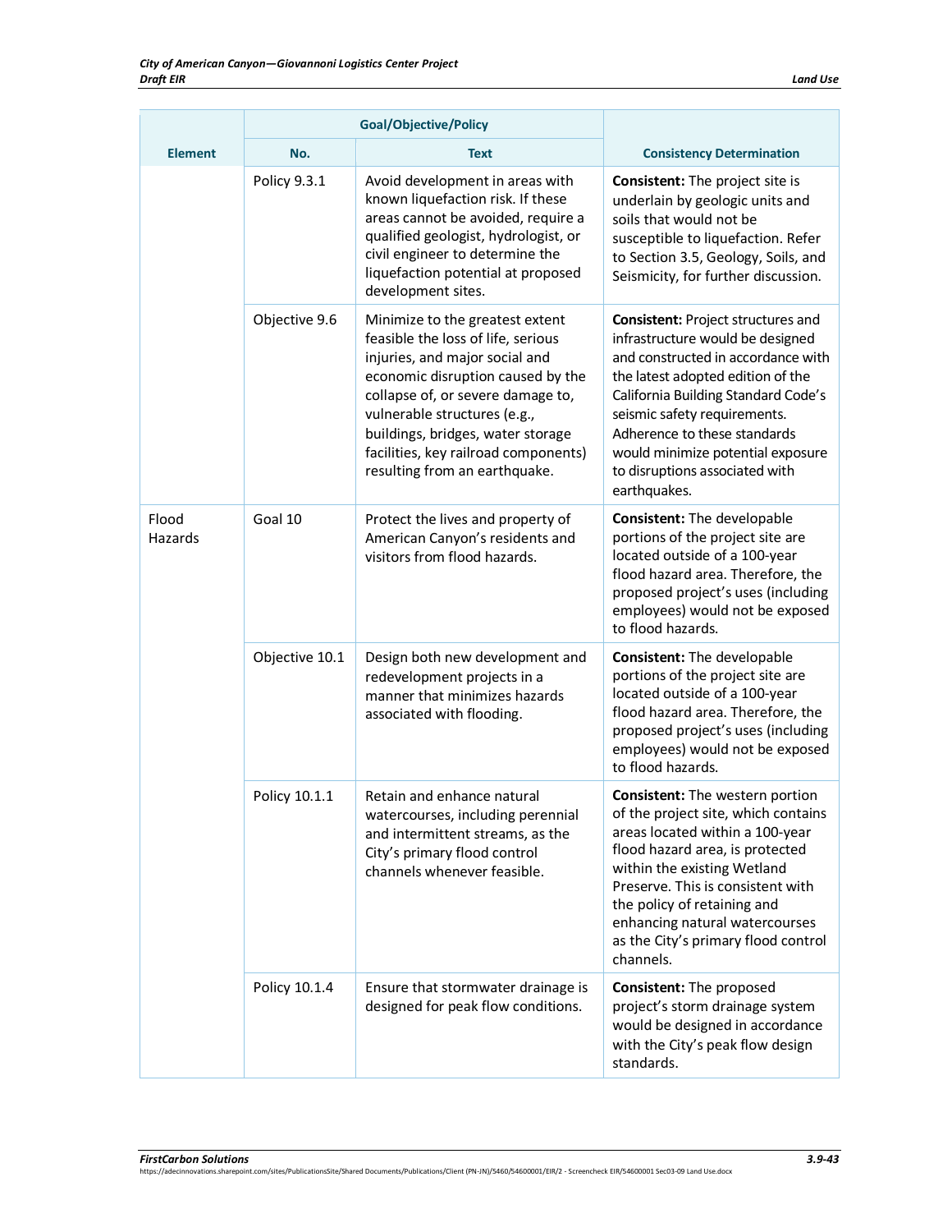| Element | Goal/Objective/Policy | | Consistency Determination |
|---|---|---|---|
| | No. | Text | |
| | Policy 9.3.1 | Avoid development in areas with known liquefaction risk. If these areas cannot be avoided, require a qualified geologist, hydrologist, or civil engineer to determine the liquefaction potential at proposed development sites. | **Consistent:** The project site is underlain by geologic units and soils that would not be susceptible to liquefaction. Refer to Section 3.5, Geology, Soils, and Seismicity, for further discussion. |
| | Objective 9.6 | Minimize to the greatest extent feasible the loss of life, serious injuries, and major social and economic disruption caused by the collapse of, or severe damage to, vulnerable structures (e.g., buildings, bridges, water storage facilities, key railroad components) resulting from an earthquake. | **Consistent:** Project structures and infrastructure would be designed and constructed in accordance with the latest adopted edition of the California Building Standard Code's seismic safety requirements. Adherence to these standards would minimize potential exposure to disruptions associated with earthquakes. |
| Flood Hazards | Goal 10 | Protect the lives and property of American Canyon's residents and visitors from flood hazards. | **Consistent:** The developable portions of the project site are located outside of a 100-year flood hazard area. Therefore, the proposed project's uses (including employees) would not be exposed to flood hazards. |
| | Objective 10.1 | Design both new development and redevelopment projects in a manner that minimizes hazards associated with flooding. | **Consistent:** The developable portions of the project site are located outside of a 100-year flood hazard area. Therefore, the proposed project's uses (including employees) would not be exposed to flood hazards. |
| | Policy 10.1.1 | Retain and enhance natural watercourses, including perennial and intermittent streams, as the City's primary flood control channels whenever feasible. | **Consistent:** The western portion of the project site, which contains areas located within a 100-year flood hazard area, is protected within the existing Wetland Preserve. This is consistent with the policy of retaining and enhancing natural watercourses as the City's primary flood control channels. |
| | Policy 10.1.4 | Ensure that stormwater drainage is designed for peak flow conditions. | **Consistent:** The proposed project's storm drainage system would be designed in accordance with the City's peak flow design standards. |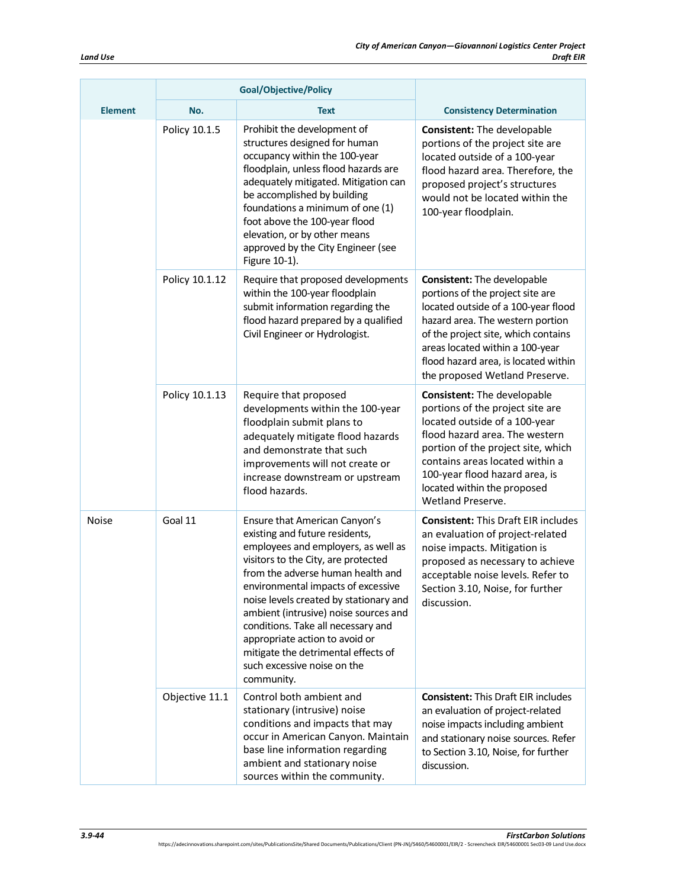| Element | Goal/Objective/Policy | | Consistency Determination |
|---|---|---|---|
| | No. | Text | |
| | Policy 10.1.5 | Prohibit the development of structures designed for human occupancy within the 100-year floodplain, unless flood hazards are adequately mitigated. Mitigation can be accomplished by building foundations a minimum of one (1) foot above the 100-year flood elevation, or by other means approved by the City Engineer (see Figure 10-1). | **Consistent:** The developable portions of the project site are located outside of a 100-year flood hazard area. Therefore, the proposed project's structures would not be located within the 100-year floodplain. |
| | Policy 10.1.12 | Require that proposed developments within the 100-year floodplain submit information regarding the flood hazard prepared by a qualified Civil Engineer or Hydrologist. | **Consistent:** The developable portions of the project site are located outside of a 100-year flood hazard area. The western portion of the project site, which contains areas located within a 100-year flood hazard area, is located within the proposed Wetland Preserve. |
| | Policy 10.1.13 | Require that proposed developments within the 100-year floodplain submit plans to adequately mitigate flood hazards and demonstrate that such improvements will not create or increase downstream or upstream flood hazards. | **Consistent:** The developable portions of the project site are located outside of a 100-year flood hazard area. The western portion of the project site, which contains areas located within a 100-year flood hazard area, is located within the proposed Wetland Preserve. |
| Noise | Goal 11 | Ensure that American Canyon's existing and future residents, employees and employers, as well as visitors to the City, are protected from the adverse human health and environmental impacts of excessive noise levels created by stationary and ambient (intrusive) noise sources and conditions. Take all necessary and appropriate action to avoid or mitigate the detrimental effects of such excessive noise on the community. | **Consistent:** This Draft EIR includes an evaluation of project-related noise impacts. Mitigation is proposed as necessary to achieve acceptable noise levels. Refer to Section 3.10, Noise, for further discussion. |
| | Objective 11.1 | Control both ambient and stationary (intrusive) noise conditions and impacts that may occur in American Canyon. Maintain base line information regarding ambient and stationary noise sources within the community. | **Consistent:** This Draft EIR includes an evaluation of project-related noise impacts including ambient and stationary noise sources. Refer to Section 3.10, Noise, for further discussion. |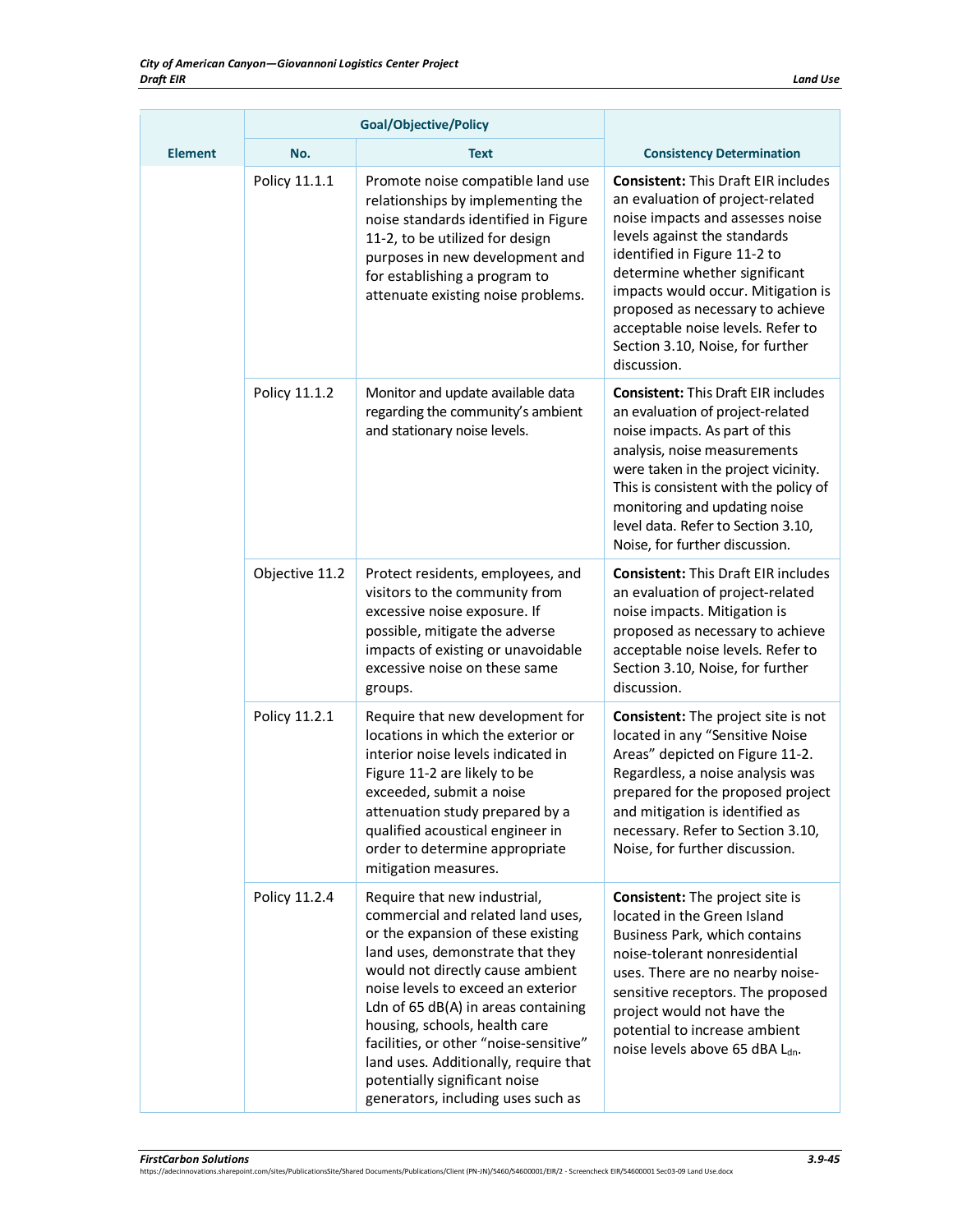| Element | Goal/Objective/Policy | | Consistency Determination |
|---|---|---|---|
| | No. | Text | |
| | Policy 11.1.1 | Promote noise compatible land use relationships by implementing the noise standards identified in Figure 11-2, to be utilized for design purposes in new development and for establishing a program to attenuate existing noise problems. | **Consistent:** This Draft EIR includes an evaluation of project-related noise impacts and assesses noise levels against the standards identified in Figure 11-2 to determine whether significant impacts would occur. Mitigation is proposed as necessary to achieve acceptable noise levels. Refer to Section 3.10, Noise, for further discussion. |
| | Policy 11.1.2 | Monitor and update available data regarding the community's ambient and stationary noise levels. | **Consistent:** This Draft EIR includes an evaluation of project-related noise impacts. As part of this analysis, noise measurements were taken in the project vicinity. This is consistent with the policy of monitoring and updating noise level data. Refer to Section 3.10, Noise, for further discussion. |
| | Objective 11.2 | Protect residents, employees, and visitors to the community from excessive noise exposure. If possible, mitigate the adverse impacts of existing or unavoidable excessive noise on these same groups. | **Consistent:** This Draft EIR includes an evaluation of project-related noise impacts. Mitigation is proposed as necessary to achieve acceptable noise levels. Refer to Section 3.10, Noise, for further discussion. |
| | Policy 11.2.1 | Require that new development for locations in which the exterior or interior noise levels indicated in Figure 11-2 are likely to be exceeded, submit a noise attenuation study prepared by a qualified acoustical engineer in order to determine appropriate mitigation measures. | **Consistent:** The project site is not located in any "Sensitive Noise Areas" depicted on Figure 11-2. Regardless, a noise analysis was prepared for the proposed project and mitigation is identified as necessary. Refer to Section 3.10, Noise, for further discussion. |
| | Policy 11.2.4 | Require that new industrial, commercial and related land uses, or the expansion of these existing land uses, demonstrate that they would not directly cause ambient noise levels to exceed an exterior Ldn of 65 dB(A) in areas containing housing, schools, health care facilities, or other "noise-sensitive" land uses. Additionally, require that potentially significant noise generators, including uses such as | **Consistent:** The project site is located in the Green Island Business Park, which contains noise-tolerant nonresidential uses. There are no nearby noise-sensitive receptors. The proposed project would not have the potential to increase ambient noise levels above 65 dBA $L_{dn}$. |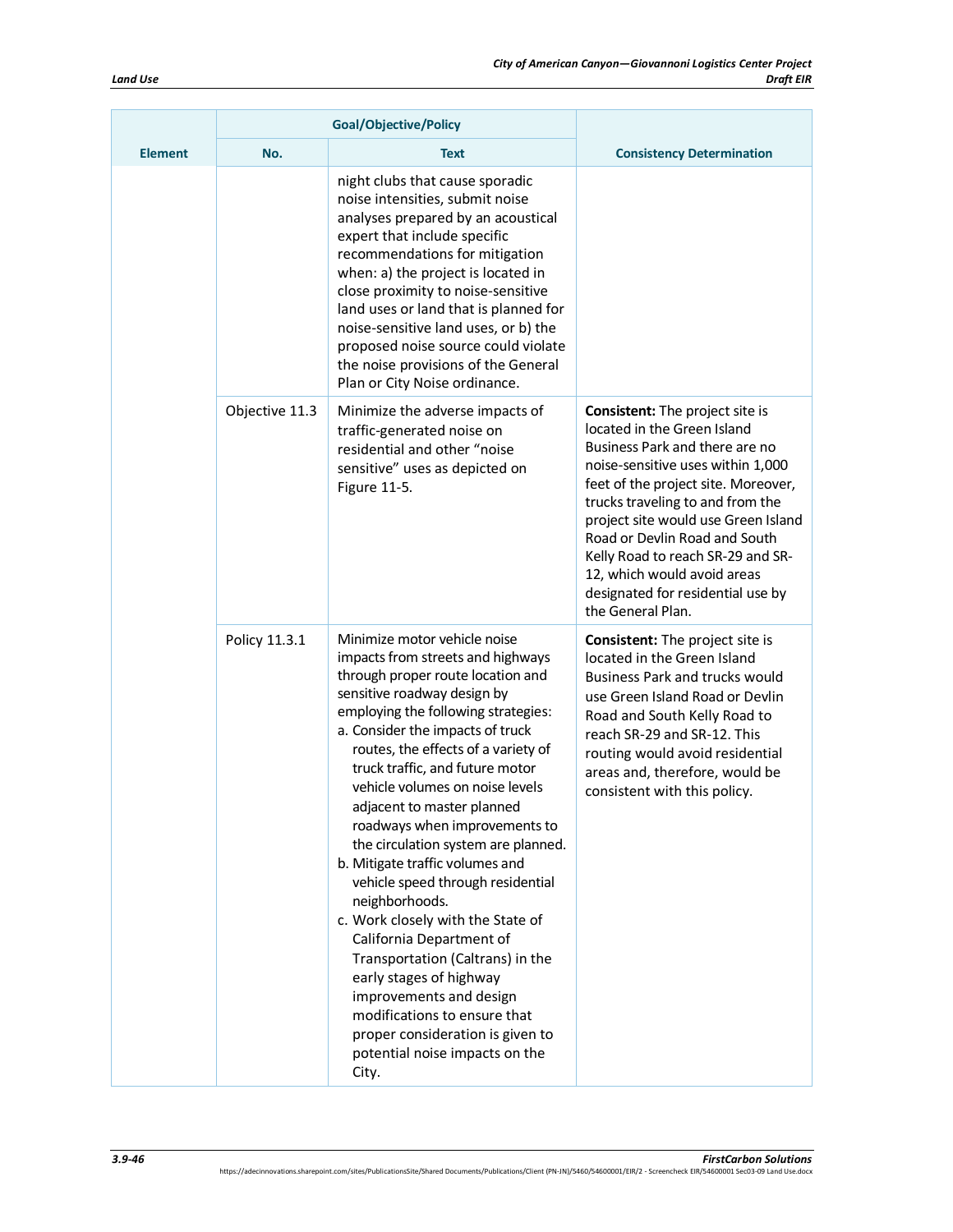| Element | Goal/Objective/Policy | | Consistency Determination |
|---|---|---|---|
| | No. | Text | |
| | | night clubs that cause sporadic noise intensities, submit noise analyses prepared by an acoustical expert that include specific recommendations for mitigation when: a) the project is located in close proximity to noise-sensitive land uses or land that is planned for noise-sensitive land uses, or b) the proposed noise source could violate the noise provisions of the General Plan or City Noise ordinance. | |
| | Objective 11.3 | Minimize the adverse impacts of traffic-generated noise on residential and other "noise sensitive" uses as depicted on Figure 11-5. | **Consistent:** The project site is located in the Green Island Business Park and there are no noise-sensitive uses within 1,000 feet of the project site. Moreover, trucks traveling to and from the project site would use Green Island Road or Devlin Road and South Kelly Road to reach SR-29 and SR-12, which would avoid areas designated for residential use by the General Plan. |
| | Policy 11.3.1 | Minimize motor vehicle noise impacts from streets and highways through proper route location and sensitive roadway design by employing the following strategies:<br>a. Consider the impacts of truck routes, the effects of a variety of truck traffic, and future motor vehicle volumes on noise levels adjacent to master planned roadways when improvements to the circulation system are planned.<br>b. Mitigate traffic volumes and vehicle speed through residential neighborhoods.<br>c. Work closely with the State of California Department of Transportation (Caltrans) in the early stages of highway improvements and design modifications to ensure that proper consideration is given to potential noise impacts on the City. | **Consistent:** The project site is located in the Green Island Business Park and trucks would use Green Island Road or Devlin Road and South Kelly Road to reach SR-29 and SR-12. This routing would avoid residential areas and, therefore, would be consistent with this policy. |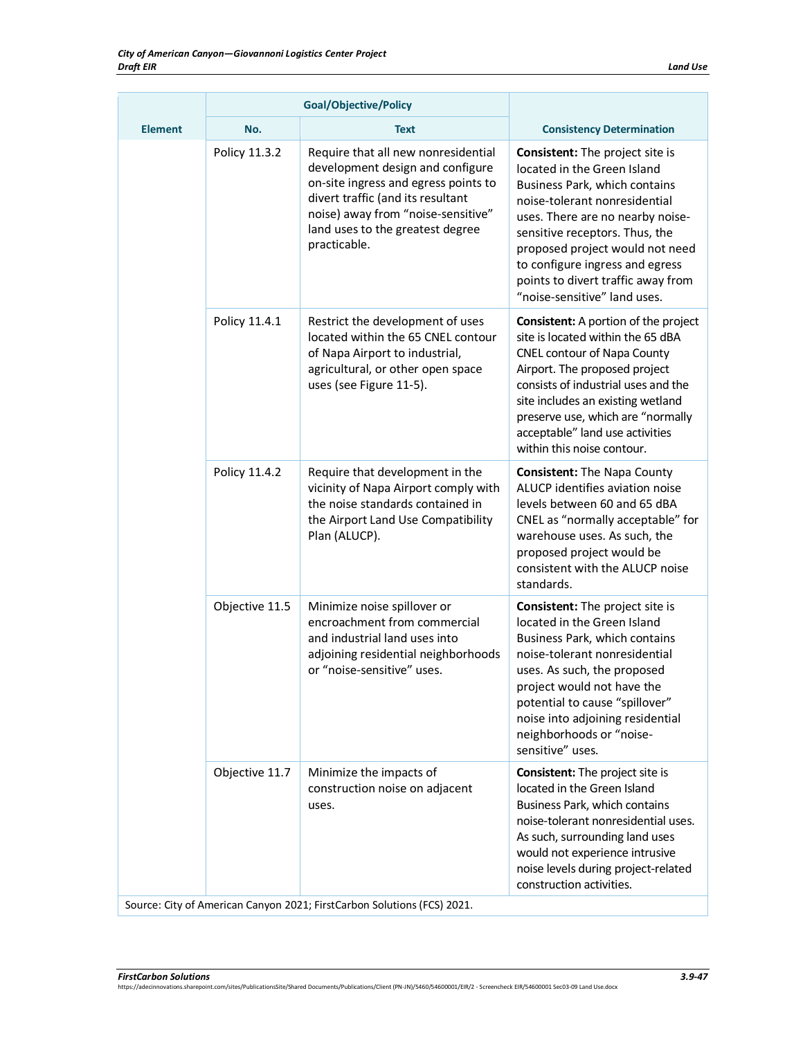| Element | Goal/Objective/Policy | | Consistency Determination |
|---|---|---|---|
| | No. | Text | |
| | Policy 11.3.2 | Require that all new nonresidential development design and configure on-site ingress and egress points to divert traffic (and its resultant noise) away from "noise-sensitive" land uses to the greatest degree practicable. | **Consistent:** The project site is located in the Green Island Business Park, which contains noise-tolerant nonresidential uses. There are no nearby noise-sensitive receptors. Thus, the proposed project would not need to configure ingress and egress points to divert traffic away from "noise-sensitive" land uses. |
| | Policy 11.4.1 | Restrict the development of uses located within the 65 CNEL contour of Napa Airport to industrial, agricultural, or other open space uses (see Figure 11-5). | **Consistent:** A portion of the project site is located within the 65 dBA CNEL contour of Napa County Airport. The proposed project consists of industrial uses and the site includes an existing wetland preserve use, which are "normally acceptable" land use activities within this noise contour. |
| | Policy 11.4.2 | Require that development in the vicinity of Napa Airport comply with the noise standards contained in the Airport Land Use Compatibility Plan (ALUCP). | **Consistent:** The Napa County ALUCP identifies aviation noise levels between 60 and 65 dBA CNEL as "normally acceptable" for warehouse uses. As such, the proposed project would be consistent with the ALUCP noise standards. |
| | Objective 11.5 | Minimize noise spillover or encroachment from commercial and industrial land uses into adjoining residential neighborhoods or "noise-sensitive" uses. | **Consistent:** The project site is located in the Green Island Business Park, which contains noise-tolerant nonresidential uses. As such, the proposed project would not have the potential to cause "spillover" noise into adjoining residential neighborhoods or "noise-sensitive" uses. |
| | Objective 11.7 | Minimize the impacts of construction noise on adjacent uses. | **Consistent:** The project site is located in the Green Island Business Park, which contains noise-tolerant nonresidential uses. As such, surrounding land uses would not experience intrusive noise levels during project-related construction activities. |

Source: City of American Canyon 2021; FirstCarbon Solutions (FCS) 2021.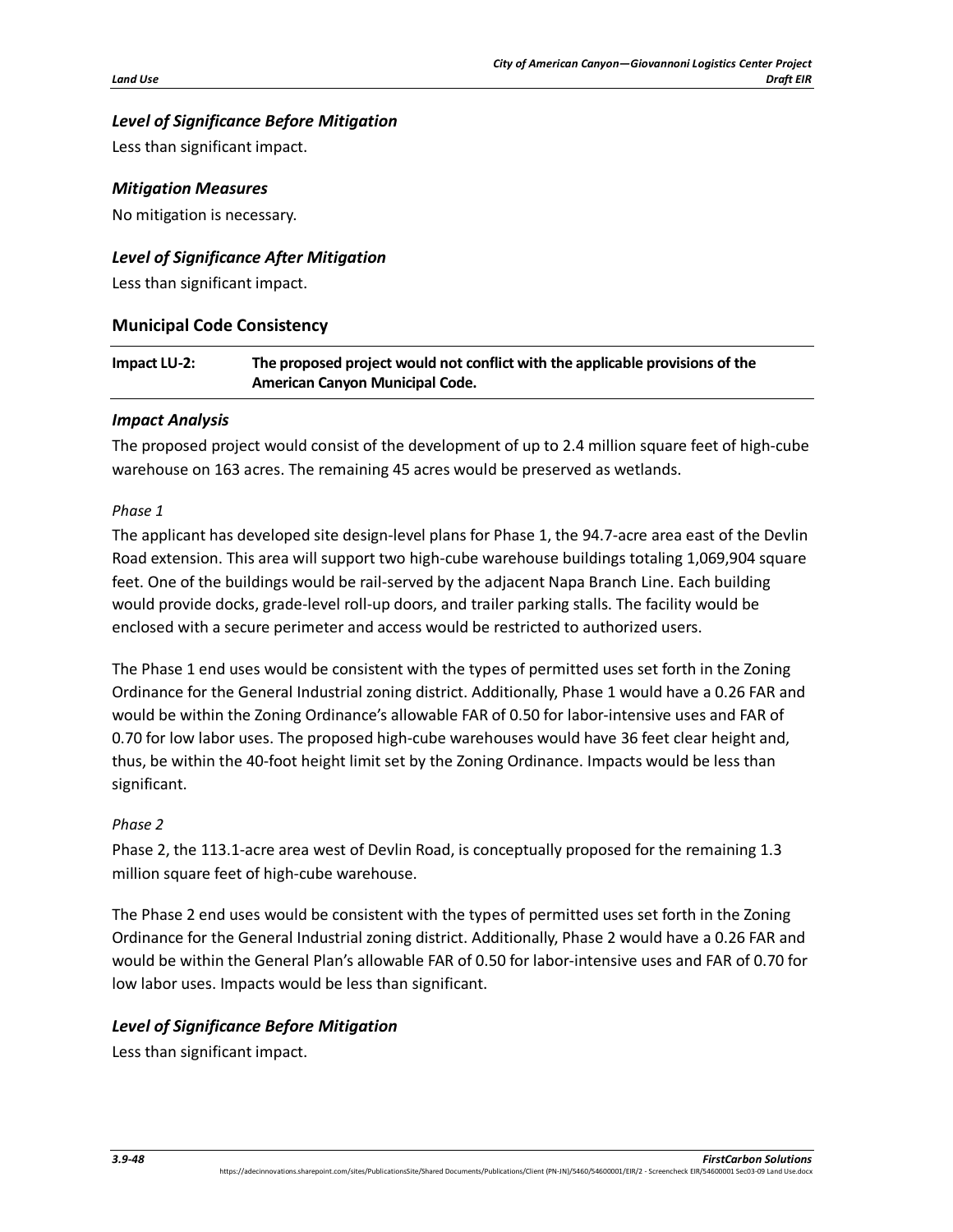### *Level of Significance Before Mitigation*

Less than significant impact.

### *Mitigation Measures*

No mitigation is necessary.

### *Level of Significance After Mitigation*

Less than significant impact.

## Municipal Code Consistency

| Impact LU-2: | The proposed project would not conflict with the applicable provisions of the American Canyon Municipal Code. |
|---|---|

### *Impact Analysis*

The proposed project would consist of the development of up to 2.4 million square feet of high-cube warehouse on 163 acres. The remaining 45 acres would be preserved as wetlands.

*Phase 1*

The applicant has developed site design-level plans for Phase 1, the 94.7-acre area east of the Devlin Road extension. This area will support two high-cube warehouse buildings totaling 1,069,904 square feet. One of the buildings would be rail-served by the adjacent Napa Branch Line. Each building would provide docks, grade-level roll-up doors, and trailer parking stalls. The facility would be enclosed with a secure perimeter and access would be restricted to authorized users.

The Phase 1 end uses would be consistent with the types of permitted uses set forth in the Zoning Ordinance for the General Industrial zoning district. Additionally, Phase 1 would have a 0.26 FAR and would be within the Zoning Ordinance's allowable FAR of 0.50 for labor-intensive uses and FAR of 0.70 for low labor uses. The proposed high-cube warehouses would have 36 feet clear height and, thus, be within the 40-foot height limit set by the Zoning Ordinance. Impacts would be less than significant.

*Phase 2*

Phase 2, the 113.1-acre area west of Devlin Road, is conceptually proposed for the remaining 1.3 million square feet of high-cube warehouse.

The Phase 2 end uses would be consistent with the types of permitted uses set forth in the Zoning Ordinance for the General Industrial zoning district. Additionally, Phase 2 would have a 0.26 FAR and would be within the General Plan's allowable FAR of 0.50 for labor-intensive uses and FAR of 0.70 for low labor uses. Impacts would be less than significant.

### *Level of Significance Before Mitigation*

Less than significant impact.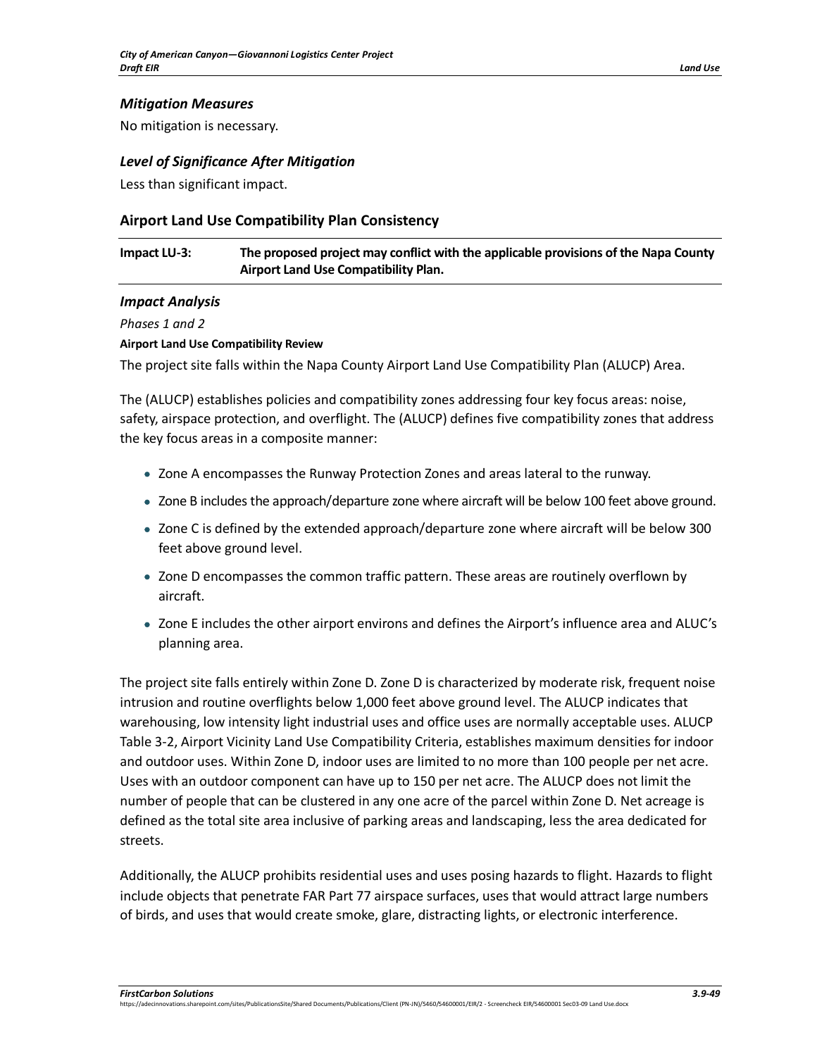### *Mitigation Measures*

No mitigation is necessary.

### *Level of Significance After Mitigation*

Less than significant impact.

## Airport Land Use Compatibility Plan Consistency

| **Impact LU-3:** | **The proposed project may conflict with the applicable provisions of the Napa County Airport Land Use Compatibility Plan.** |
|---|---|

### *Impact Analysis*

*Phases 1 and 2*

**Airport Land Use Compatibility Review**

The project site falls within the Napa County Airport Land Use Compatibility Plan (ALUCP) Area.

The (ALUCP) establishes policies and compatibility zones addressing four key focus areas: noise, safety, airspace protection, and overflight. The (ALUCP) defines five compatibility zones that address the key focus areas in a composite manner:

- Zone A encompasses the Runway Protection Zones and areas lateral to the runway.
- Zone B includes the approach/departure zone where aircraft will be below 100 feet above ground.
- Zone C is defined by the extended approach/departure zone where aircraft will be below 300 feet above ground level.
- Zone D encompasses the common traffic pattern. These areas are routinely overflown by aircraft.
- Zone E includes the other airport environs and defines the Airport's influence area and ALUC's planning area.

The project site falls entirely within Zone D. Zone D is characterized by moderate risk, frequent noise intrusion and routine overflights below 1,000 feet above ground level. The ALUCP indicates that warehousing, low intensity light industrial uses and office uses are normally acceptable uses. ALUCP Table 3-2, Airport Vicinity Land Use Compatibility Criteria, establishes maximum densities for indoor and outdoor uses. Within Zone D, indoor uses are limited to no more than 100 people per net acre. Uses with an outdoor component can have up to 150 per net acre. The ALUCP does not limit the number of people that can be clustered in any one acre of the parcel within Zone D. Net acreage is defined as the total site area inclusive of parking areas and landscaping, less the area dedicated for streets.

Additionally, the ALUCP prohibits residential uses and uses posing hazards to flight. Hazards to flight include objects that penetrate FAR Part 77 airspace surfaces, uses that would attract large numbers of birds, and uses that would create smoke, glare, distracting lights, or electronic interference.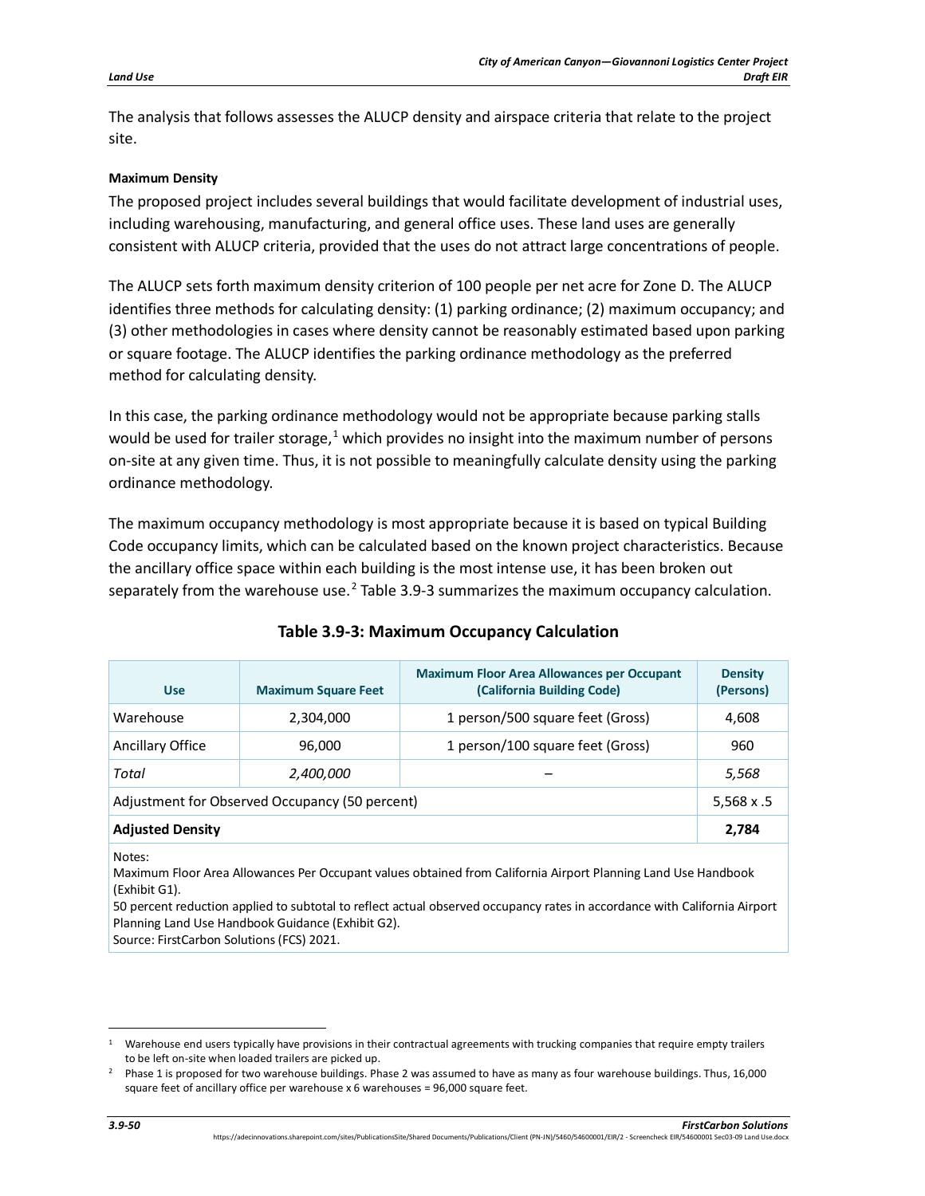The analysis that follows assesses the ALUCP density and airspace criteria that relate to the project site.

#### Maximum Density

The proposed project includes several buildings that would facilitate development of industrial uses, including warehousing, manufacturing, and general office uses. These land uses are generally consistent with ALUCP criteria, provided that the uses do not attract large concentrations of people.

The ALUCP sets forth maximum density criterion of 100 people per net acre for Zone D. The ALUCP identifies three methods for calculating density: (1) parking ordinance; (2) maximum occupancy; and (3) other methodologies in cases where density cannot be reasonably estimated based upon parking or square footage. The ALUCP identifies the parking ordinance methodology as the preferred method for calculating density.

In this case, the parking ordinance methodology would not be appropriate because parking stalls would be used for trailer storage,[1] which provides no insight into the maximum number of persons on-site at any given time. Thus, it is not possible to meaningfully calculate density using the parking ordinance methodology.

The maximum occupancy methodology is most appropriate because it is based on typical Building Code occupancy limits, which can be calculated based on the known project characteristics. Because the ancillary office space within each building is the most intense use, it has been broken out separately from the warehouse use.[2] Table 3.9-3 summarizes the maximum occupancy calculation.

**Table 3.9-3: Maximum Occupancy Calculation**

| Use | Maximum Square Feet | Maximum Floor Area Allowances per Occupant (California Building Code) | Density (Persons) |
|---|---|---|---|
| Warehouse | 2,304,000 | 1 person/500 square feet (Gross) | 4,608 |
| Ancillary Office | 96,000 | 1 person/100 square feet (Gross) | 960 |
| *Total* | *2,400,000* | – | *5,568* |
| Adjustment for Observed Occupancy (50 percent) | | | 5,568 x .5 |
| **Adjusted Density** | | | **2,784** |

Notes:
Maximum Floor Area Allowances Per Occupant values obtained from California Airport Planning Land Use Handbook (Exhibit G1).
50 percent reduction applied to subtotal to reflect actual observed occupancy rates in accordance with California Airport Planning Land Use Handbook Guidance (Exhibit G2).
Source: FirstCarbon Solutions (FCS) 2021.

---

[1] Warehouse end users typically have provisions in their contractual agreements with trucking companies that require empty trailers to be left on-site when loaded trailers are picked up.

[2] Phase 1 is proposed for two warehouse buildings. Phase 2 was assumed to have as many as four warehouse buildings. Thus, 16,000 square feet of ancillary office per warehouse x 6 warehouses = 96,000 square feet.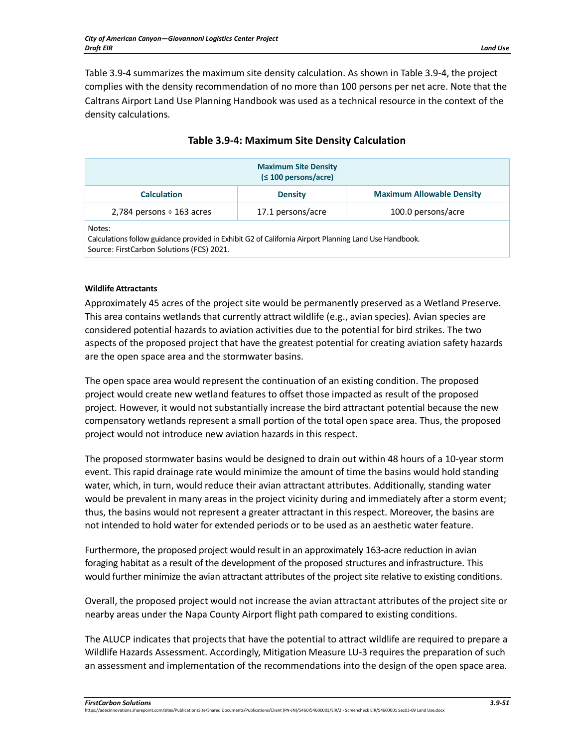Table 3.9-4 summarizes the maximum site density calculation. As shown in Table 3.9-4, the project complies with the density recommendation of no more than 100 persons per net acre. Note that the Caltrans Airport Land Use Planning Handbook was used as a technical resource in the context of the density calculations.

**Table 3.9-4: Maximum Site Density Calculation**

| Maximum Site Density (≤ 100 persons/acre) | | |
|---|---|---|
| **Calculation** | **Density** | **Maximum Allowable Density** |
| 2,784 persons ÷ 163 acres | 17.1 persons/acre | 100.0 persons/acre |
| Notes: Calculations follow guidance provided in Exhibit G2 of California Airport Planning Land Use Handbook. Source: FirstCarbon Solutions (FCS) 2021. | | |

**Wildlife Attractants**

Approximately 45 acres of the project site would be permanently preserved as a Wetland Preserve. This area contains wetlands that currently attract wildlife (e.g., avian species). Avian species are considered potential hazards to aviation activities due to the potential for bird strikes. The two aspects of the proposed project that have the greatest potential for creating aviation safety hazards are the open space area and the stormwater basins.

The open space area would represent the continuation of an existing condition. The proposed project would create new wetland features to offset those impacted as result of the proposed project. However, it would not substantially increase the bird attractant potential because the new compensatory wetlands represent a small portion of the total open space area. Thus, the proposed project would not introduce new aviation hazards in this respect.

The proposed stormwater basins would be designed to drain out within 48 hours of a 10-year storm event. This rapid drainage rate would minimize the amount of time the basins would hold standing water, which, in turn, would reduce their avian attractant attributes. Additionally, standing water would be prevalent in many areas in the project vicinity during and immediately after a storm event; thus, the basins would not represent a greater attractant in this respect. Moreover, the basins are not intended to hold water for extended periods or to be used as an aesthetic water feature.

Furthermore, the proposed project would result in an approximately 163-acre reduction in avian foraging habitat as a result of the development of the proposed structures and infrastructure. This would further minimize the avian attractant attributes of the project site relative to existing conditions.

Overall, the proposed project would not increase the avian attractant attributes of the project site or nearby areas under the Napa County Airport flight path compared to existing conditions.

The ALUCP indicates that projects that have the potential to attract wildlife are required to prepare a Wildlife Hazards Assessment. Accordingly, Mitigation Measure LU-3 requires the preparation of such an assessment and implementation of the recommendations into the design of the open space area.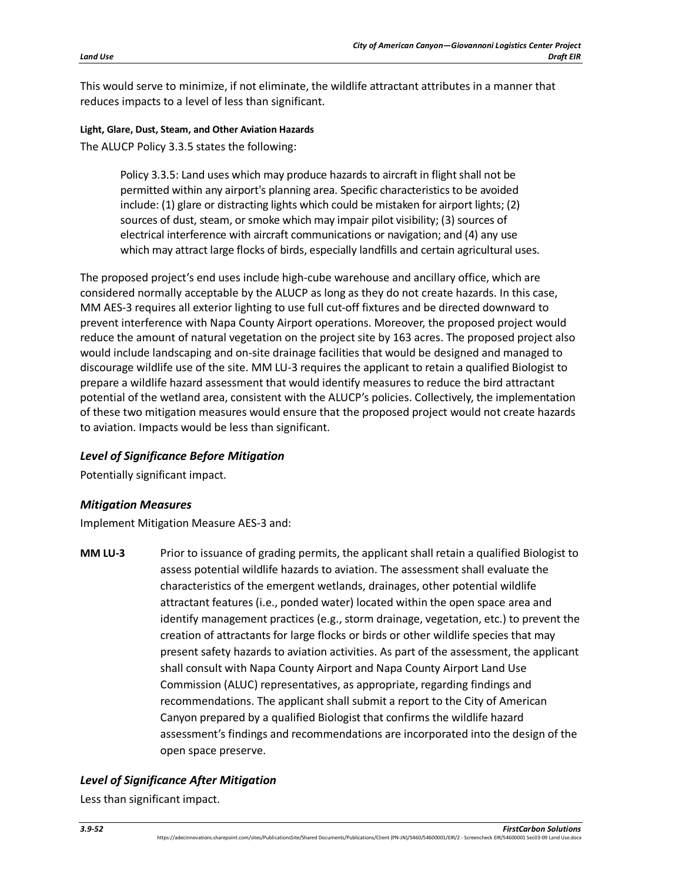This would serve to minimize, if not eliminate, the wildlife attractant attributes in a manner that reduces impacts to a level of less than significant.

#### Light, Glare, Dust, Steam, and Other Aviation Hazards

The ALUCP Policy 3.3.5 states the following:

> Policy 3.3.5: Land uses which may produce hazards to aircraft in flight shall not be permitted within any airport's planning area. Specific characteristics to be avoided include: (1) glare or distracting lights which could be mistaken for airport lights; (2) sources of dust, steam, or smoke which may impair pilot visibility; (3) sources of electrical interference with aircraft communications or navigation; and (4) any use which may attract large flocks of birds, especially landfills and certain agricultural uses.

The proposed project's end uses include high-cube warehouse and ancillary office, which are considered normally acceptable by the ALUCP as long as they do not create hazards. In this case, MM AES-3 requires all exterior lighting to use full cut-off fixtures and be directed downward to prevent interference with Napa County Airport operations. Moreover, the proposed project would reduce the amount of natural vegetation on the project site by 163 acres. The proposed project also would include landscaping and on-site drainage facilities that would be designed and managed to discourage wildlife use of the site. MM LU-3 requires the applicant to retain a qualified Biologist to prepare a wildlife hazard assessment that would identify measures to reduce the bird attractant potential of the wetland area, consistent with the ALUCP's policies. Collectively, the implementation of these two mitigation measures would ensure that the proposed project would not create hazards to aviation. Impacts would be less than significant.

### *Level of Significance Before Mitigation*

Potentially significant impact.

### *Mitigation Measures*

Implement Mitigation Measure AES-3 and:

**MM LU-3** Prior to issuance of grading permits, the applicant shall retain a qualified Biologist to assess potential wildlife hazards to aviation. The assessment shall evaluate the characteristics of the emergent wetlands, drainages, other potential wildlife attractant features (i.e., ponded water) located within the open space area and identify management practices (e.g., storm drainage, vegetation, etc.) to prevent the creation of attractants for large flocks or birds or other wildlife species that may present safety hazards to aviation activities. As part of the assessment, the applicant shall consult with Napa County Airport and Napa County Airport Land Use Commission (ALUC) representatives, as appropriate, regarding findings and recommendations. The applicant shall submit a report to the City of American Canyon prepared by a qualified Biologist that confirms the wildlife hazard assessment's findings and recommendations are incorporated into the design of the open space preserve.

### *Level of Significance After Mitigation*

Less than significant impact.